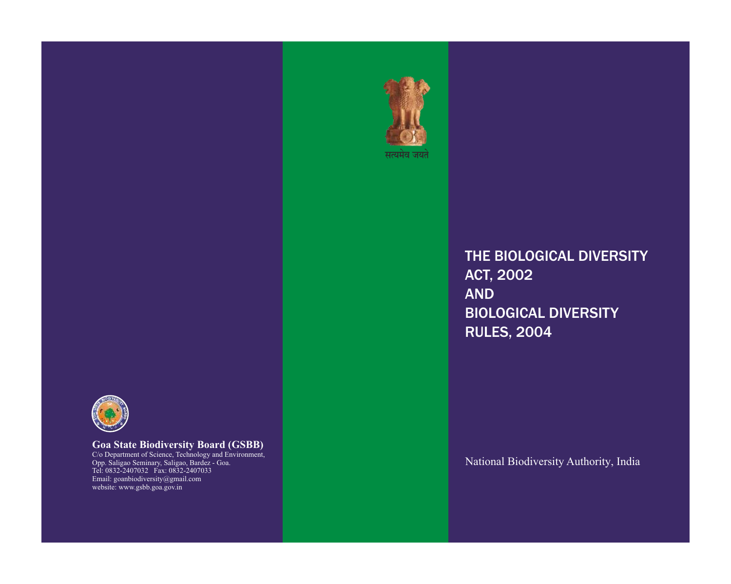सत्यमेव जयते

# THE BIOLOGICAL DIVERSITY ACT, 2002 AND BIOLOGICAL DIVERSITY RULES, 2004

National Biodiversity Authority, India

**Goa State Biodiversity Board (GSBB)**
C/o Department of Science, Technology and Environment,
Opp. Saligao Seminary, Saligao, Bardez - Goa.
Tel: 0832-2407032 Fax: 0832-2407033
Email: goanbiodiversity@gmail.com
website: www.gsbb.goa.gov.in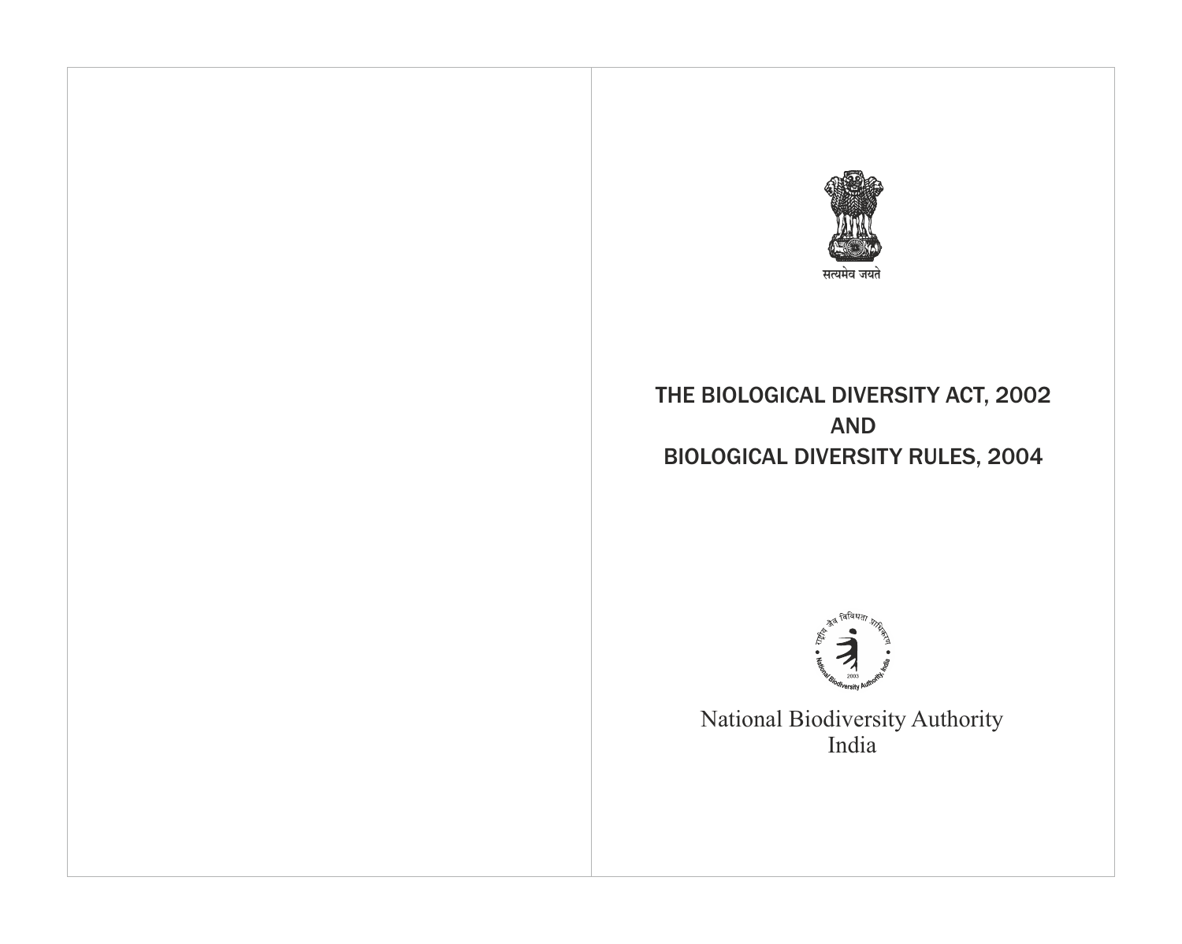सत्यमेव जयते

# THE BIOLOGICAL DIVERSITY ACT, 2002
# AND
# BIOLOGICAL DIVERSITY RULES, 2004

National Biodiversity Authority
India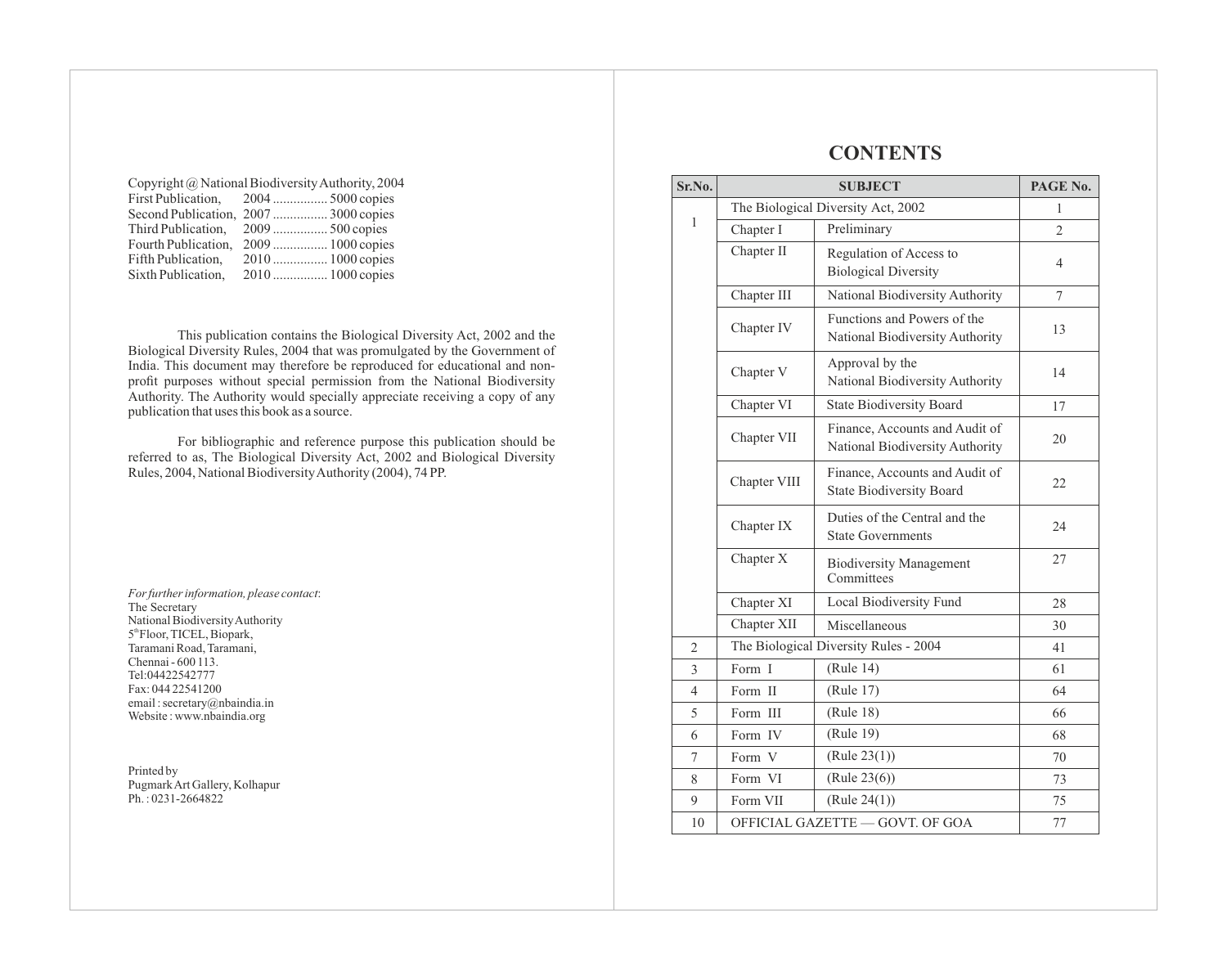Copyright @ National Biodiversity Authority, 2004

First Publication, 2004 ................ 5000 copies
Second Publication, 2007 ................ 3000 copies
Third Publication, 2009 ................ 500 copies
Fourth Publication, 2009 ................ 1000 copies
Fifth Publication, 2010 ................ 1000 copies
Sixth Publication, 2010 ................ 1000 copies

This publication contains the Biological Diversity Act, 2002 and the Biological Diversity Rules, 2004 that was promulgated by the Government of India. This document may therefore be reproduced for educational and non-profit purposes without special permission from the National Biodiversity Authority. The Authority would specially appreciate receiving a copy of any publication that uses this book as a source.

For bibliographic and reference purpose this publication should be referred to as, The Biological Diversity Act, 2002 and Biological Diversity Rules, 2004, National Biodiversity Authority (2004), 74 PP.

*For further information, please contact*:
The Secretary
National Biodiversity Authority
5th Floor, TICEL, Biopark,
Taramani Road, Taramani,
Chennai - 600 113.
Tel:04422542777
Fax: 044 22541200
email : secretary@nbaindia.in
Website : www.nbaindia.org

Printed by
Pugmark Art Gallery, Kolhapur
Ph. : 0231-2664822

# CONTENTS

| Sr.No. | SUBJECT | | PAGE No. |
|---|---|---|---|
| 1 | The Biological Diversity Act, 2002 | | 1 |
| | Chapter I | Preliminary | 2 |
| | Chapter II | Regulation of Access to Biological Diversity | 4 |
| | Chapter III | National Biodiversity Authority | 7 |
| | Chapter IV | Functions and Powers of the National Biodiversity Authority | 13 |
| | Chapter V | Approval by the National Biodiversity Authority | 14 |
| | Chapter VI | State Biodiversity Board | 17 |
| | Chapter VII | Finance, Accounts and Audit of National Biodiversity Authority | 20 |
| | Chapter VIII | Finance, Accounts and Audit of State Biodiversity Board | 22 |
| | Chapter IX | Duties of the Central and the State Governments | 24 |
| | Chapter X | Biodiversity Management Committees | 27 |
| | Chapter XI | Local Biodiversity Fund | 28 |
| | Chapter XII | Miscellaneous | 30 |
| 2 | The Biological Diversity Rules - 2004 | | 41 |
| 3 | Form I | (Rule 14) | 61 |
| 4 | Form II | (Rule 17) | 64 |
| 5 | Form III | (Rule 18) | 66 |
| 6 | Form IV | (Rule 19) | 68 |
| 7 | Form V | (Rule 23(1)) | 70 |
| 8 | Form VI | (Rule 23(6)) | 73 |
| 9 | Form VII | (Rule 24(1)) | 75 |
| 10 | OFFICIAL GAZETTE — GOVT. OF GOA | | 77 |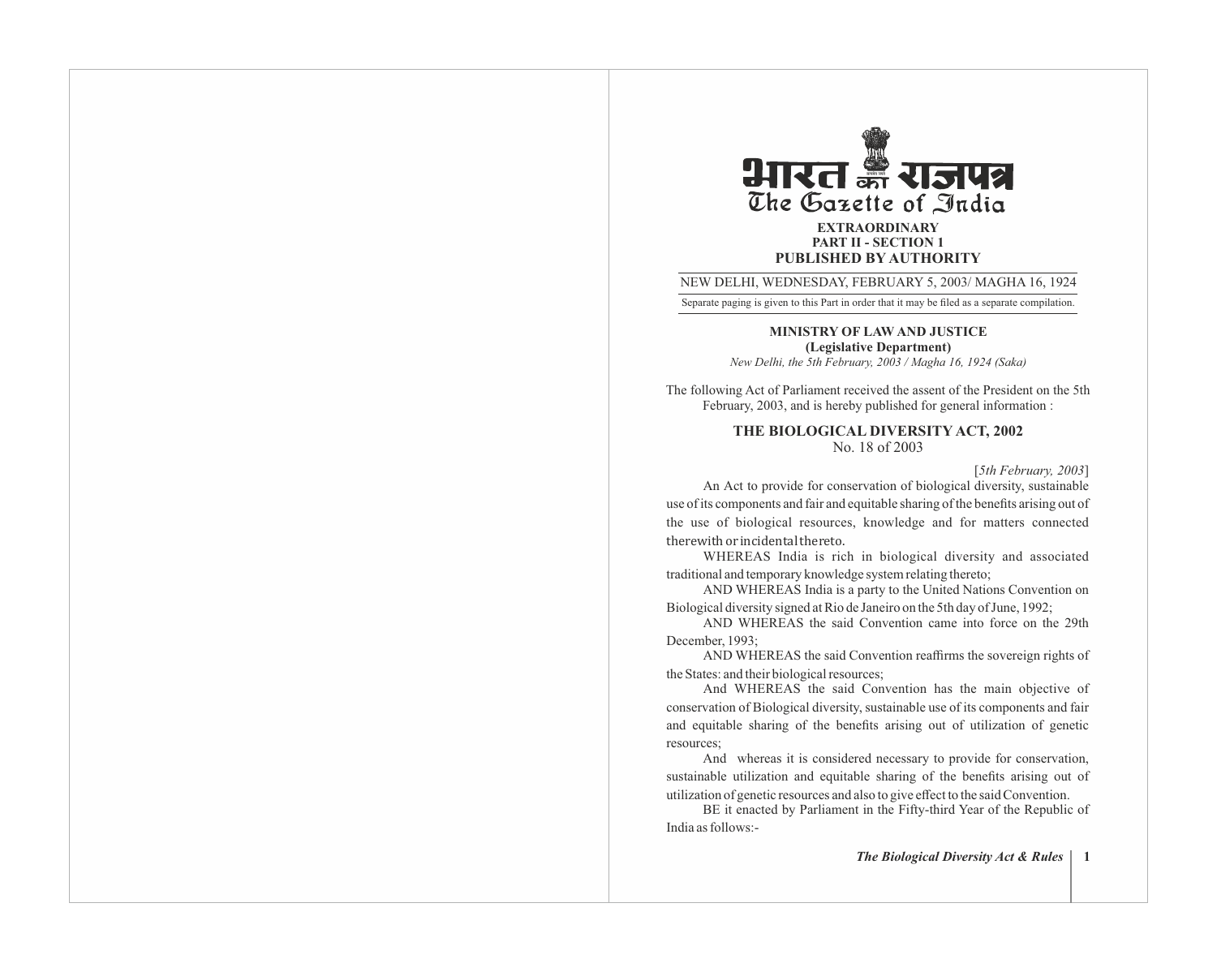# भारत का राजपत्र
# The Gazette of India

**EXTRAORDINARY**
**PART II - SECTION 1**
**PUBLISHED BY AUTHORITY**

NEW DELHI, WEDNESDAY, FEBRUARY 5, 2003/ MAGHA 16, 1924

Separate paging is given to this Part in order that it may be filed as a separate compilation.

**MINISTRY OF LAW AND JUSTICE**
**(Legislative Department)**
*New Delhi, the 5th February, 2003 / Magha 16, 1924 (Saka)*

The following Act of Parliament received the assent of the President on the 5th February, 2003, and is hereby published for general information :

## THE BIOLOGICAL DIVERSITY ACT, 2002
No. 18 of 2003

[*5th February, 2003*]

An Act to provide for conservation of biological diversity, sustainable use of its components and fair and equitable sharing of the benefits arising out of the use of biological resources, knowledge and for matters connected therewith or incidental thereto.

WHEREAS India is rich in biological diversity and associated traditional and temporary knowledge system relating thereto;

AND WHEREAS India is a party to the United Nations Convention on Biological diversity signed at Rio de Janeiro on the 5th day of June, 1992;

AND WHEREAS the said Convention came into force on the 29th December, 1993;

AND WHEREAS the said Convention reaffirms the sovereign rights of the States: and their biological resources;

And WHEREAS the said Convention has the main objective of conservation of Biological diversity, sustainable use of its components and fair and equitable sharing of the benefits arising out of utilization of genetic resources;

And whereas it is considered necessary to provide for conservation, sustainable utilization and equitable sharing of the benefits arising out of utilization of genetic resources and also to give effect to the said Convention.

BE it enacted by Parliament in the Fifty-third Year of the Republic of India as follows:-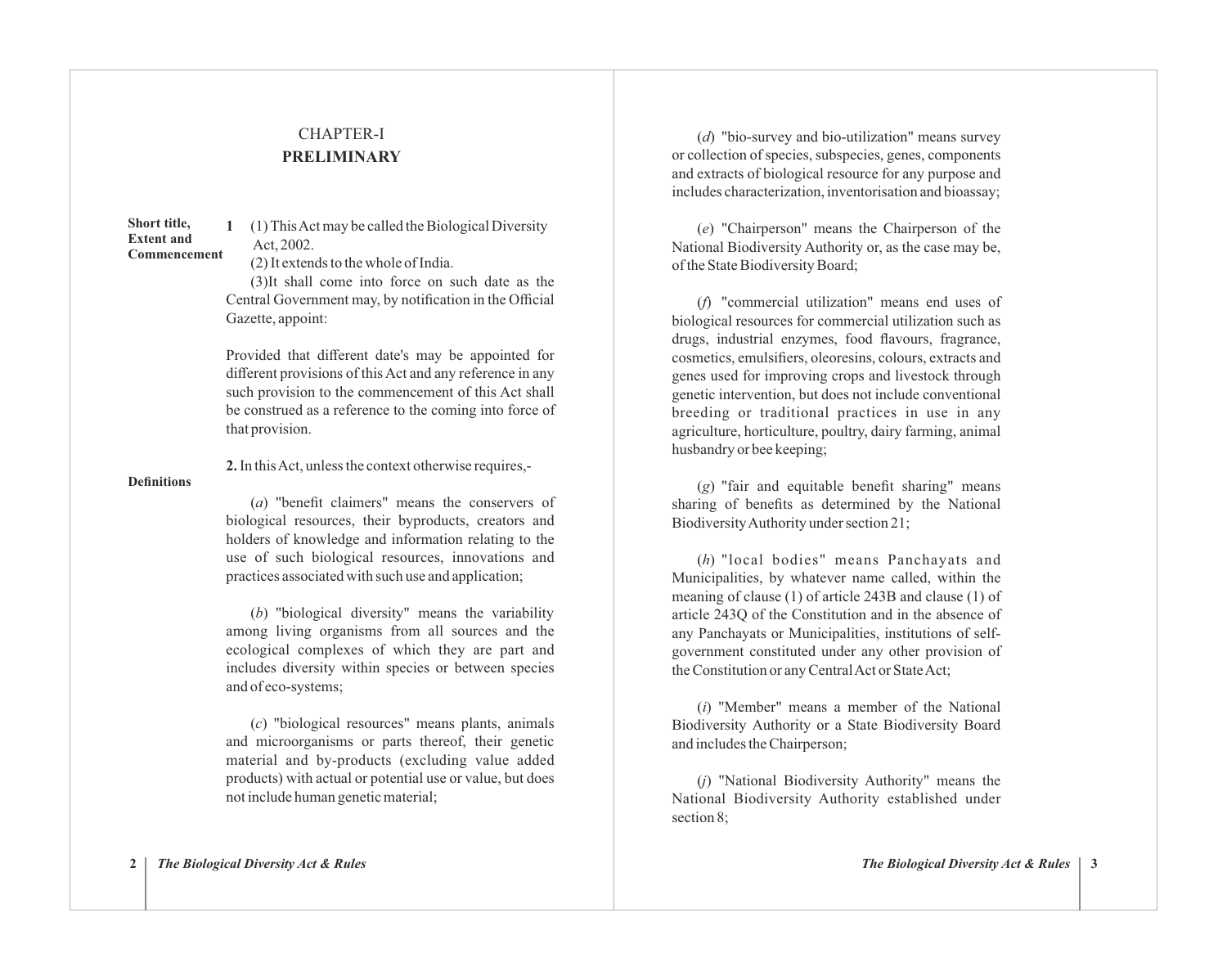# CHAPTER-I

## PRELIMINARY

**Short title, Extent and Commencement**

**1** (1) This Act may be called the Biological Diversity Act, 2002.

(2) It extends to the whole of India.

(3)It shall come into force on such date as the Central Government may, by notification in the Official Gazette, appoint:

Provided that different date's may be appointed for different provisions of this Act and any reference in any such provision to the commencement of this Act shall be construed as a reference to the coming into force of that provision.

**Definitions**

**2.** In this Act, unless the context otherwise requires,-

(*a*) "benefit claimers" means the conservers of biological resources, their byproducts, creators and holders of knowledge and information relating to the use of such biological resources, innovations and practices associated with such use and application;

(*b*) "biological diversity" means the variability among living organisms from all sources and the ecological complexes of which they are part and includes diversity within species or between species and of eco-systems;

(*c*) "biological resources" means plants, animals and microorganisms or parts thereof, their genetic material and by-products (excluding value added products) with actual or potential use or value, but does not include human genetic material;

(*d*) "bio-survey and bio-utilization" means survey or collection of species, subspecies, genes, components and extracts of biological resource for any purpose and includes characterization, inventorisation and bioassay;

(*e*) "Chairperson" means the Chairperson of the National Biodiversity Authority or, as the case may be, of the State Biodiversity Board;

(*f*) "commercial utilization" means end uses of biological resources for commercial utilization such as drugs, industrial enzymes, food flavours, fragrance, cosmetics, emulsifiers, oleoresins, colours, extracts and genes used for improving crops and livestock through genetic intervention, but does not include conventional breeding or traditional practices in use in any agriculture, horticulture, poultry, dairy farming, animal husbandry or bee keeping;

(*g*) "fair and equitable benefit sharing" means sharing of benefits as determined by the National Biodiversity Authority under section 21;

(*h*) "local bodies" means Panchayats and Municipalities, by whatever name called, within the meaning of clause (1) of article 243B and clause (1) of article 243Q of the Constitution and in the absence of any Panchayats or Municipalities, institutions of self-government constituted under any other provision of the Constitution or any Central Act or State Act;

(*i*) "Member" means a member of the National Biodiversity Authority or a State Biodiversity Board and includes the Chairperson;

(*j*) "National Biodiversity Authority" means the National Biodiversity Authority established under section 8;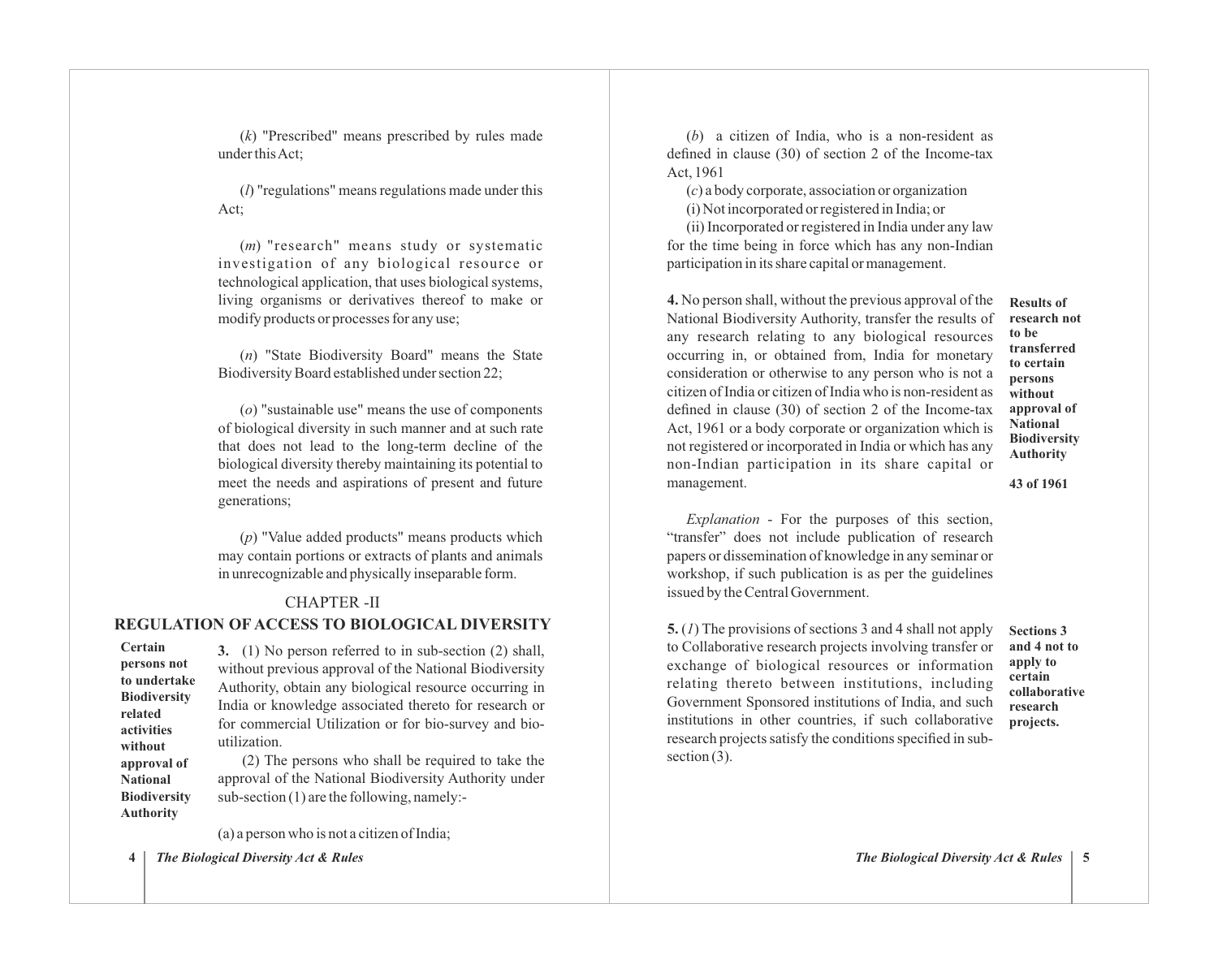(*k*) "Prescribed" means prescribed by rules made under this Act;

(*l*) "regulations" means regulations made under this Act;

(*m*) "research" means study or systematic investigation of any biological resource or technological application, that uses biological systems, living organisms or derivatives thereof to make or modify products or processes for any use;

(*n*) "State Biodiversity Board" means the State Biodiversity Board established under section 22;

(*o*) "sustainable use" means the use of components of biological diversity in such manner and at such rate that does not lead to the long-term decline of the biological diversity thereby maintaining its potential to meet the needs and aspirations of present and future generations;

(*p*) "Value added products" means products which may contain portions or extracts of plants and animals in unrecognizable and physically inseparable form.

## CHAPTER -II

## REGULATION OF ACCESS TO BIOLOGICAL DIVERSITY

**Certain persons not to undertake Biodiversity related activities without approval of National Biodiversity Authority**

**3.** (1) No person referred to in sub-section (2) shall, without previous approval of the National Biodiversity Authority, obtain any biological resource occurring in India or knowledge associated thereto for research or for commercial Utilization or for bio-survey and bio-utilization.

(2) The persons who shall be required to take the approval of the National Biodiversity Authority under sub-section (1) are the following, namely:-

(a) a person who is not a citizen of India;

(*b*) a citizen of India, who is a non-resident as defined in clause (30) of section 2 of the Income-tax Act, 1961

(*c*) a body corporate, association or organization

(i) Not incorporated or registered in India; or

(ii) Incorporated or registered in India under any law for the time being in force which has any non-Indian participation in its share capital or management.

**Results of research not to be transferred to certain persons without approval of National Biodiversity Authority**

**43 of 1961**

**4.** No person shall, without the previous approval of the National Biodiversity Authority, transfer the results of any research relating to any biological resources occurring in, or obtained from, India for monetary consideration or otherwise to any person who is not a citizen of India or citizen of India who is non-resident as defined in clause (30) of section 2 of the Income-tax Act, 1961 or a body corporate or organization which is not registered or incorporated in India or which has any non-Indian participation in its share capital or management.

*Explanation* - For the purposes of this section, "transfer" does not include publication of research papers or dissemination of knowledge in any seminar or workshop, if such publication is as per the guidelines issued by the Central Government.

**Sections 3 and 4 not to apply to certain collaborative research projects.**

**5.** (*1*) The provisions of sections 3 and 4 shall not apply to Collaborative research projects involving transfer or exchange of biological resources or information relating thereto between institutions, including Government Sponsored institutions of India, and such institutions in other countries, if such collaborative research projects satisfy the conditions specified in sub-section (3).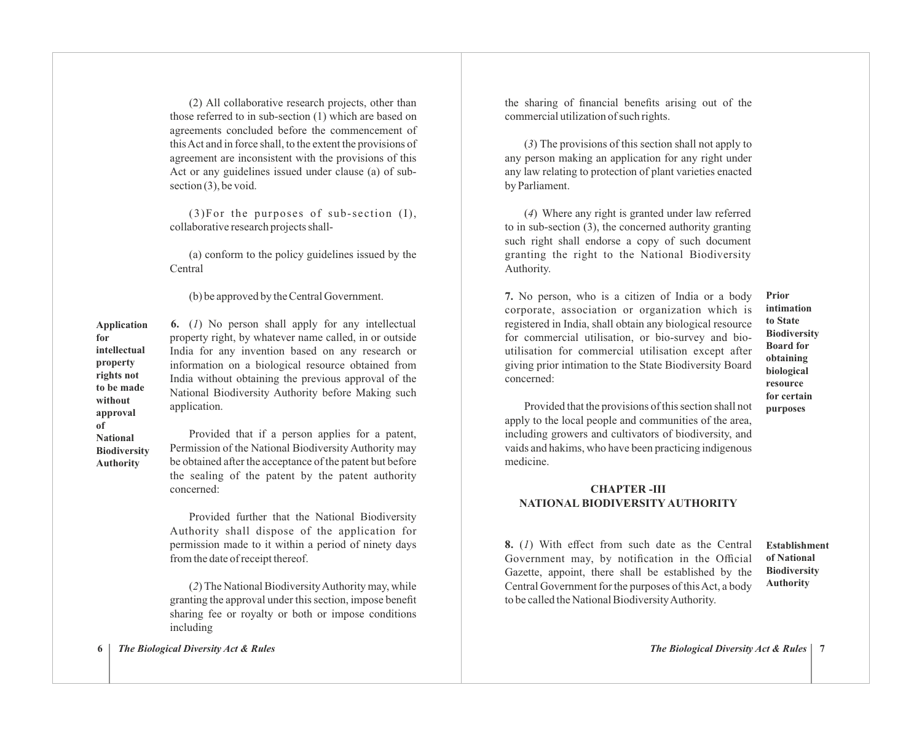(2) All collaborative research projects, other than those referred to in sub-section (1) which are based on agreements concluded before the commencement of this Act and in force shall, to the extent the provisions of agreement are inconsistent with the provisions of this Act or any guidelines issued under clause (a) of sub-section (3), be void.

(3)For the purposes of sub-section (I), collaborative research projects shall-

(a) conform to the policy guidelines issued by the Central

(b) be approved by the Central Government.

**Application for intellectual property rights not to be made without approval of National Biodiversity Authority**

**6.** (*1*) No person shall apply for any intellectual property right, by whatever name called, in or outside India for any invention based on any research or information on a biological resource obtained from India without obtaining the previous approval of the National Biodiversity Authority before Making such application.

Provided that if a person applies for a patent, Permission of the National Biodiversity Authority may be obtained after the acceptance of the patent but before the sealing of the patent by the patent authority concerned:

Provided further that the National Biodiversity Authority shall dispose of the application for permission made to it within a period of ninety days from the date of receipt thereof.

(*2*) The National Biodiversity Authority may, while granting the approval under this section, impose benefit sharing fee or royalty or both or impose conditions including the sharing of financial benefits arising out of the commercial utilization of such rights.

(*3*) The provisions of this section shall not apply to any person making an application for any right under any law relating to protection of plant varieties enacted by Parliament.

(*4*) Where any right is granted under law referred to in sub-section (3), the concerned authority granting such right shall endorse a copy of such document granting the right to the National Biodiversity Authority.

**Prior intimation to State Biodiversity Board for obtaining biological resource for certain purposes**

**7.** No person, who is a citizen of India or a body corporate, association or organization which is registered in India, shall obtain any biological resource for commercial utilisation, or bio-survey and bio-utilisation for commercial utilisation except after giving prior intimation to the State Biodiversity Board concerned:

Provided that the provisions of this section shall not apply to the local people and communities of the area, including growers and cultivators of biodiversity, and vaids and hakims, who have been practicing indigenous medicine.

## CHAPTER -III
## NATIONAL BIODIVERSITY AUTHORITY

**Establishment of National Biodiversity Authority**

**8.** (*1*) With effect from such date as the Central Government may, by notification in the Official Gazette, appoint, there shall be established by the Central Government for the purposes of this Act, a body to be called the National Biodiversity Authority.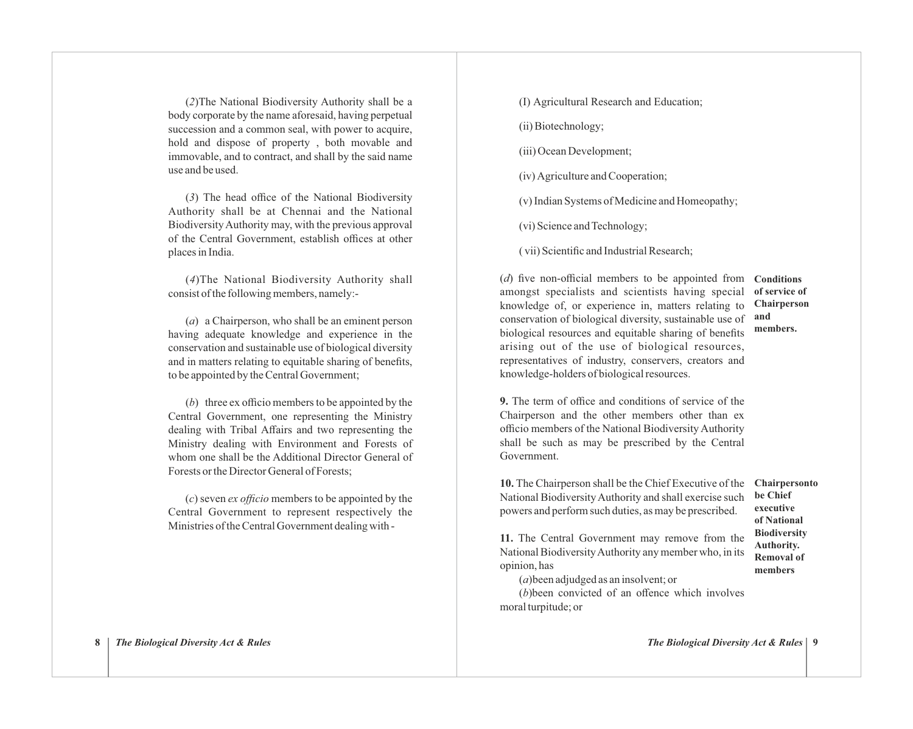(*2*)The National Biodiversity Authority shall be a body corporate by the name aforesaid, having perpetual succession and a common seal, with power to acquire, hold and dispose of property , both movable and immovable, and to contract, and shall by the said name use and be used.

(*3*) The head office of the National Biodiversity Authority shall be at Chennai and the National Biodiversity Authority may, with the previous approval of the Central Government, establish offices at other places in India.

(*4*)The National Biodiversity Authority shall consist of the following members, namely:-

(*a*) a Chairperson, who shall be an eminent person having adequate knowledge and experience in the conservation and sustainable use of biological diversity and in matters relating to equitable sharing of benefits, to be appointed by the Central Government;

(*b*) three ex officio members to be appointed by the Central Government, one representing the Ministry dealing with Tribal Affairs and two representing the Ministry dealing with Environment and Forests of whom one shall be the Additional Director General of Forests or the Director General of Forests;

(*c*) seven *ex officio* members to be appointed by the Central Government to represent respectively the Ministries of the Central Government dealing with -

(I) Agricultural Research and Education;

(ii) Biotechnology;

(iii) Ocean Development;

(iv) Agriculture and Cooperation;

(v) Indian Systems of Medicine and Homeopathy;

(vi) Science and Technology;

( vii) Scientific and Industrial Research;

(*d*) five non-official members to be appointed from amongst specialists and scientists having special knowledge of, or experience in, matters relating to conservation of biological diversity, sustainable use of biological resources and equitable sharing of benefits arising out of the use of biological resources, representatives of industry, conservers, creators and knowledge-holders of biological resources.

**Conditions of service of Chairperson and members.**

**9.** The term of office and conditions of service of the Chairperson and the other members other than ex officio members of the National Biodiversity Authority shall be such as may be prescribed by the Central Government.

**Chairperson to be Chief executive of National Biodiversity Authority.**

**10.** The Chairperson shall be the Chief Executive of the National Biodiversity Authority and shall exercise such powers and perform such duties, as may be prescribed.

**Removal of members**

**11.** The Central Government may remove from the National Biodiversity Authority any member who, in its opinion, has

(*a*)been adjudged as an insolvent; or

(*b*)been convicted of an offence which involves moral turpitude; or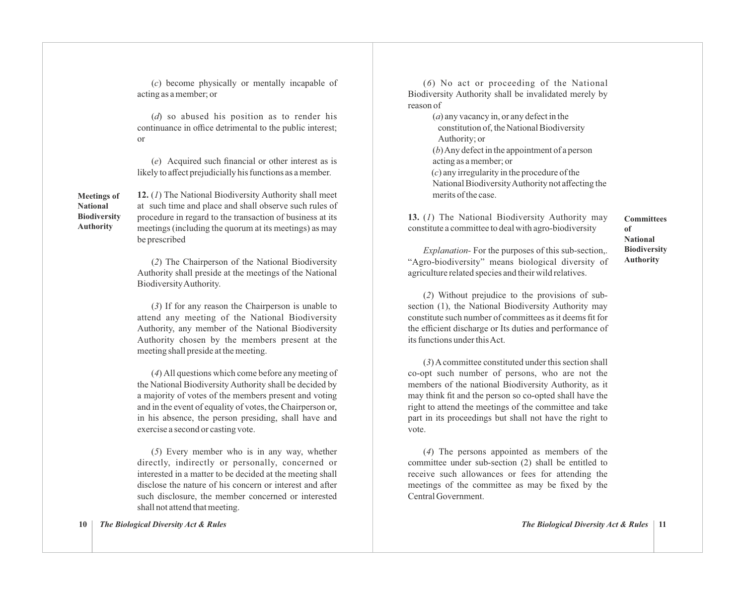(*c*) become physically or mentally incapable of acting as a member; or

(*d*) so abused his position as to render his continuance in office detrimental to the public interest; or

(*e*) Acquired such financial or other interest as is likely to affect prejudicially his functions as a member.

**Meetings of National Biodiversity Authority**

**12.** (*1*) The National Biodiversity Authority shall meet at such time and place and shall observe such rules of procedure in regard to the transaction of business at its meetings (including the quorum at its meetings) as may be prescribed

(*2*) The Chairperson of the National Biodiversity Authority shall preside at the meetings of the National Biodiversity Authority.

(*3*) If for any reason the Chairperson is unable to attend any meeting of the National Biodiversity Authority, any member of the National Biodiversity Authority chosen by the members present at the meeting shall preside at the meeting.

(*4*) All questions which come before any meeting of the National Biodiversity Authority shall be decided by a majority of votes of the members present and voting and in the event of equality of votes, the Chairperson or, in his absence, the person presiding, shall have and exercise a second or casting vote.

(*5*) Every member who is in any way, whether directly, indirectly or personally, concerned or interested in a matter to be decided at the meeting shall disclose the nature of his concern or interest and after such disclosure, the member concerned or interested shall not attend that meeting.

(*6*) No act or proceeding of the National Biodiversity Authority shall be invalidated merely by reason of

(*a*) any vacancy in, or any defect in the constitution of, the National Biodiversity Authority; or

(*b*) Any defect in the appointment of a person acting as a member; or

(*c*) any irregularity in the procedure of the National Biodiversity Authority not affecting the merits of the case.

**Committees of National Biodiversity Authority**

**13.** (*1*) The National Biodiversity Authority may constitute a committee to deal with agro-biodiversity

*Explanation-* For the purposes of this sub-section,. "Agro-biodiversity" means biological diversity of agriculture related species and their wild relatives.

(*2*) Without prejudice to the provisions of sub-section (1), the National Biodiversity Authority may constitute such number of committees as it deems fit for the efficient discharge or Its duties and performance of its functions under this Act.

(*3*) A committee constituted under this section shall co-opt such number of persons, who are not the members of the national Biodiversity Authority, as it may think fit and the person so co-opted shall have the right to attend the meetings of the committee and take part in its proceedings but shall not have the right to vote.

(*4*) The persons appointed as members of the committee under sub-section (2) shall be entitled to receive such allowances or fees for attending the meetings of the committee as may be fixed by the Central Government.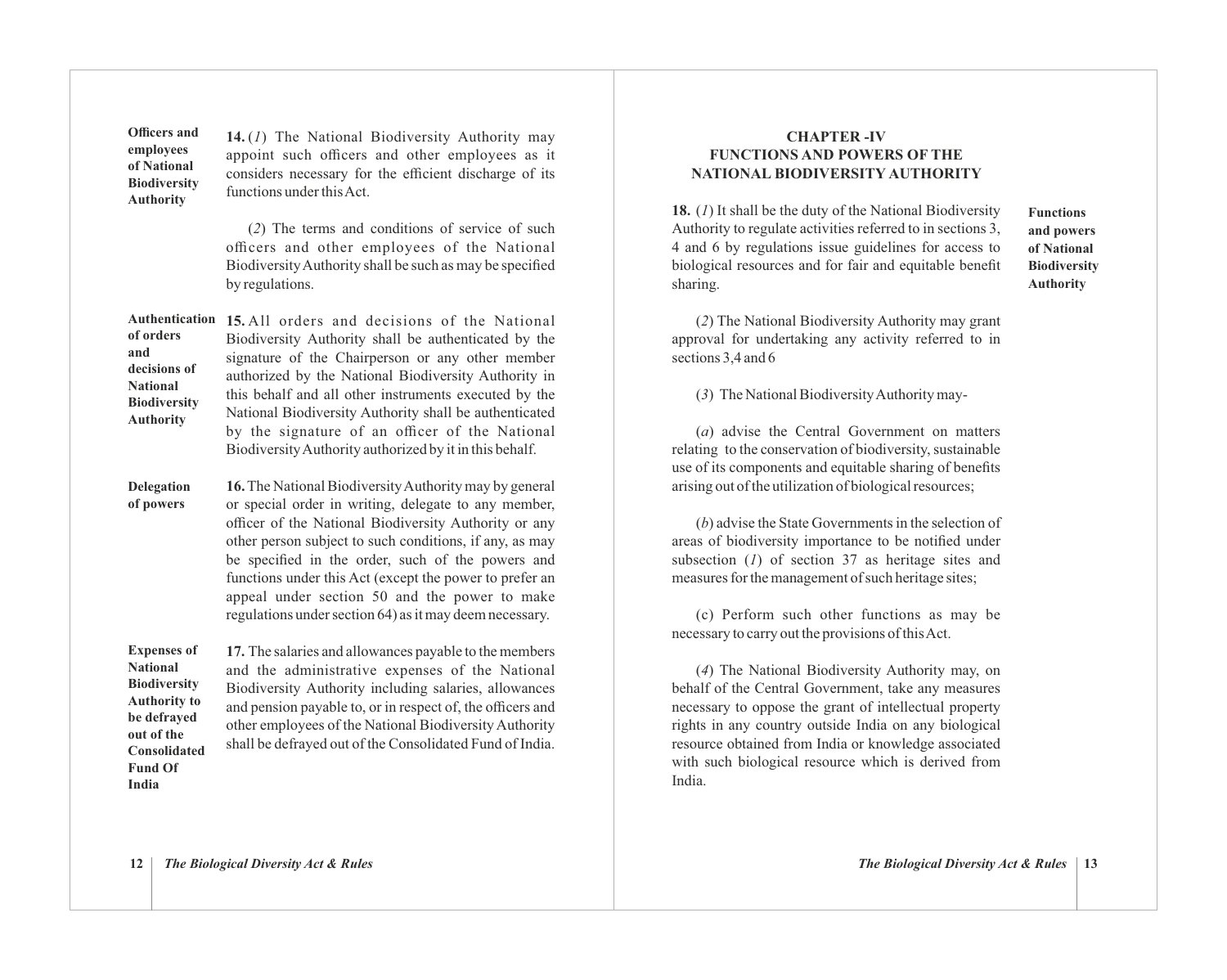**Officers and employees of National Biodiversity Authority**

**14.** (*1*) The National Biodiversity Authority may appoint such officers and other employees as it considers necessary for the efficient discharge of its functions under this Act.

(*2*) The terms and conditions of service of such officers and other employees of the National Biodiversity Authority shall be such as may be specified by regulations.

**Authentication of orders and decisions of National Biodiversity Authority**

**15.** All orders and decisions of the National Biodiversity Authority shall be authenticated by the signature of the Chairperson or any other member authorized by the National Biodiversity Authority in this behalf and all other instruments executed by the National Biodiversity Authority shall be authenticated by the signature of an officer of the National Biodiversity Authority authorized by it in this behalf.

**Delegation of powers**

**16.** The National Biodiversity Authority may by general or special order in writing, delegate to any member, officer of the National Biodiversity Authority or any other person subject to such conditions, if any, as may be specified in the order, such of the powers and functions under this Act (except the power to prefer an appeal under section 50 and the power to make regulations under section 64) as it may deem necessary.

**Expenses of National Biodiversity Authority to be defrayed out of the Consolidated Fund Of India**

**17.** The salaries and allowances payable to the members and the administrative expenses of the National Biodiversity Authority including salaries, allowances and pension payable to, or in respect of, the officers and other employees of the National Biodiversity Authority shall be defrayed out of the Consolidated Fund of India.

## CHAPTER -IV
## FUNCTIONS AND POWERS OF THE NATIONAL BIODIVERSITY AUTHORITY

**Functions and powers of National Biodiversity Authority**

**18.** (*1*) It shall be the duty of the National Biodiversity Authority to regulate activities referred to in sections 3, 4 and 6 by regulations issue guidelines for access to biological resources and for fair and equitable benefit sharing.

(*2*) The National Biodiversity Authority may grant approval for undertaking any activity referred to in sections 3,4 and 6

(*3*) The National Biodiversity Authority may-

(*a*) advise the Central Government on matters relating to the conservation of biodiversity, sustainable use of its components and equitable sharing of benefits arising out of the utilization of biological resources;

(*b*) advise the State Governments in the selection of areas of biodiversity importance to be notified under subsection (*1*) of section 37 as heritage sites and measures for the management of such heritage sites;

(c) Perform such other functions as may be necessary to carry out the provisions of this Act.

(*4*) The National Biodiversity Authority may, on behalf of the Central Government, take any measures necessary to oppose the grant of intellectual property rights in any country outside India on any biological resource obtained from India or knowledge associated with such biological resource which is derived from India.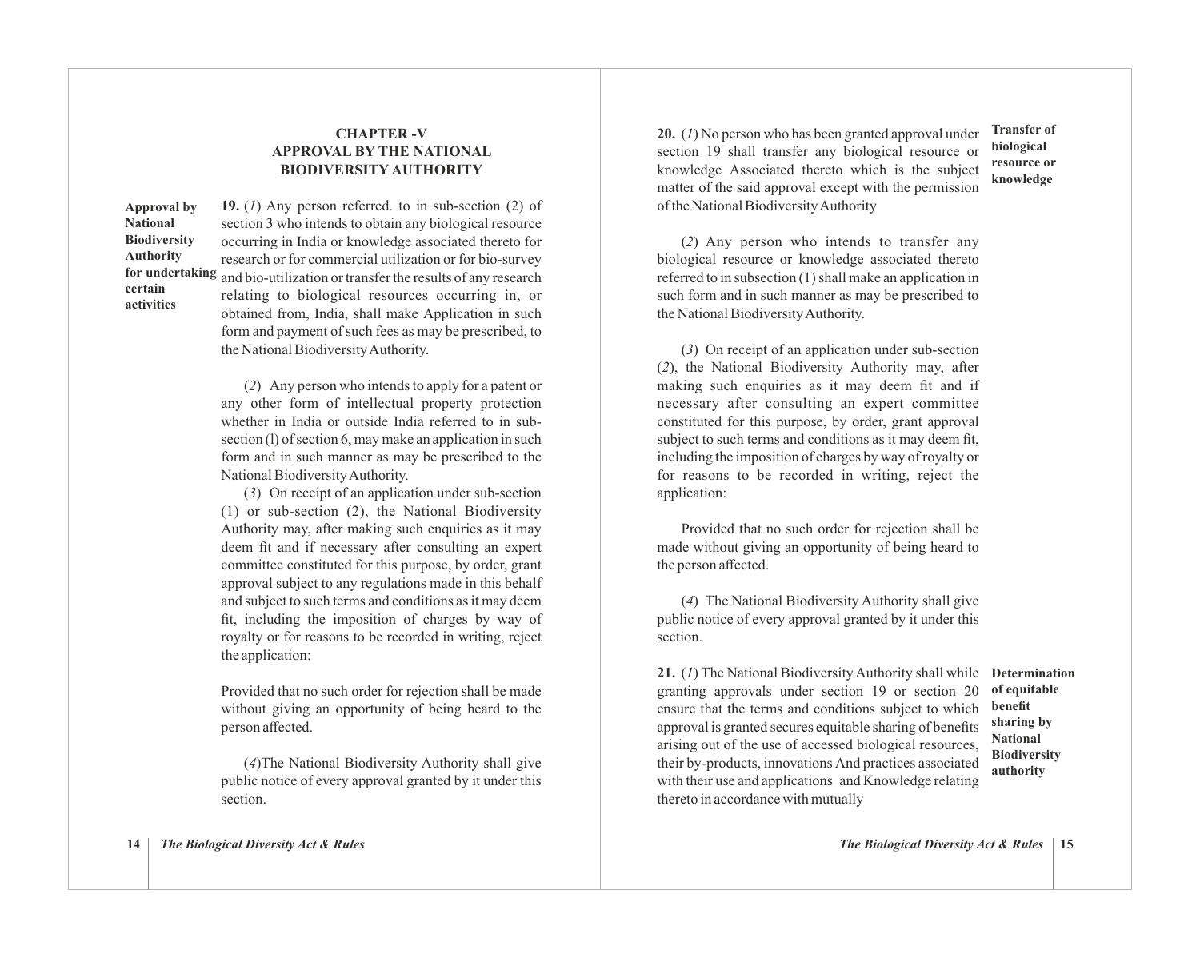## CHAPTER -V
## APPROVAL BY THE NATIONAL BIODIVERSITY AUTHORITY

**Approval by National Biodiversity Authority for undertaking certain activities**

**19.** (*1*) Any person referred. to in sub-section (2) of section 3 who intends to obtain any biological resource occurring in India or knowledge associated thereto for research or for commercial utilization or for bio-survey and bio-utilization or transfer the results of any research relating to biological resources occurring in, or obtained from, India, shall make Application in such form and payment of such fees as may be prescribed, to the National Biodiversity Authority.

(*2*) Any person who intends to apply for a patent or any other form of intellectual property protection whether in India or outside India referred to in sub-section (l) of section 6, may make an application in such form and in such manner as may be prescribed to the National Biodiversity Authority.

(*3*) On receipt of an application under sub-section (1) or sub-section (2), the National Biodiversity Authority may, after making such enquiries as it may deem fit and if necessary after consulting an expert committee constituted for this purpose, by order, grant approval subject to any regulations made in this behalf and subject to such terms and conditions as it may deem fit, including the imposition of charges by way of royalty or for reasons to be recorded in writing, reject the application:

Provided that no such order for rejection shall be made without giving an opportunity of being heard to the person affected.

(*4*)The National Biodiversity Authority shall give public notice of every approval granted by it under this section.

**Transfer of biological resource or knowledge**

**20.** (*1*) No person who has been granted approval under section 19 shall transfer any biological resource or knowledge Associated thereto which is the subject matter of the said approval except with the permission of the National Biodiversity Authority

(*2*) Any person who intends to transfer any biological resource or knowledge associated thereto referred to in subsection (1) shall make an application in such form and in such manner as may be prescribed to the National Biodiversity Authority.

(*3*) On receipt of an application under sub-section (*2*), the National Biodiversity Authority may, after making such enquiries as it may deem fit and if necessary after consulting an expert committee constituted for this purpose, by order, grant approval subject to such terms and conditions as it may deem fit, including the imposition of charges by way of royalty or for reasons to be recorded in writing, reject the application:

Provided that no such order for rejection shall be made without giving an opportunity of being heard to the person affected.

(*4*) The National Biodiversity Authority shall give public notice of every approval granted by it under this section.

**Determination of equitable benefit sharing by National Biodiversity authority**

**21.** (*1*) The National Biodiversity Authority shall while granting approvals under section 19 or section 20 ensure that the terms and conditions subject to which approval is granted secures equitable sharing of benefits arising out of the use of accessed biological resources, their by-products, innovations And practices associated with their use and applications and Knowledge relating thereto in accordance with mutually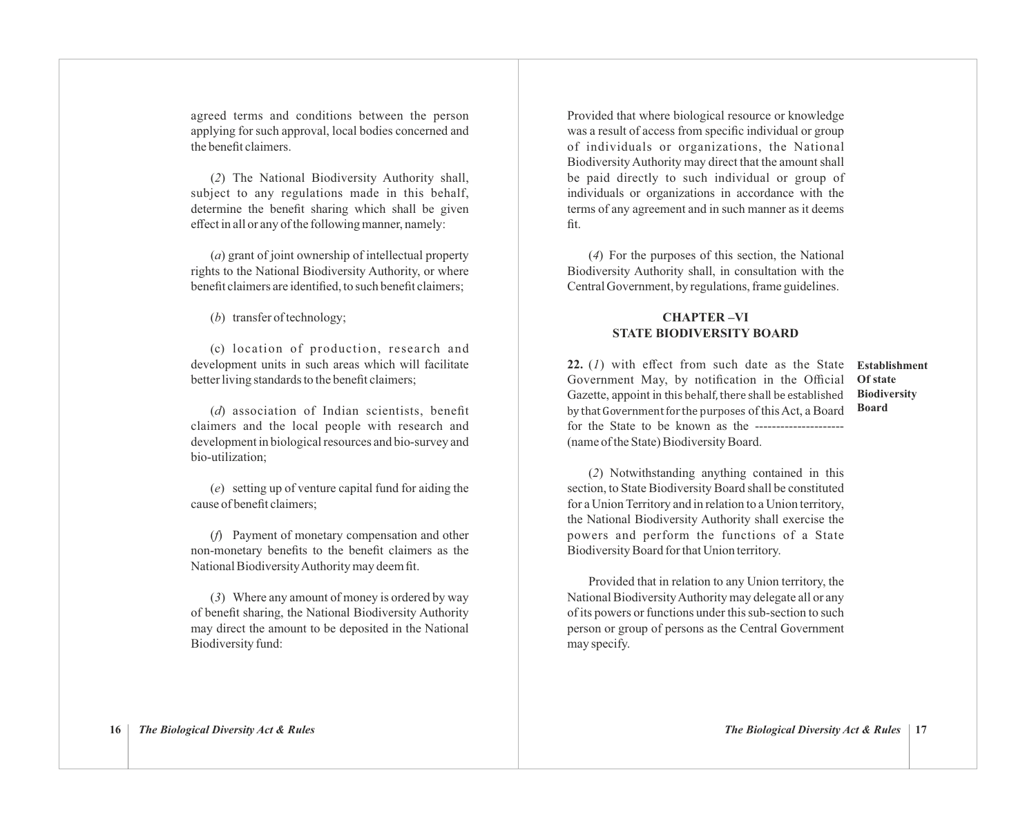agreed terms and conditions between the person applying for such approval, local bodies concerned and the benefit claimers.

(*2*) The National Biodiversity Authority shall, subject to any regulations made in this behalf, determine the benefit sharing which shall be given effect in all or any of the following manner, namely:

(*a*) grant of joint ownership of intellectual property rights to the National Biodiversity Authority, or where benefit claimers are identified, to such benefit claimers;

(*b*) transfer of technology;

(c) location of production, research and development units in such areas which will facilitate better living standards to the benefit claimers;

(*d*) association of Indian scientists, benefit claimers and the local people with research and development in biological resources and bio-survey and bio-utilization;

(*e*) setting up of venture capital fund for aiding the cause of benefit claimers;

(*f*) Payment of monetary compensation and other non-monetary benefits to the benefit claimers as the National Biodiversity Authority may deem fit.

(*3*) Where any amount of money is ordered by way of benefit sharing, the National Biodiversity Authority may direct the amount to be deposited in the National Biodiversity fund:

Provided that where biological resource or knowledge was a result of access from specific individual or group of individuals or organizations, the National Biodiversity Authority may direct that the amount shall be paid directly to such individual or group of individuals or organizations in accordance with the terms of any agreement and in such manner as it deems fit.

(*4*) For the purposes of this section, the National Biodiversity Authority shall, in consultation with the Central Government, by regulations, frame guidelines.

## CHAPTER –VI
## STATE BIODIVERSITY BOARD

**Establishment Of state Biodiversity Board**

**22.** (*1*) with effect from such date as the State Government May, by notification in the Official Gazette, appoint in this behalf, there shall be established by that Government for the purposes of this Act, a Board for the State to be known as the --------------------- (name of the State) Biodiversity Board.

(*2*) Notwithstanding anything contained in this section, to State Biodiversity Board shall be constituted for a Union Territory and in relation to a Union territory, the National Biodiversity Authority shall exercise the powers and perform the functions of a State Biodiversity Board for that Union territory.

Provided that in relation to any Union territory, the National Biodiversity Authority may delegate all or any of its powers or functions under this sub-section to such person or group of persons as the Central Government may specify.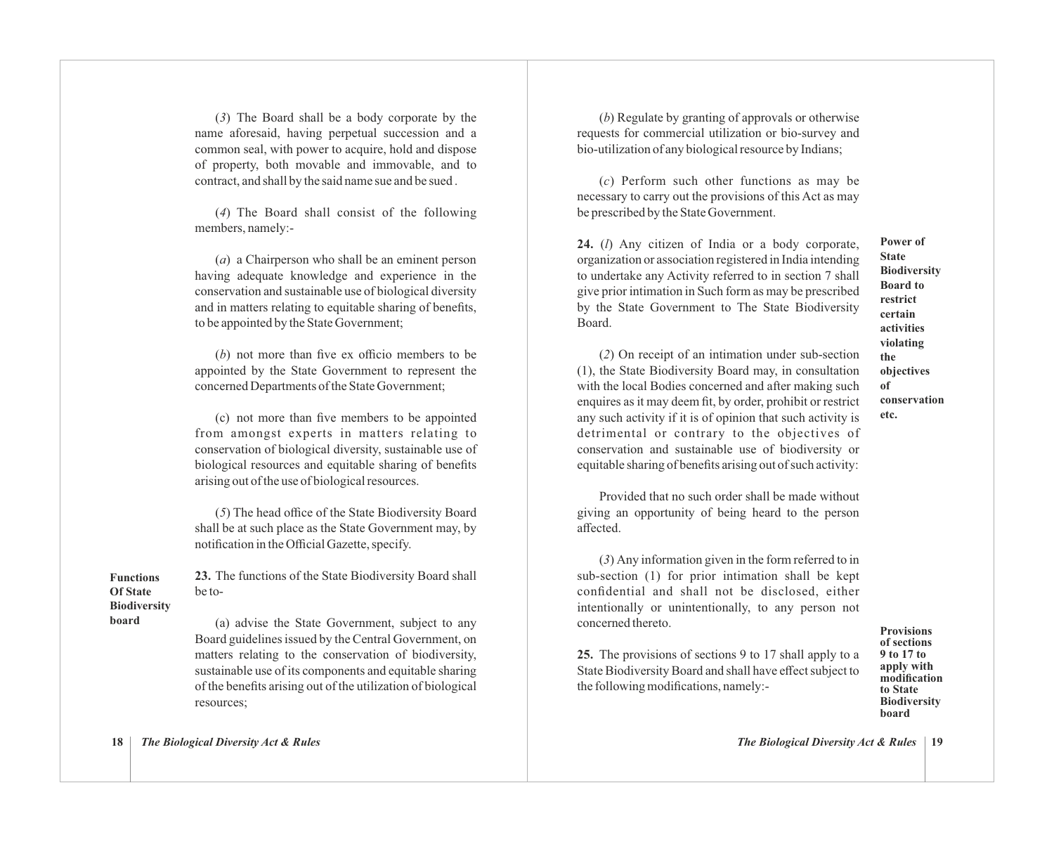(*3*) The Board shall be a body corporate by the name aforesaid, having perpetual succession and a common seal, with power to acquire, hold and dispose of property, both movable and immovable, and to contract, and shall by the said name sue and be sued .

(*4*) The Board shall consist of the following members, namely:-

(*a*) a Chairperson who shall be an eminent person having adequate knowledge and experience in the conservation and sustainable use of biological diversity and in matters relating to equitable sharing of benefits, to be appointed by the State Government;

(*b*) not more than five ex officio members to be appointed by the State Government to represent the concerned Departments of the State Government;

(c) not more than five members to be appointed from amongst experts in matters relating to conservation of biological diversity, sustainable use of biological resources and equitable sharing of benefits arising out of the use of biological resources.

(*5*) The head office of the State Biodiversity Board shall be at such place as the State Government may, by notification in the Official Gazette, specify.

**Functions Of State Biodiversity board**

**23.** The functions of the State Biodiversity Board shall be to-

(a) advise the State Government, subject to any Board guidelines issued by the Central Government, on matters relating to the conservation of biodiversity, sustainable use of its components and equitable sharing of the benefits arising out of the utilization of biological resources;

(*b*) Regulate by granting of approvals or otherwise requests for commercial utilization or bio-survey and bio-utilization of any biological resource by Indians;

(*c*) Perform such other functions as may be necessary to carry out the provisions of this Act as may be prescribed by the State Government.

**Power of State Biodiversity Board to restrict certain activities violating the objectives of conservation etc.**

**24.** (*l*) Any citizen of India or a body corporate, organization or association registered in India intending to undertake any Activity referred to in section 7 shall give prior intimation in Such form as may be prescribed by the State Government to The State Biodiversity Board.

(*2*) On receipt of an intimation under sub-section (1), the State Biodiversity Board may, in consultation with the local Bodies concerned and after making such enquires as it may deem fit, by order, prohibit or restrict any such activity if it is of opinion that such activity is detrimental or contrary to the objectives of conservation and sustainable use of biodiversity or equitable sharing of benefits arising out of such activity:

Provided that no such order shall be made without giving an opportunity of being heard to the person affected.

(*3*) Any information given in the form referred to in sub-section (1) for prior intimation shall be kept confidential and shall not be disclosed, either intentionally or unintentionally, to any person not concerned thereto.

**Provisions of sections 9 to 17 to apply with modification to State Biodiversity board**

**25.** The provisions of sections 9 to 17 shall apply to a State Biodiversity Board and shall have effect subject to the following modifications, namely:-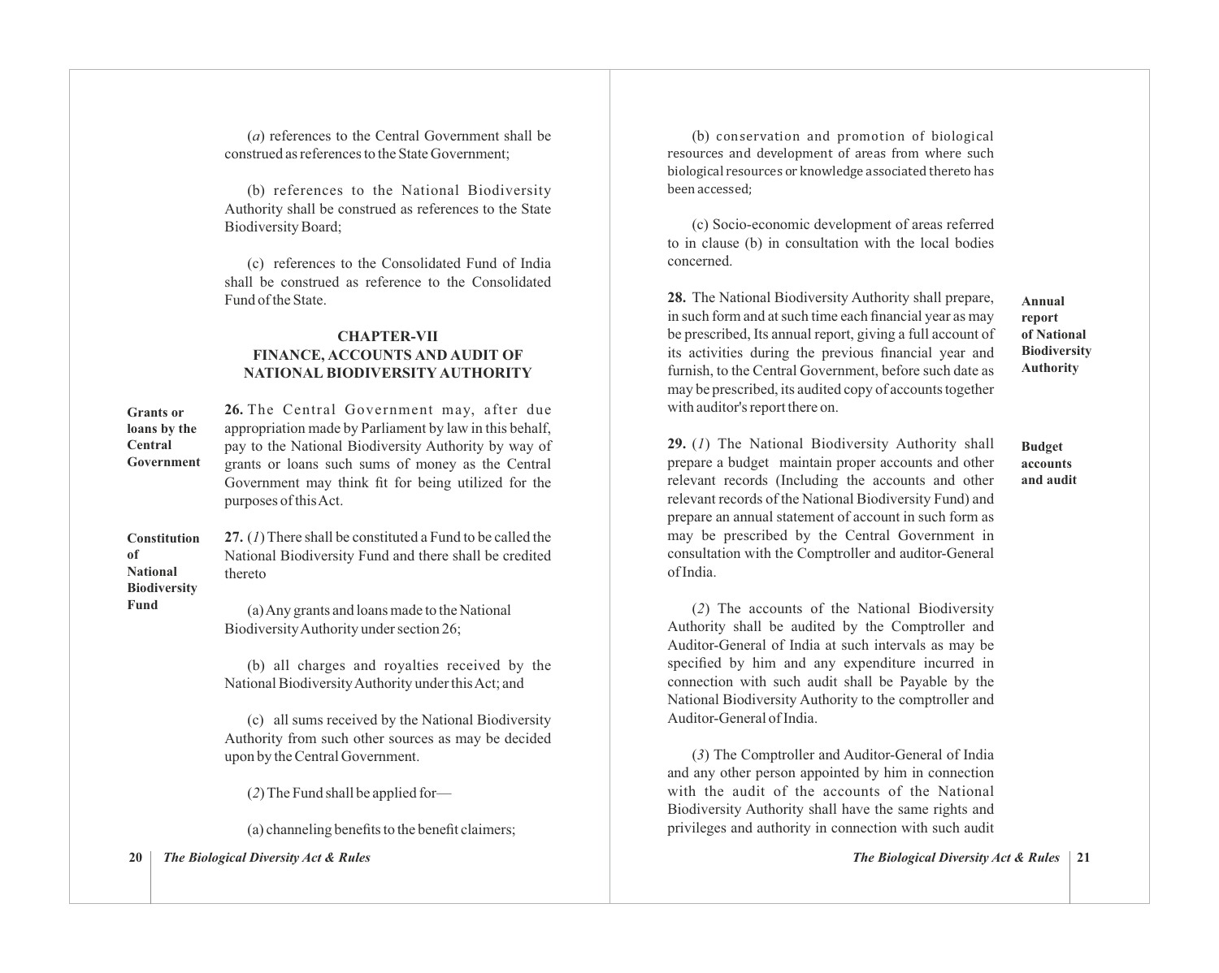(*a*) references to the Central Government shall be construed as references to the State Government;

(b) references to the National Biodiversity Authority shall be construed as references to the State Biodiversity Board;

(c) references to the Consolidated Fund of India shall be construed as reference to the Consolidated Fund of the State.

## CHAPTER-VII
## FINANCE, ACCOUNTS AND AUDIT OF NATIONAL BIODIVERSITY AUTHORITY

**Grants or loans by the Central Government**

**26.** The Central Government may, after due appropriation made by Parliament by law in this behalf, pay to the National Biodiversity Authority by way of grants or loans such sums of money as the Central Government may think fit for being utilized for the purposes of this Act.

**Constitution of National Biodiversity Fund**

**27.** (*1*) There shall be constituted a Fund to be called the National Biodiversity Fund and there shall be credited thereto

(a) Any grants and loans made to the National Biodiversity Authority under section 26;

(b) all charges and royalties received by the National Biodiversity Authority under this Act; and

(c) all sums received by the National Biodiversity Authority from such other sources as may be decided upon by the Central Government.

(*2*) The Fund shall be applied for—

(a) channeling benefits to the benefit claimers;

(b) conservation and promotion of biological resources and development of areas from where such biological resources or knowledge associated thereto has been accessed;

(c) Socio-economic development of areas referred to in clause (b) in consultation with the local bodies concerned.

**Annual report of National Biodiversity Authority**

**28.** The National Biodiversity Authority shall prepare, in such form and at such time each financial year as may be prescribed, Its annual report, giving a full account of its activities during the previous financial year and furnish, to the Central Government, before such date as may be prescribed, its audited copy of accounts together with auditor's report there on.

**Budget accounts and audit**

**29.** (*1*) The National Biodiversity Authority shall prepare a budget maintain proper accounts and other relevant records (Including the accounts and other relevant records of the National Biodiversity Fund) and prepare an annual statement of account in such form as may be prescribed by the Central Government in consultation with the Comptroller and auditor-General of India.

(*2*) The accounts of the National Biodiversity Authority shall be audited by the Comptroller and Auditor-General of India at such intervals as may be specified by him and any expenditure incurred in connection with such audit shall be Payable by the National Biodiversity Authority to the comptroller and Auditor-General of India.

(*3*) The Comptroller and Auditor-General of India and any other person appointed by him in connection with the audit of the accounts of the National Biodiversity Authority shall have the same rights and privileges and authority in connection with such audit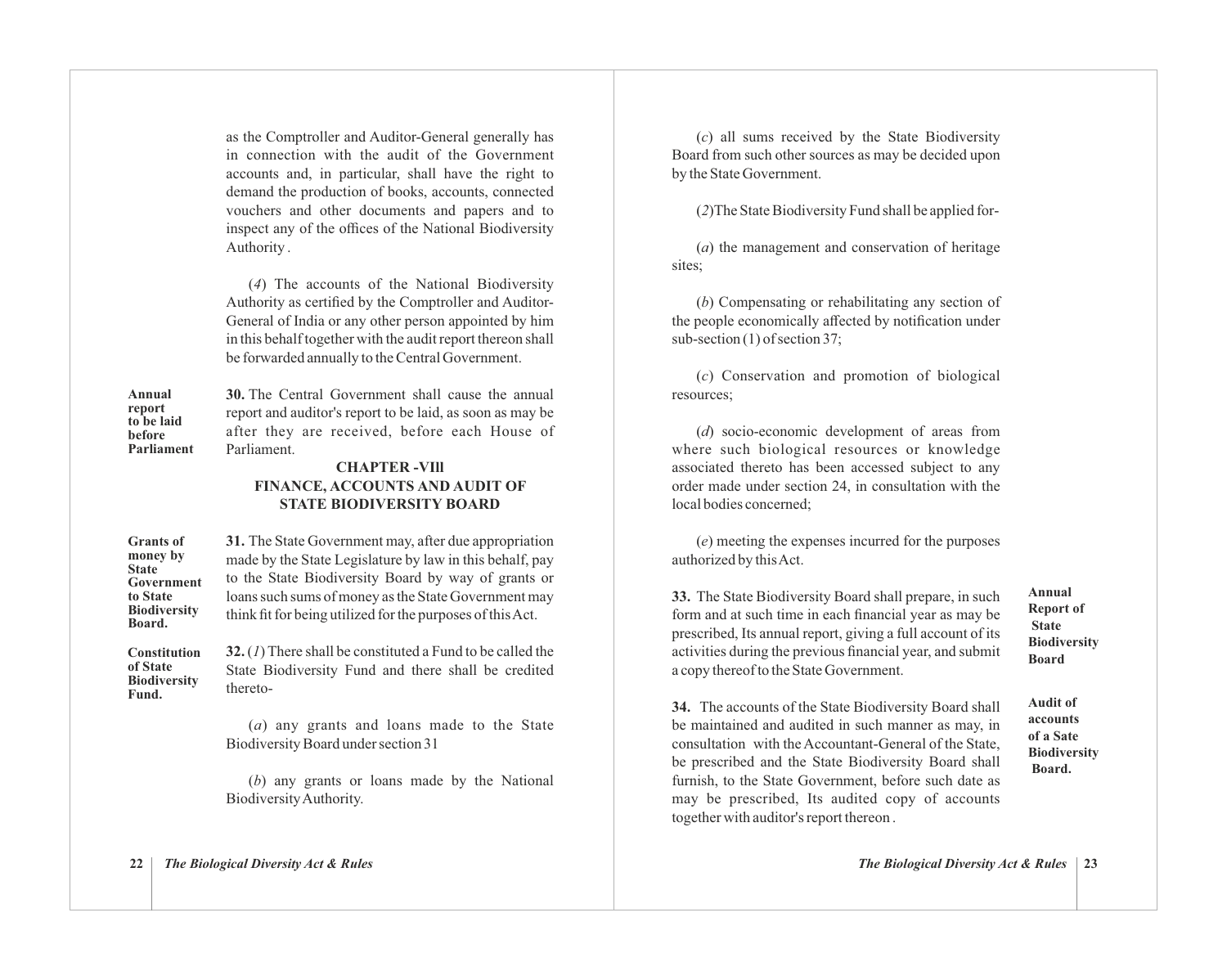as the Comptroller and Auditor-General generally has in connection with the audit of the Government accounts and, in particular, shall have the right to demand the production of books, accounts, connected vouchers and other documents and papers and to inspect any of the offices of the National Biodiversity Authority .

(*4*) The accounts of the National Biodiversity Authority as certified by the Comptroller and Auditor-General of India or any other person appointed by him in this behalf together with the audit report thereon shall be forwarded annually to the Central Government.

**Annual report to be laid before Parliament**

**30.** The Central Government shall cause the annual report and auditor's report to be laid, as soon as may be after they are received, before each House of Parliament.

## CHAPTER -VIll
## FINANCE, ACCOUNTS AND AUDIT OF STATE BIODIVERSITY BOARD

**Grants of money by State Government to State Biodiversity Board.**

**31.** The State Government may, after due appropriation made by the State Legislature by law in this behalf, pay to the State Biodiversity Board by way of grants or loans such sums of money as the State Government may think fit for being utilized for the purposes of this Act.

**Constitution of State Biodiversity Fund.**

**32.** (*1*) There shall be constituted a Fund to be called the State Biodiversity Fund and there shall be credited thereto-

(*a*) any grants and loans made to the State Biodiversity Board under section 31

(*b*) any grants or loans made by the National Biodiversity Authority.

(*c*) all sums received by the State Biodiversity Board from such other sources as may be decided upon by the State Government.

(*2*)The State Biodiversity Fund shall be applied for-

(*a*) the management and conservation of heritage sites;

(*b*) Compensating or rehabilitating any section of the people economically affected by notification under sub-section (1) of section 37;

(*c*) Conservation and promotion of biological resources;

(*d*) socio-economic development of areas from where such biological resources or knowledge associated thereto has been accessed subject to any order made under section 24, in consultation with the local bodies concerned;

(*e*) meeting the expenses incurred for the purposes authorized by this Act.

**Annual Report of State Biodiversity Board**

**33.** The State Biodiversity Board shall prepare, in such form and at such time in each financial year as may be prescribed, Its annual report, giving a full account of its activities during the previous financial year, and submit a copy thereof to the State Government.

**Audit of accounts of a Sate Biodiversity Board.**

**34.** The accounts of the State Biodiversity Board shall be maintained and audited in such manner as may, in consultation with the Accountant-General of the State, be prescribed and the State Biodiversity Board shall furnish, to the State Government, before such date as may be prescribed, Its audited copy of accounts together with auditor's report thereon .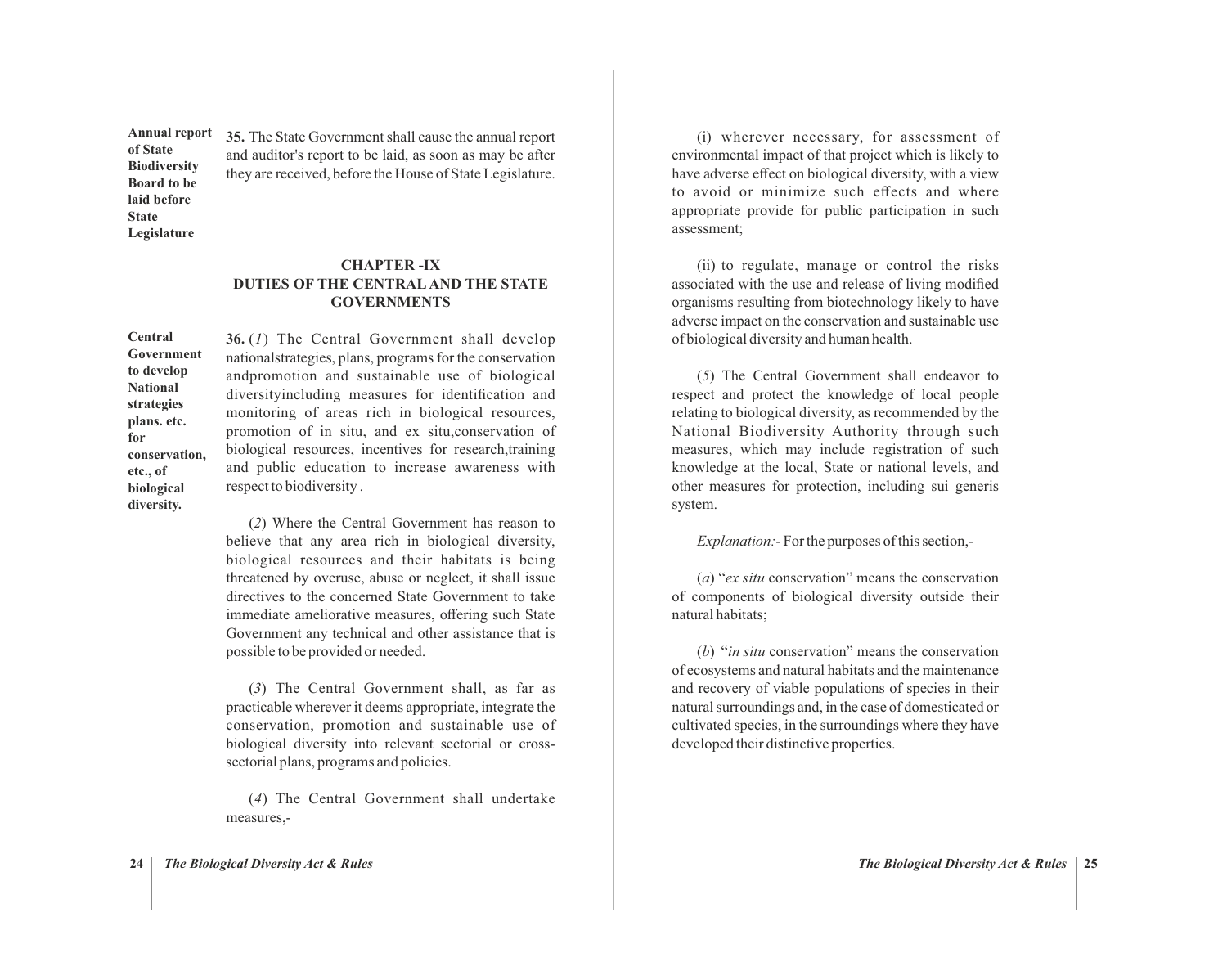**Annual report of State Biodiversity Board to be laid before State Legislature**

**35.** The State Government shall cause the annual report and auditor's report to be laid, as soon as may be after they are received, before the House of State Legislature.

## CHAPTER -IX
## DUTIES OF THE CENTRAL AND THE STATE GOVERNMENTS

**Central Government to develop National strategies plans. etc. for conservation, etc., of biological diversity.**

**36.** (*1*) The Central Government shall develop nationalstrategies, plans, programs for the conservation andpromotion and sustainable use of biological diversityincluding measures for identification and monitoring of areas rich in biological resources, promotion of in situ, and ex situ,conservation of biological resources, incentives for research,training and public education to increase awareness with respect to biodiversity .

(*2*) Where the Central Government has reason to believe that any area rich in biological diversity, biological resources and their habitats is being threatened by overuse, abuse or neglect, it shall issue directives to the concerned State Government to take immediate ameliorative measures, offering such State Government any technical and other assistance that is possible to be provided or needed.

(*3*) The Central Government shall, as far as practicable wherever it deems appropriate, integrate the conservation, promotion and sustainable use of biological diversity into relevant sectorial or cross-sectorial plans, programs and policies.

(*4*) The Central Government shall undertake measures,-

(i) wherever necessary, for assessment of environmental impact of that project which is likely to have adverse effect on biological diversity, with a view to avoid or minimize such effects and where appropriate provide for public participation in such assessment;

(ii) to regulate, manage or control the risks associated with the use and release of living modified organisms resulting from biotechnology likely to have adverse impact on the conservation and sustainable use of biological diversity and human health.

(*5*) The Central Government shall endeavor to respect and protect the knowledge of local people relating to biological diversity, as recommended by the National Biodiversity Authority through such measures, which may include registration of such knowledge at the local, State or national levels, and other measures for protection, including sui generis system.

*Explanation:-* For the purposes of this section,-

(*a*) "*ex situ* conservation" means the conservation of components of biological diversity outside their natural habitats;

(*b*) "*in situ* conservation" means the conservation of ecosystems and natural habitats and the maintenance and recovery of viable populations of species in their natural surroundings and, in the case of domesticated or cultivated species, in the surroundings where they have developed their distinctive properties.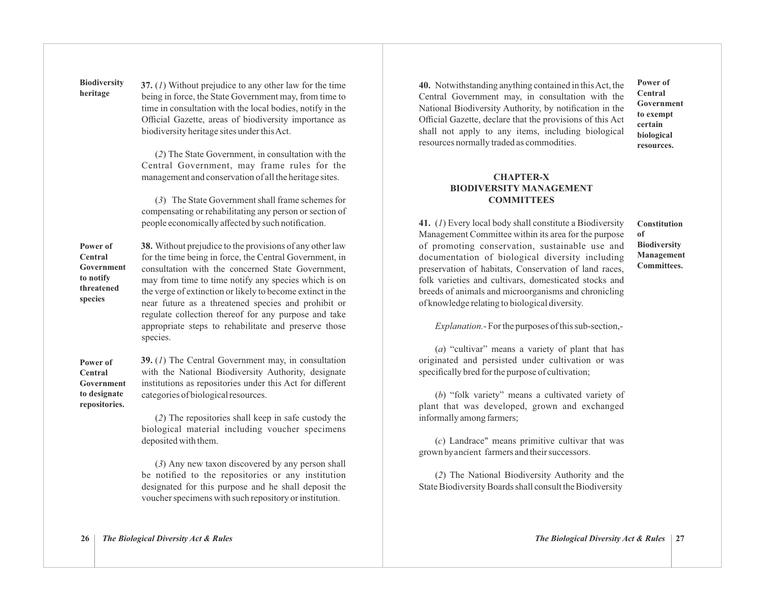**Biodiversity heritage**

**37.** (*1*) Without prejudice to any other law for the time being in force, the State Government may, from time to time in consultation with the local bodies, notify in the Official Gazette, areas of biodiversity importance as biodiversity heritage sites under this Act.

(*2*) The State Government, in consultation with the Central Government, may frame rules for the management and conservation of all the heritage sites.

(*3*) The State Government shall frame schemes for compensating or rehabilitating any person or section of people economically affected by such notification.

**Power of Central Government to notify threatened species**

**38.** Without prejudice to the provisions of any other law for the time being in force, the Central Government, in consultation with the concerned State Government, may from time to time notify any species which is on the verge of extinction or likely to become extinct in the near future as a threatened species and prohibit or regulate collection thereof for any purpose and take appropriate steps to rehabilitate and preserve those species.

**Power of Central Government to designate repositories.**

**39.** (*1*) The Central Government may, in consultation with the National Biodiversity Authority, designate institutions as repositories under this Act for different categories of biological resources.

(*2*) The repositories shall keep in safe custody the biological material including voucher specimens deposited with them.

(*3*) Any new taxon discovered by any person shall be notified to the repositories or any institution designated for this purpose and he shall deposit the voucher specimens with such repository or institution.

**Power of Central Government to exempt certain biological resources.**

**40.** Notwithstanding anything contained in this Act, the Central Government may, in consultation with the National Biodiversity Authority, by notification in the Official Gazette, declare that the provisions of this Act shall not apply to any items, including biological resources normally traded as commodities.

## CHAPTER-X
## BIODIVERSITY MANAGEMENT COMMITTEES

**Constitution of Biodiversity Management Committees.**

**41.** (*1*) Every local body shall constitute a Biodiversity Management Committee within its area for the purpose of promoting conservation, sustainable use and documentation of biological diversity including preservation of habitats, Conservation of land races, folk varieties and cultivars, domesticated stocks and breeds of animals and microorganisms and chronicling of knowledge relating to biological diversity.

*Explanation.*- For the purposes of this sub-section,-

(*a*) "cultivar" means a variety of plant that has originated and persisted under cultivation or was specifically bred for the purpose of cultivation;

(*b*) "folk variety" means a cultivated variety of plant that was developed, grown and exchanged informally among farmers;

(*c*) Landrace" means primitive cultivar that was grown by ancient farmers and their successors.

(*2*) The National Biodiversity Authority and the State Biodiversity Boards shall consult the Biodiversity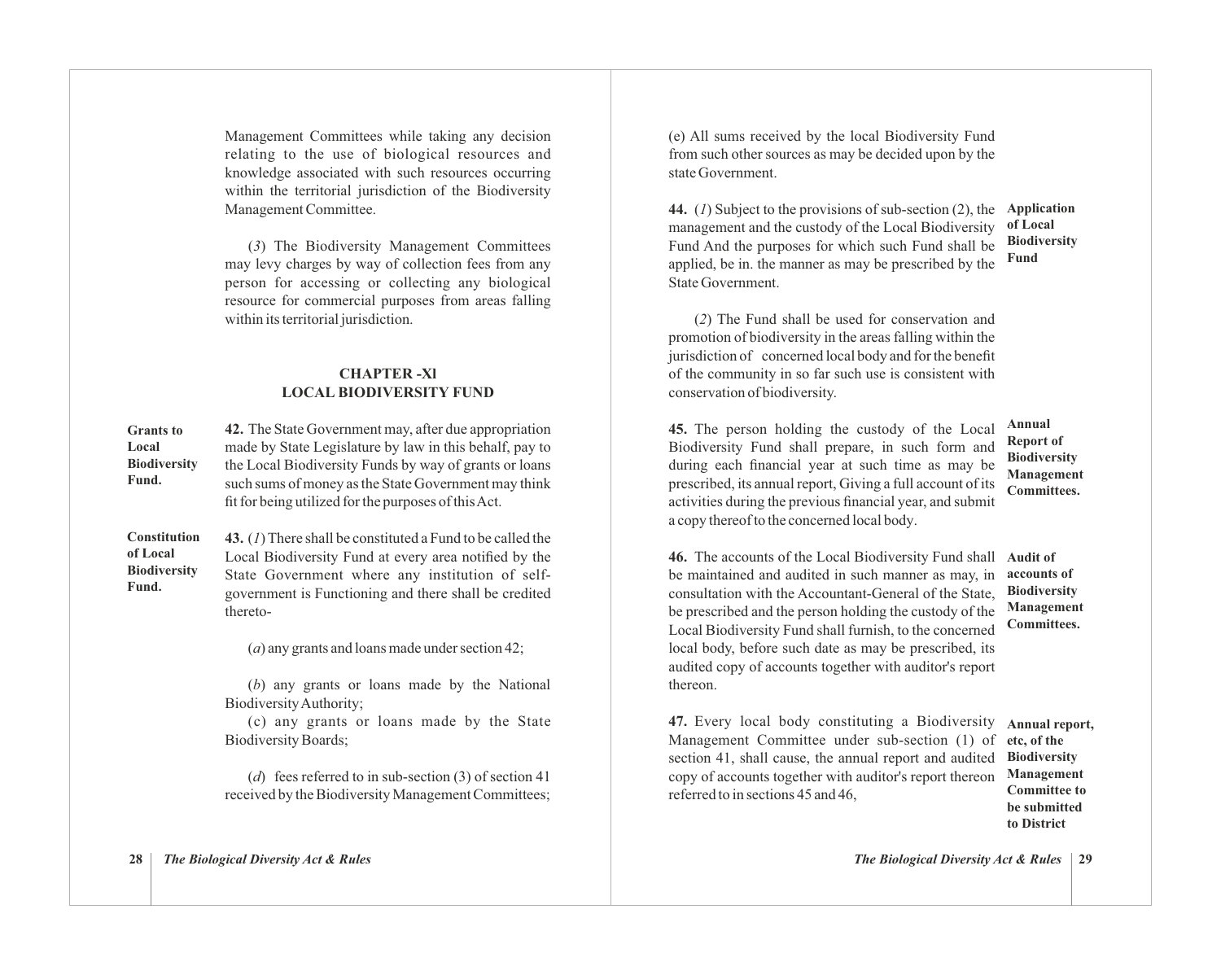Management Committees while taking any decision relating to the use of biological resources and knowledge associated with such resources occurring within the territorial jurisdiction of the Biodiversity Management Committee.

(*3*) The Biodiversity Management Committees may levy charges by way of collection fees from any person for accessing or collecting any biological resource for commercial purposes from areas falling within its territorial jurisdiction.

## CHAPTER -XI
## LOCAL BIODIVERSITY FUND

**Grants to Local Biodiversity Fund.**

**42.** The State Government may, after due appropriation made by State Legislature by law in this behalf, pay to the Local Biodiversity Funds by way of grants or loans such sums of money as the State Government may think fit for being utilized for the purposes of this Act.

**Constitution of Local Biodiversity Fund.**

**43.** (*1*) There shall be constituted a Fund to be called the Local Biodiversity Fund at every area notified by the State Government where any institution of self-government is Functioning and there shall be credited thereto-

(*a*) any grants and loans made under section 42;

(*b*) any grants or loans made by the National Biodiversity Authority;

(c) any grants or loans made by the State Biodiversity Boards;

(*d*) fees referred to in sub-section (3) of section 41 received by the Biodiversity Management Committees;

(e) All sums received by the local Biodiversity Fund from such other sources as may be decided upon by the state Government.

**Application of Local Biodiversity Fund**

**44.** (*1*) Subject to the provisions of sub-section (2), the management and the custody of the Local Biodiversity Fund And the purposes for which such Fund shall be applied, be in. the manner as may be prescribed by the State Government.

(*2*) The Fund shall be used for conservation and promotion of biodiversity in the areas falling within the jurisdiction of concerned local body and for the benefit of the community in so far such use is consistent with conservation of biodiversity.

**Annual Report of Biodiversity Management Committees.**

**45.** The person holding the custody of the Local Biodiversity Fund shall prepare, in such form and during each financial year at such time as may be prescribed, its annual report, Giving a full account of its activities during the previous financial year, and submit a copy thereof to the concerned local body.

**Audit of accounts of Biodiversity Management Committees.**

**46.** The accounts of the Local Biodiversity Fund shall be maintained and audited in such manner as may, in consultation with the Accountant-General of the State, be prescribed and the person holding the custody of the Local Biodiversity Fund shall furnish, to the concerned local body, before such date as may be prescribed, its audited copy of accounts together with auditor's report thereon.

**Annual report, etc, of the Biodiversity Management Committee to be submitted to District**

**47.** Every local body constituting a Biodiversity Management Committee under sub-section (1) of section 41, shall cause, the annual report and audited copy of accounts together with auditor's report thereon referred to in sections 45 and 46,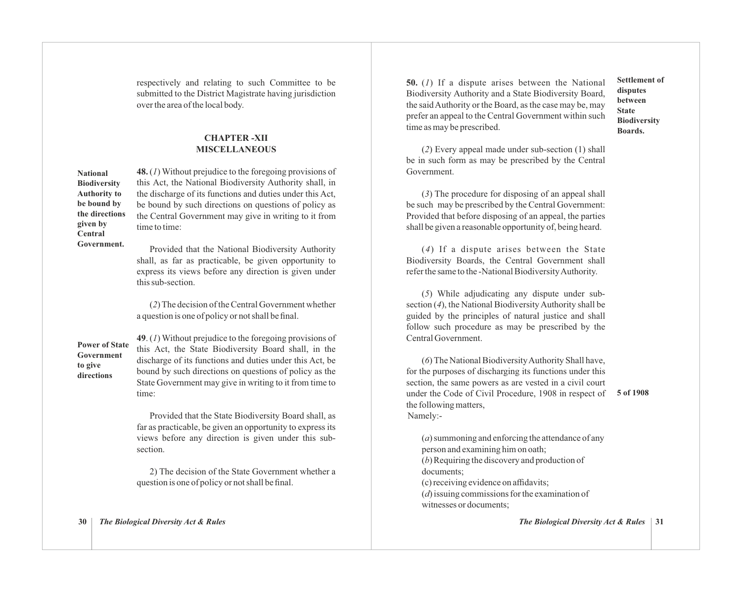respectively and relating to such Committee to be submitted to the District Magistrate having jurisdiction over the area of the local body.

## CHAPTER -XII
## MISCELLANEOUS

**National Biodiversity Authority to be bound by the directions given by Central Government.**

**48.** (*1*) Without prejudice to the foregoing provisions of this Act, the National Biodiversity Authority shall, in the discharge of its functions and duties under this Act, be bound by such directions on questions of policy as the Central Government may give in writing to it from time to time:

Provided that the National Biodiversity Authority shall, as far as practicable, be given opportunity to express its views before any direction is given under this sub-section.

(*2*) The decision of the Central Government whether a question is one of policy or not shall be final.

**Power of State Government to give directions**

**49**. (*1*) Without prejudice to the foregoing provisions of this Act, the State Biodiversity Board shall, in the discharge of its functions and duties under this Act, be bound by such directions on questions of policy as the State Government may give in writing to it from time to time:

Provided that the State Biodiversity Board shall, as far as practicable, be given an opportunity to express its views before any direction is given under this sub-section.

2) The decision of the State Government whether a question is one of policy or not shall be final.

**Settlement of disputes between State Biodiversity Boards.**

**50.** (*1*) If a dispute arises between the National Biodiversity Authority and a State Biodiversity Board, the said Authority or the Board, as the case may be, may prefer an appeal to the Central Government within such time as may be prescribed.

(*2*) Every appeal made under sub-section (1) shall be in such form as may be prescribed by the Central Government.

(*3*) The procedure for disposing of an appeal shall be such may be prescribed by the Central Government: Provided that before disposing of an appeal, the parties shall be given a reasonable opportunity of, being heard.

(*4*) If a dispute arises between the State Biodiversity Boards, the Central Government shall refer the same to the -National Biodiversity Authority.

(*5*) While adjudicating any dispute under sub-section (*4*), the National Biodiversity Authority shall be guided by the principles of natural justice and shall follow such procedure as may be prescribed by the Central Government.

(*6*) The National Biodiversity Authority Shall have, for the purposes of discharging its functions under this section, the same powers as are vested in a civil court under the Code of Civil Procedure, 1908 in respect of the following matters, Namely:-

**5 of 1908**

(*a*) summoning and enforcing the attendance of any person and examining him on oath;
(*b*) Requiring the discovery and production of documents;
(c) receiving evidence on affidavits;
(*d*) issuing commissions for the examination of witnesses or documents;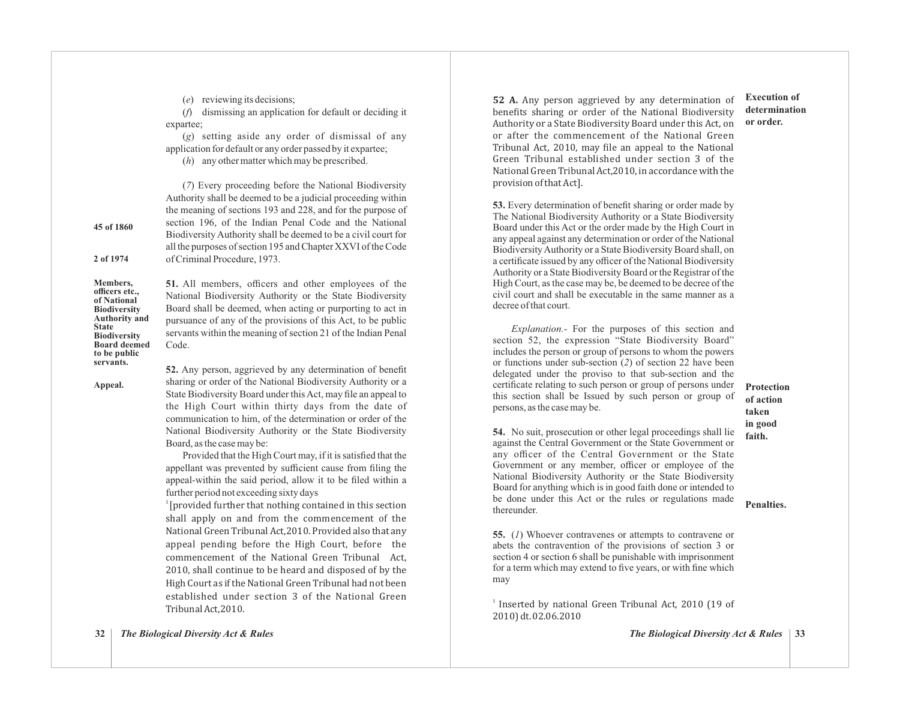(*e*) reviewing its decisions;

(*f*) dismissing an application for default or deciding it expartee;

(*g*) setting aside any order of dismissal of any application for default or any order passed by it expartee;

(*h*) any other matter which may be prescribed.

(*7*) Every proceeding before the National Biodiversity Authority shall be deemed to be a judicial proceeding within the meaning of sections 193 and 228, and for the purpose of section 196, of the Indian Penal Code and the National Biodiversity Authority shall be deemed to be a civil court for all the purposes of section 195 and Chapter XXVI of the Code of Criminal Procedure, 1973.

45 of 1860

2 of 1974

**Members, officers etc., of National Biodiversity Authority and State Biodiversity Board deemed to be public servants.**

**51.** All members, officers and other employees of the National Biodiversity Authority or the State Biodiversity Board shall be deemed, when acting or purporting to act in pursuance of any of the provisions of this Act, to be public servants within the meaning of section 21 of the Indian Penal Code.

**Appeal.**

**52.** Any person, aggrieved by any determination of benefit sharing or order of the National Biodiversity Authority or a State Biodiversity Board under this Act, may file an appeal to the High Court within thirty days from the date of communication to him, of the determination or order of the National Biodiversity Authority or the State Biodiversity Board, as the case may be:

Provided that the High Court may, if it is satisfied that the appellant was prevented by sufficient cause from filing the appeal-within the said period, allow it to be filed within a further period not exceeding sixty days

[1][provided further that nothing contained in this section shall apply on and from the commencement of the National Green Tribunal Act,2010. Provided also that any appeal pending before the High Court, before the commencement of the National Green Tribunal Act, 2010, shall continue to be heard and disposed of by the High Court as if the National Green Tribunal had not been established under section 3 of the National Green Tribunal Act,2010.

**52 A.** Any person aggrieved by any determination of benefits sharing or order of the National Biodiversity Authority or a State Biodiversity Board under this Act, on or after the commencement of the National Green Tribunal Act, 2010, may file an appeal to the National Green Tribunal established under section 3 of the National Green Tribunal Act,2010, in accordance with the provision of that Act].

**Execution of determination or order.**

**53.** Every determination of benefit sharing or order made by The National Biodiversity Authority or a State Biodiversity Board under this Act or the order made by the High Court in any appeal against any determination or order of the National Biodiversity Authority or a State Biodiversity Board shall, on a certificate issued by any officer of the National Biodiversity Authority or a State Biodiversity Board or the Registrar of the High Court, as the case may be, be deemed to be decree of the civil court and shall be executable in the same manner as a decree of that court.

*Explanation.*- For the purposes of this section and section 52, the expression "State Biodiversity Board" includes the person or group of persons to whom the powers or functions under sub-section (*2*) of section 22 have been delegated under the proviso to that sub-section and the certificate relating to such person or group of persons under this section shall be Issued by such person or group of persons, as the case may be.

**Protection of action taken in good faith.**

**54.** No suit, prosecution or other legal proceedings shall lie against the Central Government or the State Government or any officer of the Central Government or the State Government or any member, officer or employee of the National Biodiversity Authority or the State Biodiversity Board for anything which is in good faith done or intended to be done under this Act or the rules or regulations made thereunder.

**Penalties.**

**55.** (*1*) Whoever contravenes or attempts to contravene or abets the contravention of the provisions of section 3 or section 4 or section 6 shall be punishable with imprisonment for a term which may extend to five years, or with fine which may

[1] Inserted by national Green Tribunal Act, 2010 (19 of 2010) dt.02.06.2010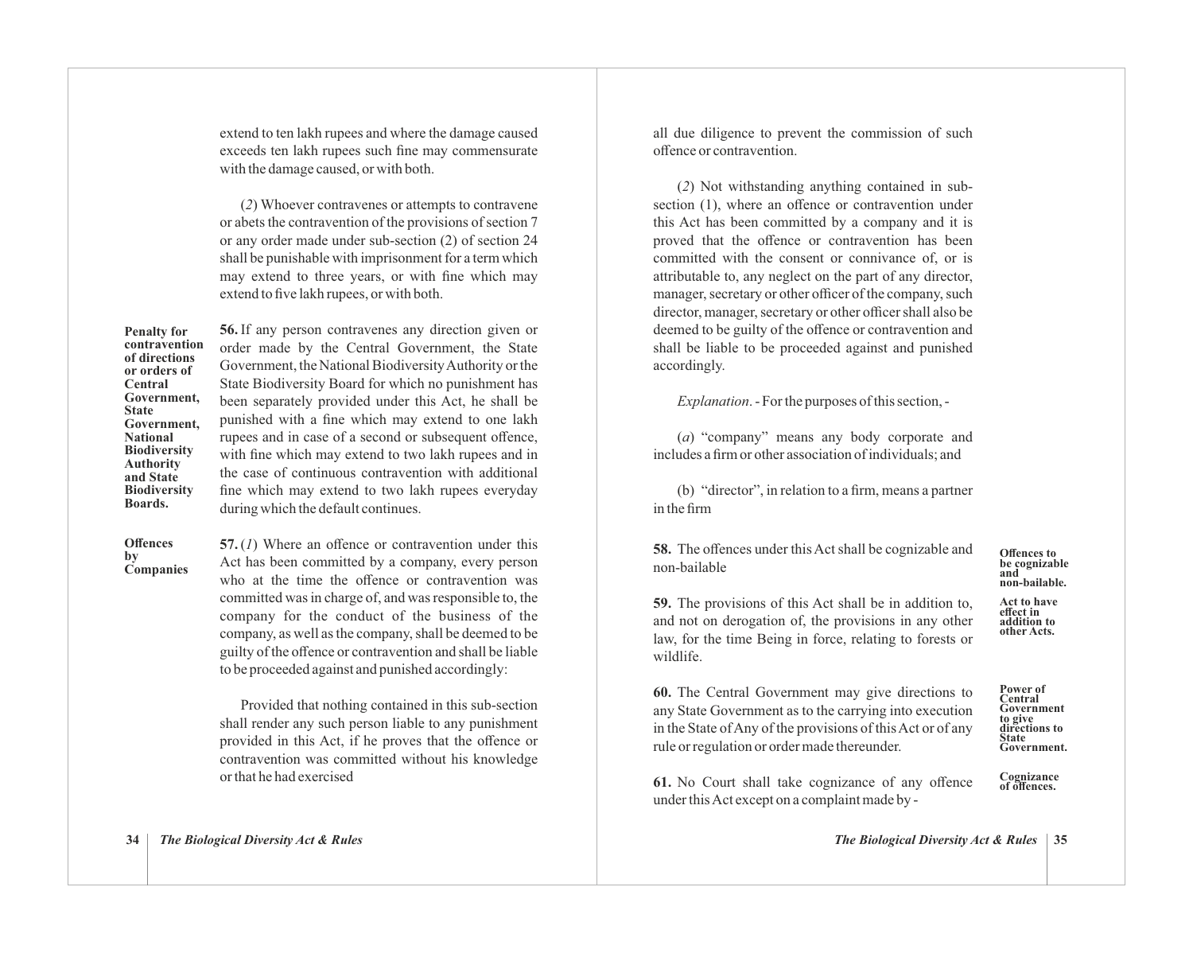extend to ten lakh rupees and where the damage caused exceeds ten lakh rupees such fine may commensurate with the damage caused, or with both.

(*2*) Whoever contravenes or attempts to contravene or abets the contravention of the provisions of section 7 or any order made under sub-section (2) of section 24 shall be punishable with imprisonment for a term which may extend to three years, or with fine which may extend to five lakh rupees, or with both.

**Penalty for contravention of directions or orders of Central Government, State Government, National Biodiversity Authority and State Biodiversity Boards.**

**56.** If any person contravenes any direction given or order made by the Central Government, the State Government, the National Biodiversity Authority or the State Biodiversity Board for which no punishment has been separately provided under this Act, he shall be punished with a fine which may extend to one lakh rupees and in case of a second or subsequent offence, with fine which may extend to two lakh rupees and in the case of continuous contravention with additional fine which may extend to two lakh rupees everyday during which the default continues.

**Offences by Companies**

**57.** (*1*) Where an offence or contravention under this Act has been committed by a company, every person who at the time the offence or contravention was committed was in charge of, and was responsible to, the company for the conduct of the business of the company, as well as the company, shall be deemed to be guilty of the offence or contravention and shall be liable to be proceeded against and punished accordingly:

Provided that nothing contained in this sub-section shall render any such person liable to any punishment provided in this Act, if he proves that the offence or contravention was committed without his knowledge or that he had exercised all due diligence to prevent the commission of such offence or contravention.

(*2*) Not withstanding anything contained in sub-section (1), where an offence or contravention under this Act has been committed by a company and it is proved that the offence or contravention has been committed with the consent or connivance of, or is attributable to, any neglect on the part of any director, manager, secretary or other officer of the company, such director, manager, secretary or other officer shall also be deemed to be guilty of the offence or contravention and shall be liable to be proceeded against and punished accordingly.

*Explanation*. - For the purposes of this section, -

(*a*) "company" means any body corporate and includes a firm or other association of individuals; and

(b) "director", in relation to a firm, means a partner in the firm

**Offences to be cognizable and non-bailable.**

**58.** The offences under this Act shall be cognizable and non-bailable

**Act to have effect in addition to other Acts.**

**59.** The provisions of this Act shall be in addition to, and not on derogation of, the provisions in any other law, for the time Being in force, relating to forests or wildlife.

**Power of Central Government to give directions to State Government.**

**60.** The Central Government may give directions to any State Government as to the carrying into execution in the State of Any of the provisions of this Act or of any rule or regulation or order made thereunder.

**Cognizance of offences.**

**61.** No Court shall take cognizance of any offence under this Act except on a complaint made by -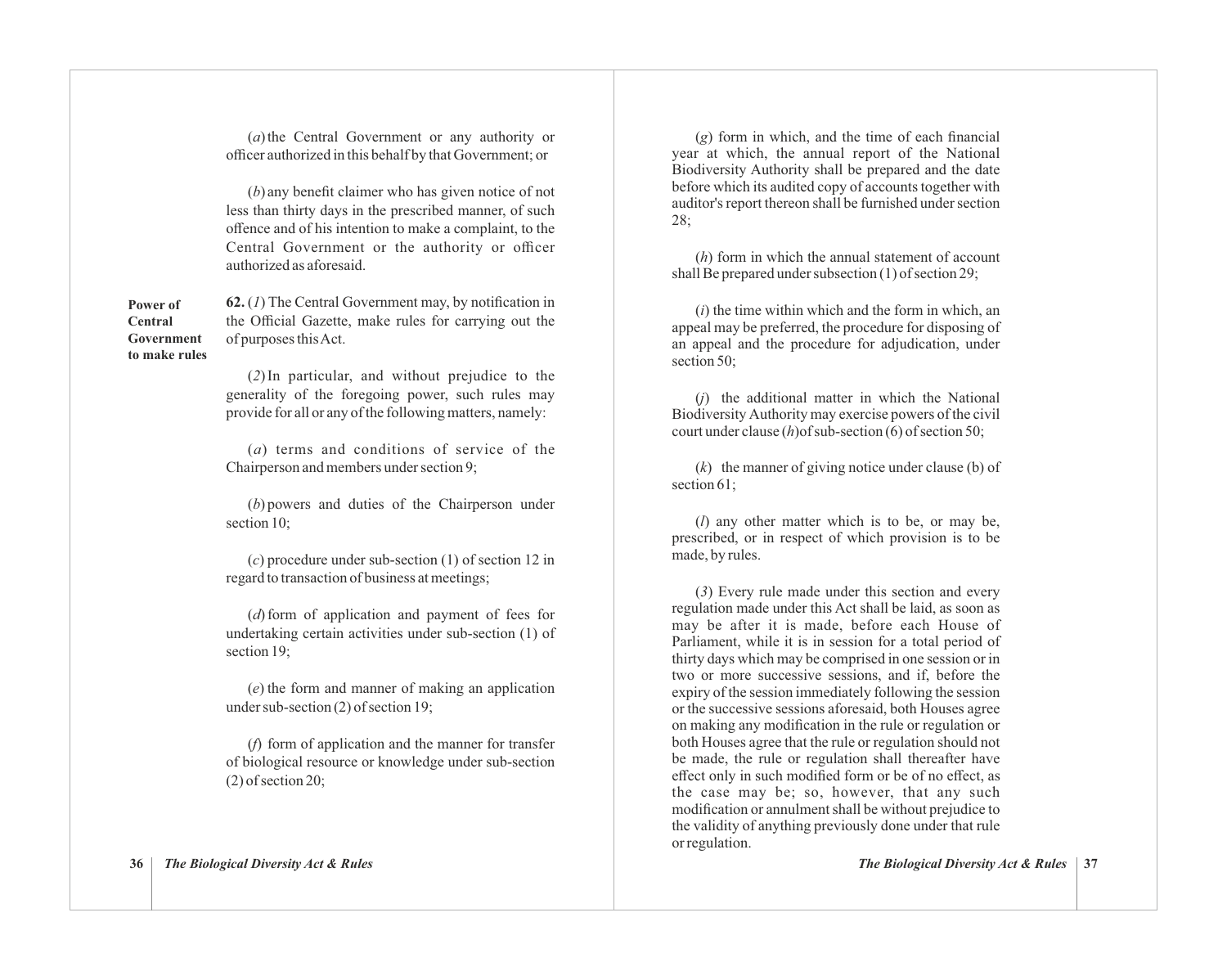(*a*) the Central Government or any authority or officer authorized in this behalf by that Government; or

(*b*) any benefit claimer who has given notice of not less than thirty days in the prescribed manner, of such offence and of his intention to make a complaint, to the Central Government or the authority or officer authorized as aforesaid.

**Power of Central Government to make rules**

**62.** (*1*) The Central Government may, by notification in the Official Gazette, make rules for carrying out the of purposes this Act.

(*2*) In particular, and without prejudice to the generality of the foregoing power, such rules may provide for all or any of the following matters, namely:

(*a*) terms and conditions of service of the Chairperson and members under section 9;

(*b*) powers and duties of the Chairperson under section 10;

(*c*) procedure under sub-section (1) of section 12 in regard to transaction of business at meetings;

(*d*) form of application and payment of fees for undertaking certain activities under sub-section (1) of section 19;

(*e*) the form and manner of making an application under sub-section (2) of section 19;

(*f*) form of application and the manner for transfer of biological resource or knowledge under sub-section (2) of section 20;

(*g*) form in which, and the time of each financial year at which, the annual report of the National Biodiversity Authority shall be prepared and the date before which its audited copy of accounts together with auditor's report thereon shall be furnished under section 28;

(*h*) form in which the annual statement of account shall Be prepared under subsection (1) of section 29;

(*i*) the time within which and the form in which, an appeal may be preferred, the procedure for disposing of an appeal and the procedure for adjudication, under section 50;

(*j*) the additional matter in which the National Biodiversity Authority may exercise powers of the civil court under clause (*h*) of sub-section (6) of section 50;

(*k*) the manner of giving notice under clause (b) of section 61;

(*l*) any other matter which is to be, or may be, prescribed, or in respect of which provision is to be made, by rules.

(*3*) Every rule made under this section and every regulation made under this Act shall be laid, as soon as may be after it is made, before each House of Parliament, while it is in session for a total period of thirty days which may be comprised in one session or in two or more successive sessions, and if, before the expiry of the session immediately following the session or the successive sessions aforesaid, both Houses agree on making any modification in the rule or regulation or both Houses agree that the rule or regulation should not be made, the rule or regulation shall thereafter have effect only in such modified form or be of no effect, as the case may be; so, however, that any such modification or annulment shall be without prejudice to the validity of anything previously done under that rule or regulation.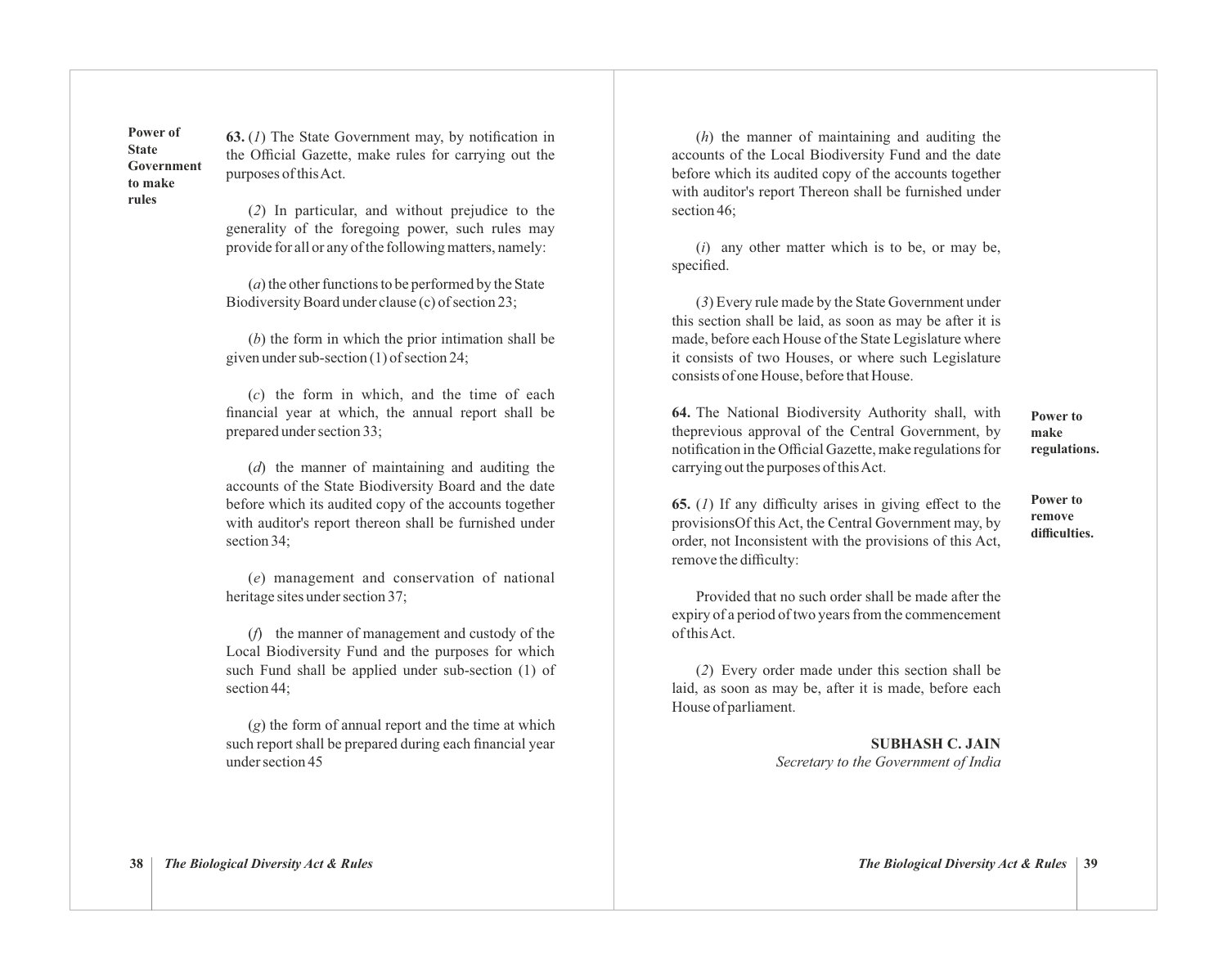**Power of State Government to make rules**

**63.** (*1*) The State Government may, by notification in the Official Gazette, make rules for carrying out the purposes of this Act.

(*2*) In particular, and without prejudice to the generality of the foregoing power, such rules may provide for all or any of the following matters, namely:

(*a*) the other functions to be performed by the State Biodiversity Board under clause (c) of section 23;

(*b*) the form in which the prior intimation shall be given under sub-section (1) of section 24;

(*c*) the form in which, and the time of each financial year at which, the annual report shall be prepared under section 33;

(*d*) the manner of maintaining and auditing the accounts of the State Biodiversity Board and the date before which its audited copy of the accounts together with auditor's report thereon shall be furnished under section 34;

(*e*) management and conservation of national heritage sites under section 37;

(*f*) the manner of management and custody of the Local Biodiversity Fund and the purposes for which such Fund shall be applied under sub-section (1) of section 44;

(*g*) the form of annual report and the time at which such report shall be prepared during each financial year under section 45

(*h*) the manner of maintaining and auditing the accounts of the Local Biodiversity Fund and the date before which its audited copy of the accounts together with auditor's report Thereon shall be furnished under section 46;

(*i*) any other matter which is to be, or may be, specified.

(*3*) Every rule made by the State Government under this section shall be laid, as soon as may be after it is made, before each House of the State Legislature where it consists of two Houses, or where such Legislature consists of one House, before that House.

**Power to make regulations.**

**64.** The National Biodiversity Authority shall, with theprevious approval of the Central Government, by notification in the Official Gazette, make regulations for carrying out the purposes of this Act.

**Power to remove difficulties.**

**65.** (*1*) If any difficulty arises in giving effect to the provisionsOf this Act, the Central Government may, by order, not Inconsistent with the provisions of this Act, remove the difficulty:

Provided that no such order shall be made after the expiry of a period of two years from the commencement of this Act.

(*2*) Every order made under this section shall be laid, as soon as may be, after it is made, before each House of parliament.

**SUBHASH C. JAIN**
*Secretary to the Government of India*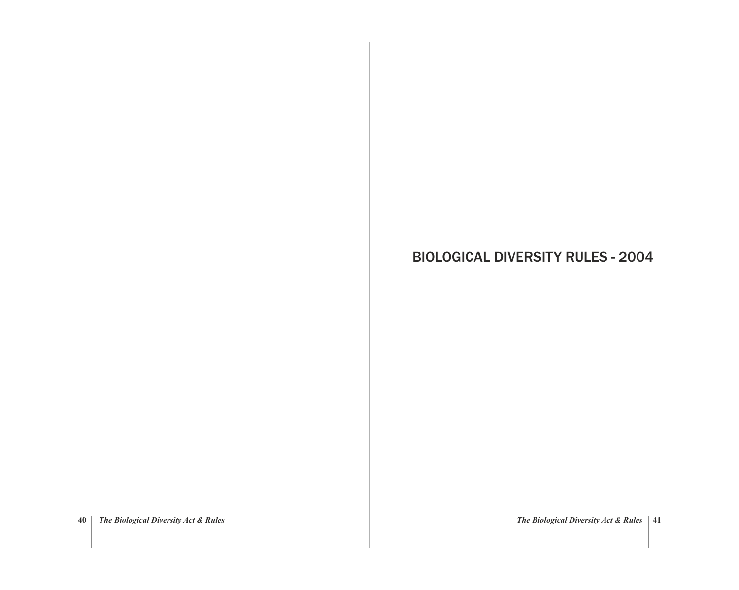# BIOLOGICAL DIVERSITY RULES - 2004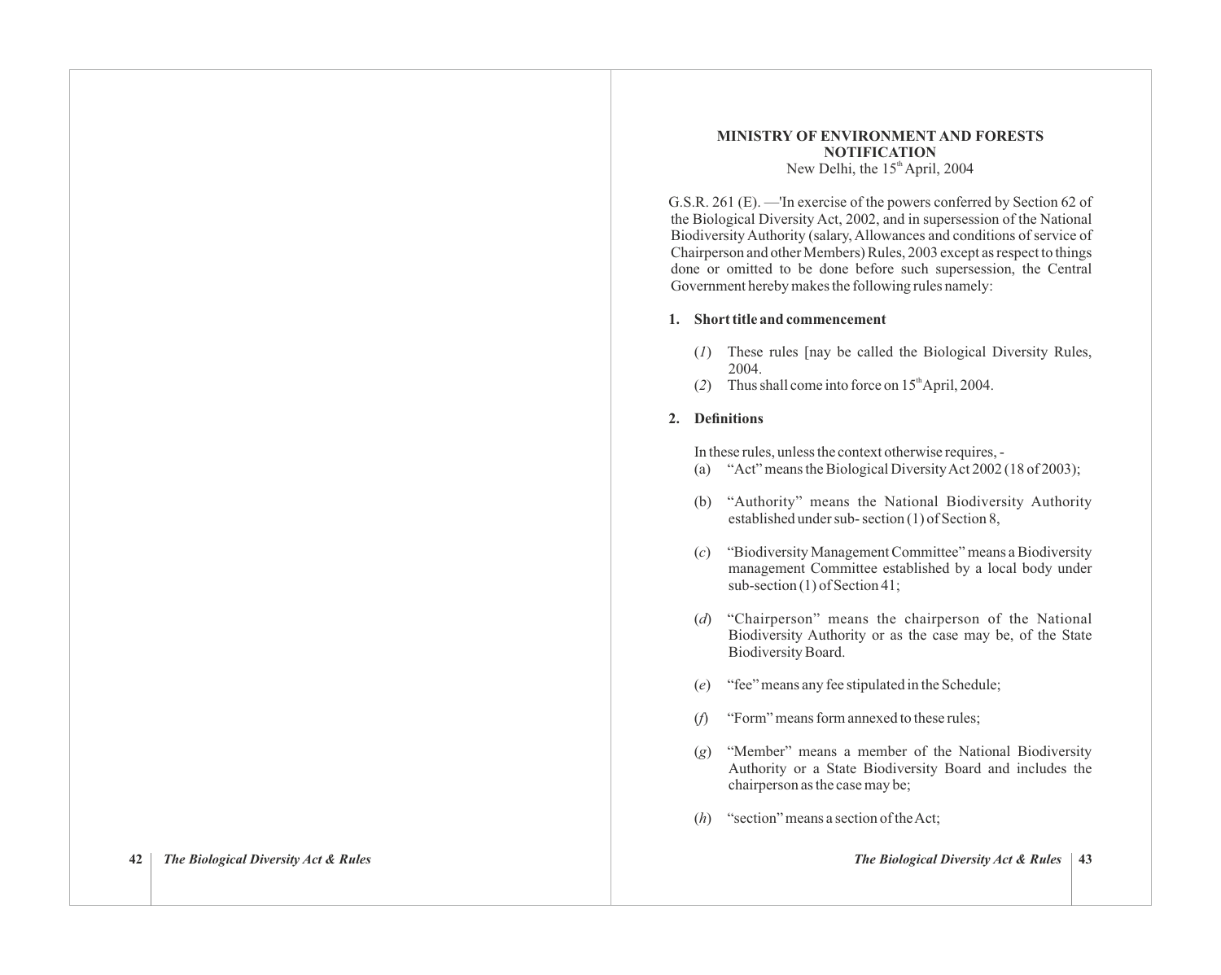**MINISTRY OF ENVIRONMENT AND FORESTS**
**NOTIFICATION**
New Delhi, the 15th April, 2004

G.S.R. 261 (E). —'In exercise of the powers conferred by Section 62 of the Biological Diversity Act, 2002, and in supersession of the National Biodiversity Authority (salary, Allowances and conditions of service of Chairperson and other Members) Rules, 2003 except as respect to things done or omitted to be done before such supersession, the Central Government hereby makes the following rules namely:

**1. Short title and commencement**

(*1*) These rules [nay be called the Biological Diversity Rules, 2004.

(*2*) Thus shall come into force on 15th April, 2004.

**2. Definitions**

In these rules, unless the context otherwise requires, -

(a) "Act" means the Biological Diversity Act 2002 (18 of 2003);

(b) "Authority" means the National Biodiversity Authority established under sub- section (1) of Section 8,

(*c*) "Biodiversity Management Committee" means a Biodiversity management Committee established by a local body under sub-section (1) of Section 41;

(*d*) "Chairperson" means the chairperson of the National Biodiversity Authority or as the case may be, of the State Biodiversity Board.

(*e*) "fee" means any fee stipulated in the Schedule;

(*f*) "Form" means form annexed to these rules;

(*g*) "Member" means a member of the National Biodiversity Authority or a State Biodiversity Board and includes the chairperson as the case may be;

(*h*) "section" means a section of the Act;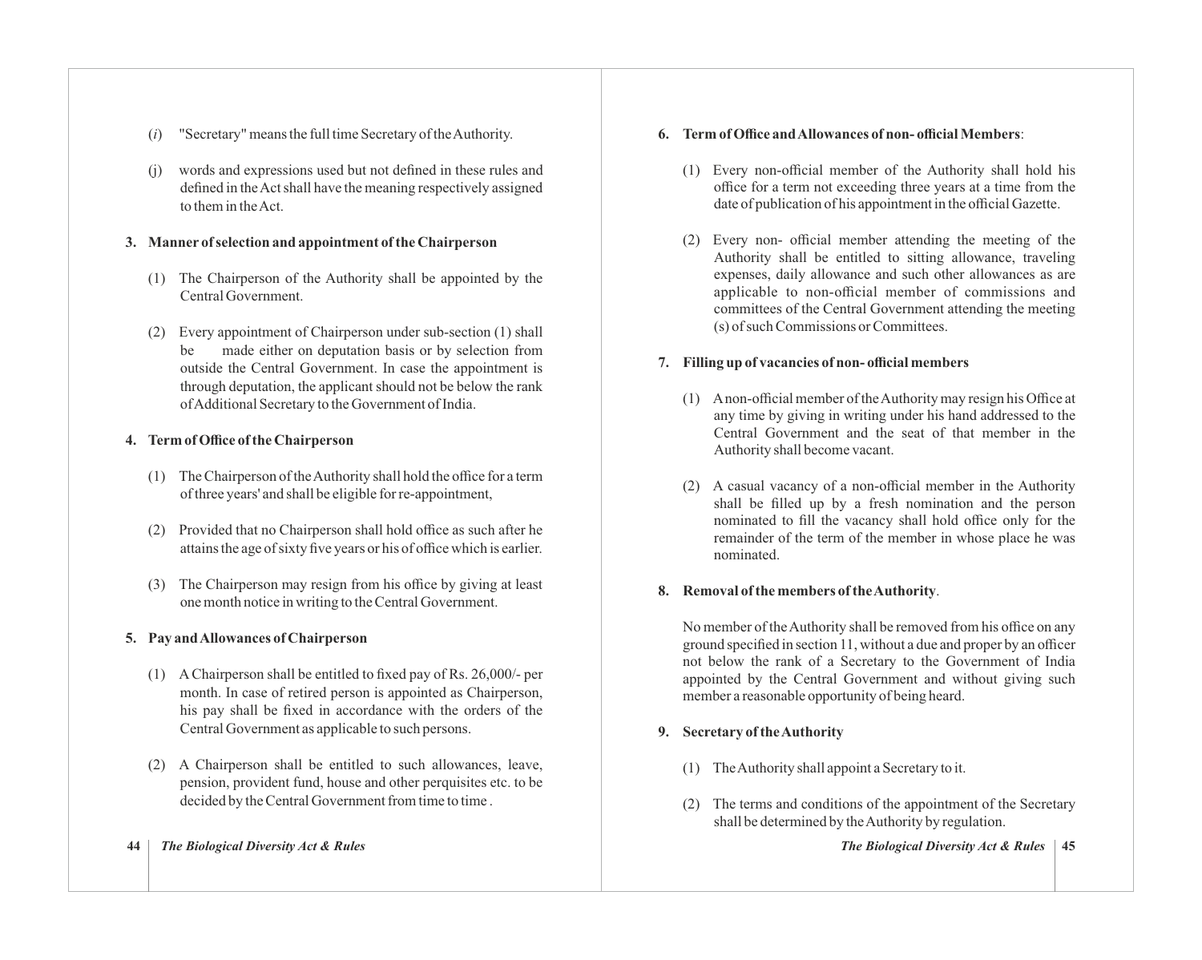(*i*) "Secretary" means the full time Secretary of the Authority.

(j) words and expressions used but not defined in these rules and defined in the Act shall have the meaning respectively assigned to them in the Act.

**3. Manner of selection and appointment of the Chairperson**

(1) The Chairperson of the Authority shall be appointed by the Central Government.

(2) Every appointment of Chairperson under sub-section (1) shall be made either on deputation basis or by selection from outside the Central Government. In case the appointment is through deputation, the applicant should not be below the rank of Additional Secretary to the Government of India.

**4. Term of Office of the Chairperson**

(1) The Chairperson of the Authority shall hold the office for a term of three years' and shall be eligible for re-appointment,

(2) Provided that no Chairperson shall hold office as such after he attains the age of sixty five years or his of office which is earlier.

(3) The Chairperson may resign from his office by giving at least one month notice in writing to the Central Government.

**5. Pay and Allowances of Chairperson**

(1) A Chairperson shall be entitled to fixed pay of Rs. 26,000/- per month. In case of retired person is appointed as Chairperson, his pay shall be fixed in accordance with the orders of the Central Government as applicable to such persons.

(2) A Chairperson shall be entitled to such allowances, leave, pension, provident fund, house and other perquisites etc. to be decided by the Central Government from time to time .

**6. Term of Office and Allowances of non- official Members**:

(1) Every non-official member of the Authority shall hold his office for a term not exceeding three years at a time from the date of publication of his appointment in the official Gazette.

(2) Every non- official member attending the meeting of the Authority shall be entitled to sitting allowance, traveling expenses, daily allowance and such other allowances as are applicable to non-official member of commissions and committees of the Central Government attending the meeting (s) of such Commissions or Committees.

**7. Filling up of vacancies of non- official members**

(1) A non-official member of the Authority may resign his Office at any time by giving in writing under his hand addressed to the Central Government and the seat of that member in the Authority shall become vacant.

(2) A casual vacancy of a non-official member in the Authority shall be filled up by a fresh nomination and the person nominated to fill the vacancy shall hold office only for the remainder of the term of the member in whose place he was nominated.

**8. Removal of the members of the Authority**.

No member of the Authority shall be removed from his office on any ground specified in section 11, without a due and proper by an officer not below the rank of a Secretary to the Government of India appointed by the Central Government and without giving such member a reasonable opportunity of being heard.

**9. Secretary of the Authority**

(1) The Authority shall appoint a Secretary to it.

(2) The terms and conditions of the appointment of the Secretary shall be determined by the Authority by regulation.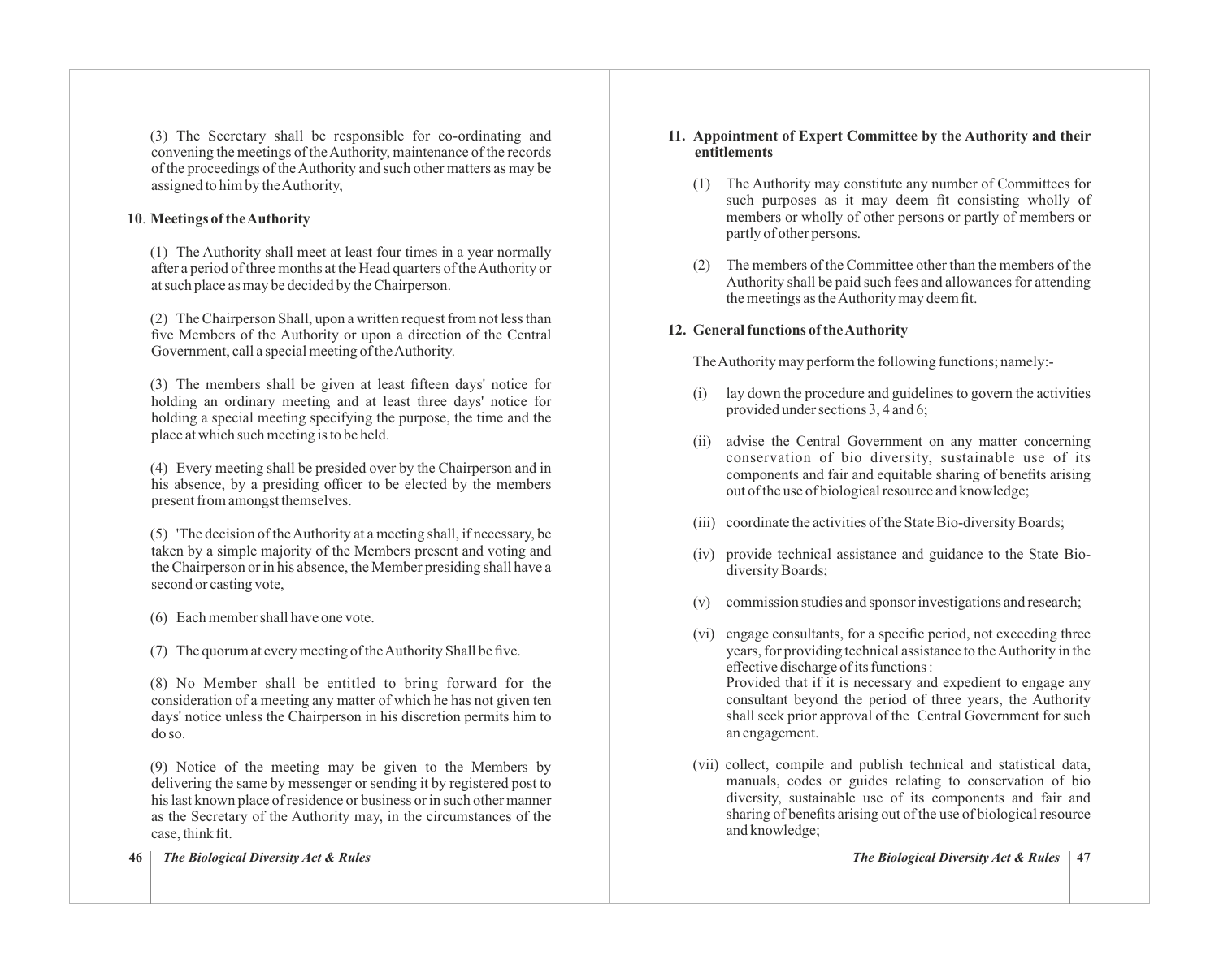(3) The Secretary shall be responsible for co-ordinating and convening the meetings of the Authority, maintenance of the records of the proceedings of the Authority and such other matters as may be assigned to him by the Authority,

**10. Meetings of the Authority**

(1) The Authority shall meet at least four times in a year normally after a period of three months at the Head quarters of the Authority or at such place as may be decided by the Chairperson.

(2) The Chairperson Shall, upon a written request from not less than five Members of the Authority or upon a direction of the Central Government, call a special meeting of the Authority.

(3) The members shall be given at least fifteen days' notice for holding an ordinary meeting and at least three days' notice for holding a special meeting specifying the purpose, the time and the place at which such meeting is to be held.

(4) Every meeting shall be presided over by the Chairperson and in his absence, by a presiding officer to be elected by the members present from amongst themselves.

(5) 'The decision of the Authority at a meeting shall, if necessary, be taken by a simple majority of the Members present and voting and the Chairperson or in his absence, the Member presiding shall have a second or casting vote,

(6) Each member shall have one vote.

(7) The quorum at every meeting of the Authority Shall be five.

(8) No Member shall be entitled to bring forward for the consideration of a meeting any matter of which he has not given ten days' notice unless the Chairperson in his discretion permits him to do so.

(9) Notice of the meeting may be given to the Members by delivering the same by messenger or sending it by registered post to his last known place of residence or business or in such other manner as the Secretary of the Authority may, in the circumstances of the case, think fit.

**11. Appointment of Expert Committee by the Authority and their entitlements**

(1) The Authority may constitute any number of Committees for such purposes as it may deem fit consisting wholly of members or wholly of other persons or partly of members or partly of other persons.

(2) The members of the Committee other than the members of the Authority shall be paid such fees and allowances for attending the meetings as the Authority may deem fit.

**12. General functions of the Authority**

The Authority may perform the following functions; namely:-

(i) lay down the procedure and guidelines to govern the activities provided under sections 3, 4 and 6;

(ii) advise the Central Government on any matter concerning conservation of bio diversity, sustainable use of its components and fair and equitable sharing of benefits arising out of the use of biological resource and knowledge;

(iii) coordinate the activities of the State Bio-diversity Boards;

(iv) provide technical assistance and guidance to the State Bio-diversity Boards;

(v) commission studies and sponsor investigations and research;

(vi) engage consultants, for a specific period, not exceeding three years, for providing technical assistance to the Authority in the effective discharge of its functions :
Provided that if it is necessary and expedient to engage any consultant beyond the period of three years, the Authority shall seek prior approval of the Central Government for such an engagement.

(vii) collect, compile and publish technical and statistical data, manuals, codes or guides relating to conservation of bio diversity, sustainable use of its components and fair and sharing of benefits arising out of the use of biological resource and knowledge;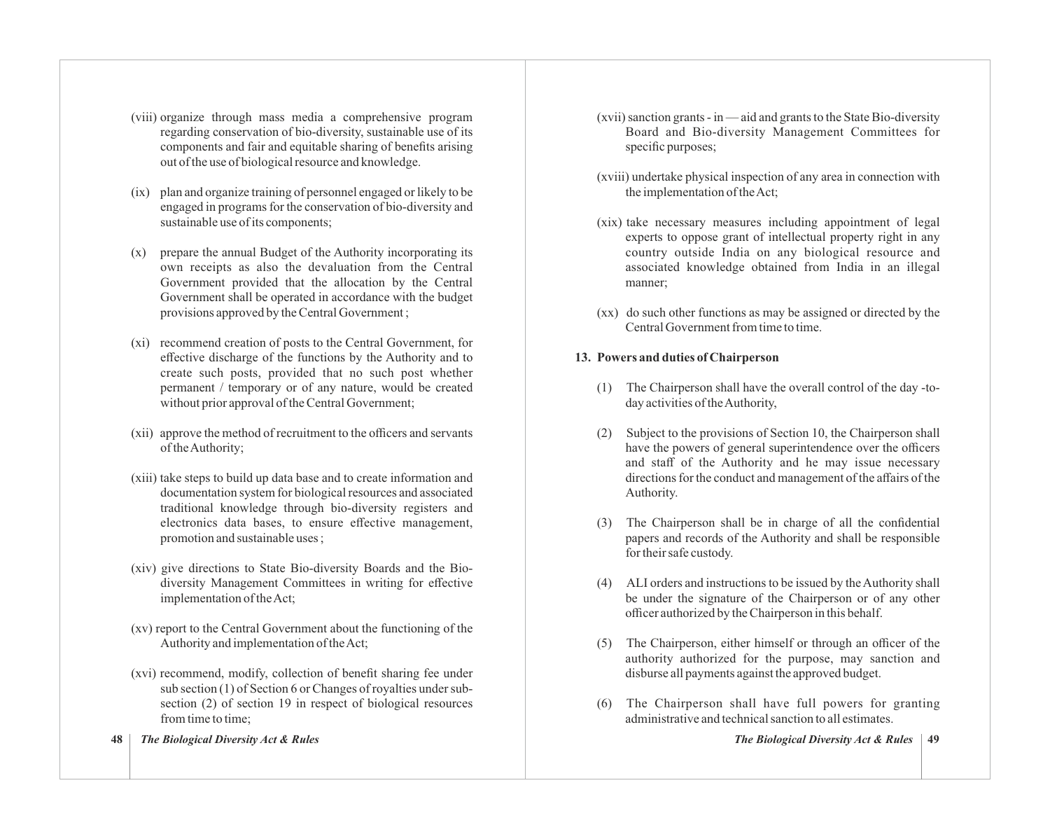(viii) organize through mass media a comprehensive program regarding conservation of bio-diversity, sustainable use of its components and fair and equitable sharing of benefits arising out of the use of biological resource and knowledge.

(ix) plan and organize training of personnel engaged or likely to be engaged in programs for the conservation of bio-diversity and sustainable use of its components;

(x) prepare the annual Budget of the Authority incorporating its own receipts as also the devaluation from the Central Government provided that the allocation by the Central Government shall be operated in accordance with the budget provisions approved by the Central Government ;

(xi) recommend creation of posts to the Central Government, for effective discharge of the functions by the Authority and to create such posts, provided that no such post whether permanent / temporary or of any nature, would be created without prior approval of the Central Government;

(xii) approve the method of recruitment to the officers and servants of the Authority;

(xiii) take steps to build up data base and to create information and documentation system for biological resources and associated traditional knowledge through bio-diversity registers and electronics data bases, to ensure effective management, promotion and sustainable uses ;

(xiv) give directions to State Bio-diversity Boards and the Bio-diversity Management Committees in writing for effective implementation of the Act;

(xv) report to the Central Government about the functioning of the Authority and implementation of the Act;

(xvi) recommend, modify, collection of benefit sharing fee under sub section (1) of Section 6 or Changes of royalties under sub-section (2) of section 19 in respect of biological resources from time to time;

(xvii) sanction grants - in — aid and grants to the State Bio-diversity Board and Bio-diversity Management Committees for specific purposes;

(xviii) undertake physical inspection of any area in connection with the implementation of the Act;

(xix) take necessary measures including appointment of legal experts to oppose grant of intellectual property right in any country outside India on any biological resource and associated knowledge obtained from India in an illegal manner;

(xx) do such other functions as may be assigned or directed by the Central Government from time to time.

**13. Powers and duties of Chairperson**

(1) The Chairperson shall have the overall control of the day -to-day activities of the Authority,

(2) Subject to the provisions of Section 10, the Chairperson shall have the powers of general superintendence over the officers and staff of the Authority and he may issue necessary directions for the conduct and management of the affairs of the Authority.

(3) The Chairperson shall be in charge of all the confidential papers and records of the Authority and shall be responsible for their safe custody.

(4) ALI orders and instructions to be issued by the Authority shall be under the signature of the Chairperson or of any other officer authorized by the Chairperson in this behalf.

(5) The Chairperson, either himself or through an officer of the authority authorized for the purpose, may sanction and disburse all payments against the approved budget.

(6) The Chairperson shall have full powers for granting administrative and technical sanction to all estimates.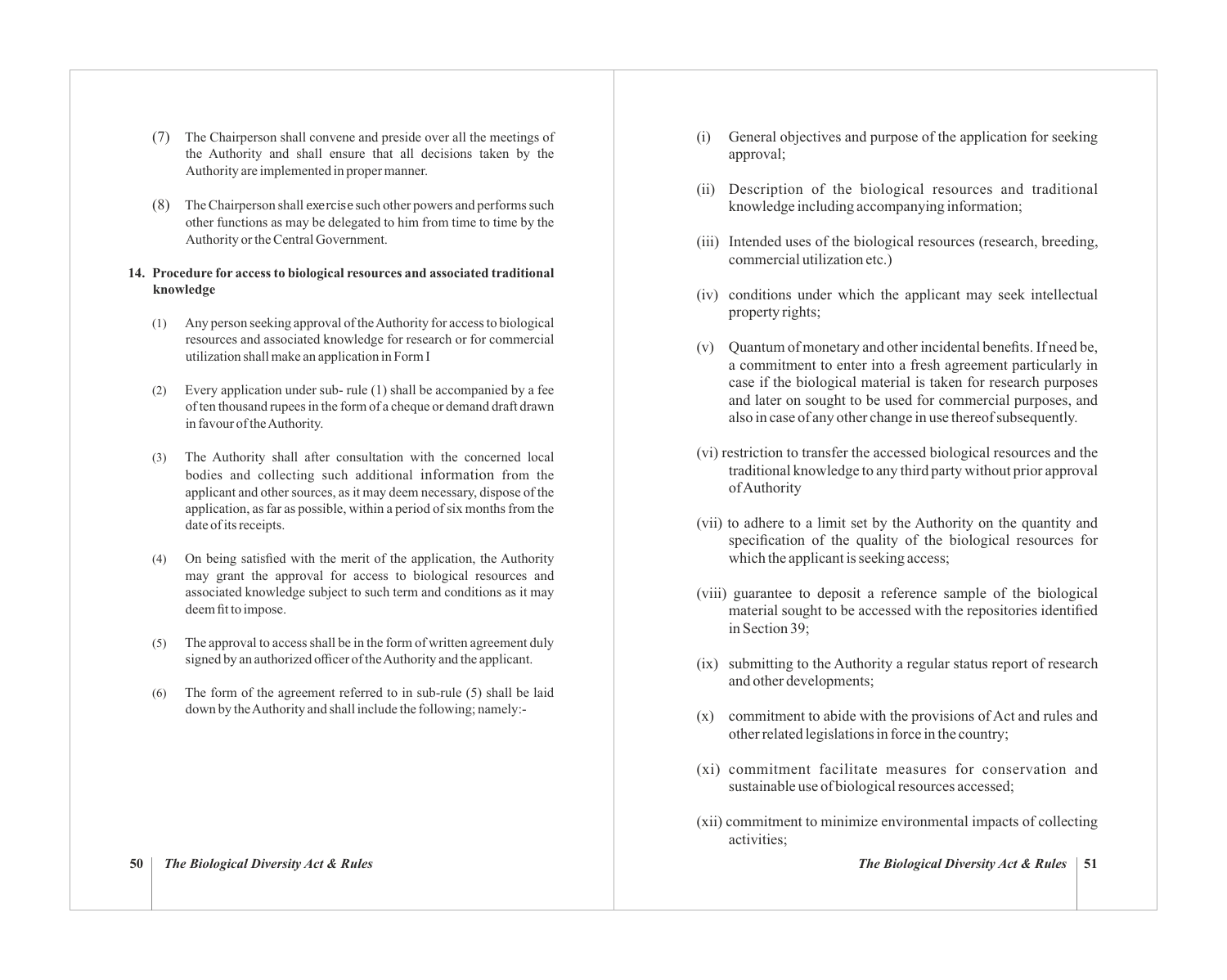(7) The Chairperson shall convene and preside over all the meetings of the Authority and shall ensure that all decisions taken by the Authority are implemented in proper manner.

(8) The Chairperson shall exercise such other powers and performs such other functions as may be delegated to him from time to time by the Authority or the Central Government.

**14. Procedure for access to biological resources and associated traditional knowledge**

(1) Any person seeking approval of the Authority for access to biological resources and associated knowledge for research or for commercial utilization shall make an application in Form I

(2) Every application under sub- rule (1) shall be accompanied by a fee of ten thousand rupees in the form of a cheque or demand draft drawn in favour of the Authority.

(3) The Authority shall after consultation with the concerned local bodies and collecting such additional information from the applicant and other sources, as it may deem necessary, dispose of the application, as far as possible, within a period of six months from the date of its receipts.

(4) On being satisfied with the merit of the application, the Authority may grant the approval for access to biological resources and associated knowledge subject to such term and conditions as it may deem fit to impose.

(5) The approval to access shall be in the form of written agreement duly signed by an authorized officer of the Authority and the applicant.

(6) The form of the agreement referred to in sub-rule (5) shall be laid down by the Authority and shall include the following; namely:-

(i) General objectives and purpose of the application for seeking approval;

(ii) Description of the biological resources and traditional knowledge including accompanying information;

(iii) Intended uses of the biological resources (research, breeding, commercial utilization etc.)

(iv) conditions under which the applicant may seek intellectual property rights;

(v) Quantum of monetary and other incidental benefits. If need be, a commitment to enter into a fresh agreement particularly in case if the biological material is taken for research purposes and later on sought to be used for commercial purposes, and also in case of any other change in use thereof subsequently.

(vi) restriction to transfer the accessed biological resources and the traditional knowledge to any third party without prior approval of Authority

(vii) to adhere to a limit set by the Authority on the quantity and specification of the quality of the biological resources for which the applicant is seeking access;

(viii) guarantee to deposit a reference sample of the biological material sought to be accessed with the repositories identified in Section 39;

(ix) submitting to the Authority a regular status report of research and other developments;

(x) commitment to abide with the provisions of Act and rules and other related legislations in force in the country;

(xi) commitment facilitate measures for conservation and sustainable use of biological resources accessed;

(xii) commitment to minimize environmental impacts of collecting activities;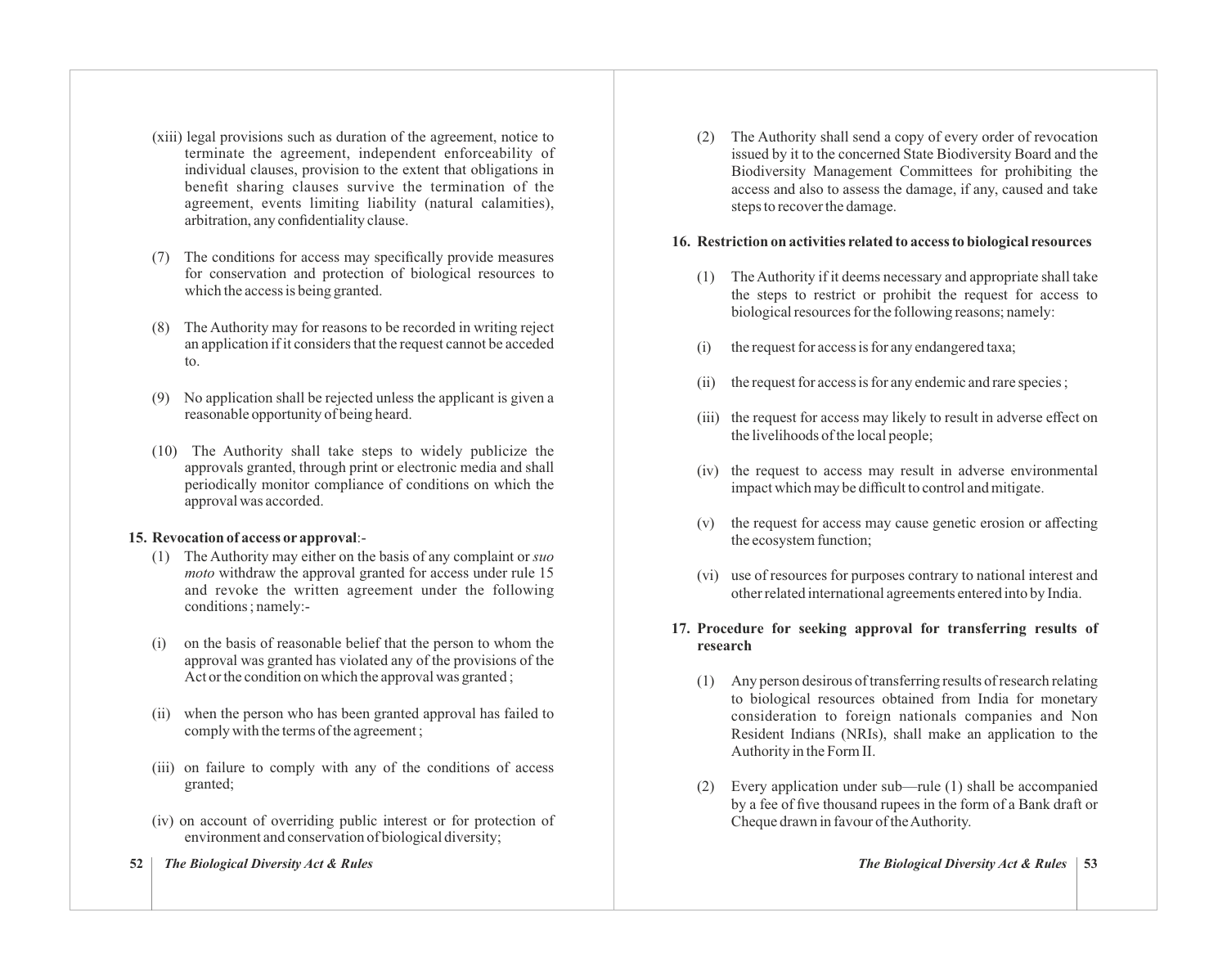(xiii) legal provisions such as duration of the agreement, notice to terminate the agreement, independent enforceability of individual clauses, provision to the extent that obligations in benefit sharing clauses survive the termination of the agreement, events limiting liability (natural calamities), arbitration, any confidentiality clause.

(7) The conditions for access may specifically provide measures for conservation and protection of biological resources to which the access is being granted.

(8) The Authority may for reasons to be recorded in writing reject an application if it considers that the request cannot be acceded to.

(9) No application shall be rejected unless the applicant is given a reasonable opportunity of being heard.

(10) The Authority shall take steps to widely publicize the approvals granted, through print or electronic media and shall periodically monitor compliance of conditions on which the approval was accorded.

**15. Revocation of access or approval**:-

(1) The Authority may either on the basis of any complaint or *suo moto* withdraw the approval granted for access under rule 15 and revoke the written agreement under the following conditions ; namely:-

(i) on the basis of reasonable belief that the person to whom the approval was granted has violated any of the provisions of the Act or the condition on which the approval was granted ;

(ii) when the person who has been granted approval has failed to comply with the terms of the agreement ;

(iii) on failure to comply with any of the conditions of access granted;

(iv) on account of overriding public interest or for protection of environment and conservation of biological diversity;

(2) The Authority shall send a copy of every order of revocation issued by it to the concerned State Biodiversity Board and the Biodiversity Management Committees for prohibiting the access and also to assess the damage, if any, caused and take steps to recover the damage.

**16. Restriction on activities related to access to biological resources**

(1) The Authority if it deems necessary and appropriate shall take the steps to restrict or prohibit the request for access to biological resources for the following reasons; namely:

(i) the request for access is for any endangered taxa;

(ii) the request for access is for any endemic and rare species ;

(iii) the request for access may likely to result in adverse effect on the livelihoods of the local people;

(iv) the request to access may result in adverse environmental impact which may be difficult to control and mitigate.

(v) the request for access may cause genetic erosion or affecting the ecosystem function;

(vi) use of resources for purposes contrary to national interest and other related international agreements entered into by India.

**17. Procedure for seeking approval for transferring results of research**

(1) Any person desirous of transferring results of research relating to biological resources obtained from India for monetary consideration to foreign nationals companies and Non Resident Indians (NRIs), shall make an application to the Authority in the Form II.

(2) Every application under sub—rule (1) shall be accompanied by a fee of five thousand rupees in the form of a Bank draft or Cheque drawn in favour of the Authority.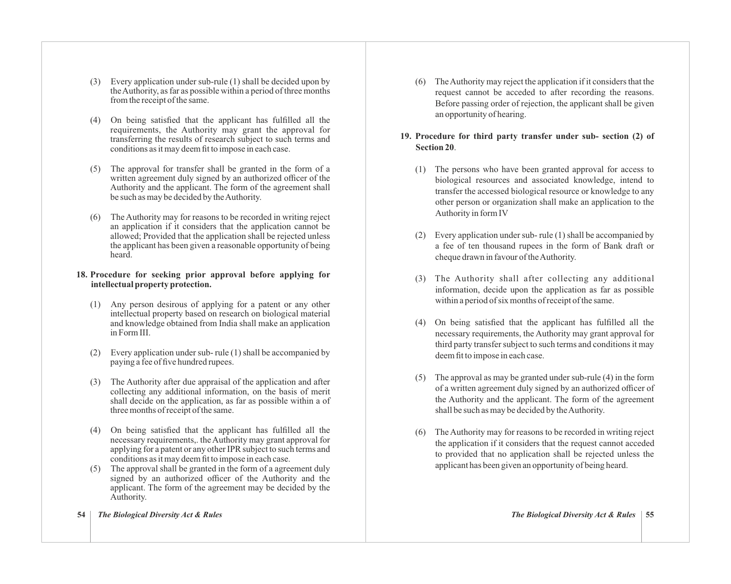(3) Every application under sub-rule (1) shall be decided upon by the Authority, as far as possible within a period of three months from the receipt of the same.

(4) On being satisfied that the applicant has fulfilled all the requirements, the Authority may grant the approval for transferring the results of research subject to such terms and conditions as it may deem fit to impose in each case.

(5) The approval for transfer shall be granted in the form of a written agreement duly signed by an authorized officer of the Authority and the applicant. The form of the agreement shall be such as may be decided by the Authority.

(6) The Authority may for reasons to be recorded in writing reject an application if it considers that the application cannot be allowed; Provided that the application shall be rejected unless the applicant has been given a reasonable opportunity of being heard.

**18. Procedure for seeking prior approval before applying for intellectual property protection.**

(1) Any person desirous of applying for a patent or any other intellectual property based on research on biological material and knowledge obtained from India shall make an application in Form III.

(2) Every application under sub- rule (1) shall be accompanied by paying a fee of five hundred rupees.

(3) The Authority after due appraisal of the application and after collecting any additional information, on the basis of merit shall decide on the application, as far as possible within a of three months of receipt of the same.

(4) On being satisfied that the applicant has fulfilled all the necessary requirements,. the Authority may grant approval for applying for a patent or any other IPR subject to such terms and conditions as it may deem fit to impose in each case.

(5) The approval shall be granted in the form of a agreement duly signed by an authorized officer of the Authority and the applicant. The form of the agreement may be decided by the Authority.

(6) The Authority may reject the application if it considers that the request cannot be acceded to after recording the reasons. Before passing order of rejection, the applicant shall be given an opportunity of hearing.

**19. Procedure for third party transfer under sub- section (2) of Section 20**.

(1) The persons who have been granted approval for access to biological resources and associated knowledge, intend to transfer the accessed biological resource or knowledge to any other person or organization shall make an application to the Authority in form IV

(2) Every application under sub- rule (1) shall be accompanied by a fee of ten thousand rupees in the form of Bank draft or cheque drawn in favour of the Authority.

(3) The Authority shall after collecting any additional information, decide upon the application as far as possible within a period of six months of receipt of the same.

(4) On being satisfied that the applicant has fulfilled all the necessary requirements, the Authority may grant approval for third party transfer subject to such terms and conditions it may deem fit to impose in each case.

(5) The approval as may be granted under sub-rule (4) in the form of a written agreement duly signed by an authorized officer of the Authority and the applicant. The form of the agreement shall be such as may be decided by the Authority.

(6) The Authority may for reasons to be recorded in writing reject the application if it considers that the request cannot acceded to provided that no application shall be rejected unless the applicant has been given an opportunity of being heard.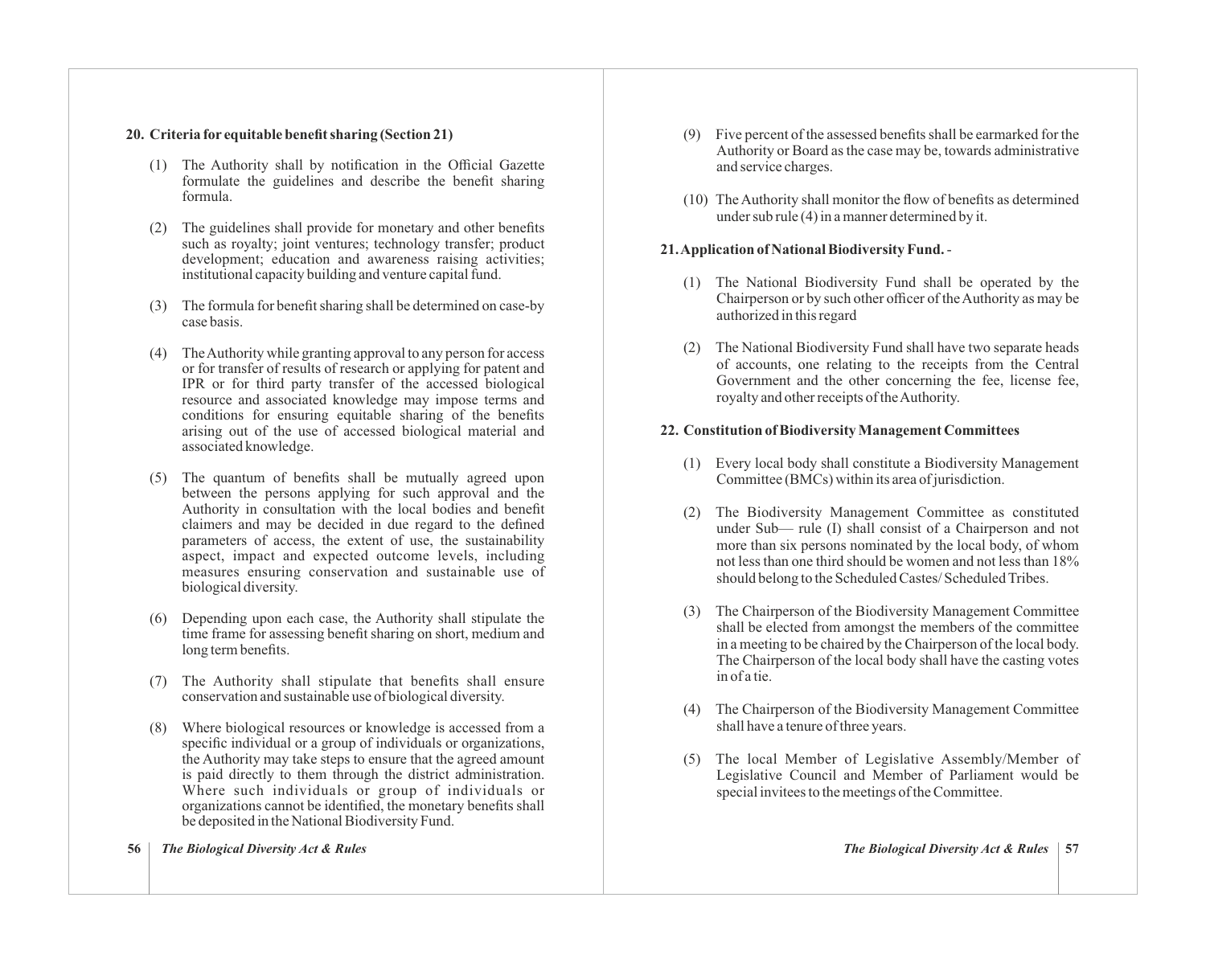### 20. Criteria for equitable benefit sharing (Section 21)

(1) The Authority shall by notification in the Official Gazette formulate the guidelines and describe the benefit sharing formula.

(2) The guidelines shall provide for monetary and other benefits such as royalty; joint ventures; technology transfer; product development; education and awareness raising activities; institutional capacity building and venture capital fund.

(3) The formula for benefit sharing shall be determined on case-by case basis.

(4) The Authority while granting approval to any person for access or for transfer of results of research or applying for patent and IPR or for third party transfer of the accessed biological resource and associated knowledge may impose terms and conditions for ensuring equitable sharing of the benefits arising out of the use of accessed biological material and associated knowledge.

(5) The quantum of benefits shall be mutually agreed upon between the persons applying for such approval and the Authority in consultation with the local bodies and benefit claimers and may be decided in due regard to the defined parameters of access, the extent of use, the sustainability aspect, impact and expected outcome levels, including measures ensuring conservation and sustainable use of biological diversity.

(6) Depending upon each case, the Authority shall stipulate the time frame for assessing benefit sharing on short, medium and long term benefits.

(7) The Authority shall stipulate that benefits shall ensure conservation and sustainable use of biological diversity.

(8) Where biological resources or knowledge is accessed from a specific individual or a group of individuals or organizations, the Authority may take steps to ensure that the agreed amount is paid directly to them through the district administration. Where such individuals or group of individuals or organizations cannot be identified, the monetary benefits shall be deposited in the National Biodiversity Fund.

(9) Five percent of the assessed benefits shall be earmarked for the Authority or Board as the case may be, towards administrative and service charges.

(10) The Authority shall monitor the flow of benefits as determined under sub rule (4) in a manner determined by it.

### 21. Application of National Biodiversity Fund. -

(1) The National Biodiversity Fund shall be operated by the Chairperson or by such other officer of the Authority as may be authorized in this regard

(2) The National Biodiversity Fund shall have two separate heads of accounts, one relating to the receipts from the Central Government and the other concerning the fee, license fee, royalty and other receipts of the Authority.

### 22. Constitution of Biodiversity Management Committees

(1) Every local body shall constitute a Biodiversity Management Committee (BMCs) within its area of jurisdiction.

(2) The Biodiversity Management Committee as constituted under Sub— rule (I) shall consist of a Chairperson and not more than six persons nominated by the local body, of whom not less than one third should be women and not less than 18% should belong to the Scheduled Castes/ Scheduled Tribes.

(3) The Chairperson of the Biodiversity Management Committee shall be elected from amongst the members of the committee in a meeting to be chaired by the Chairperson of the local body. The Chairperson of the local body shall have the casting votes in of a tie.

(4) The Chairperson of the Biodiversity Management Committee shall have a tenure of three years.

(5) The local Member of Legislative Assembly/Member of Legislative Council and Member of Parliament would be special invitees to the meetings of the Committee.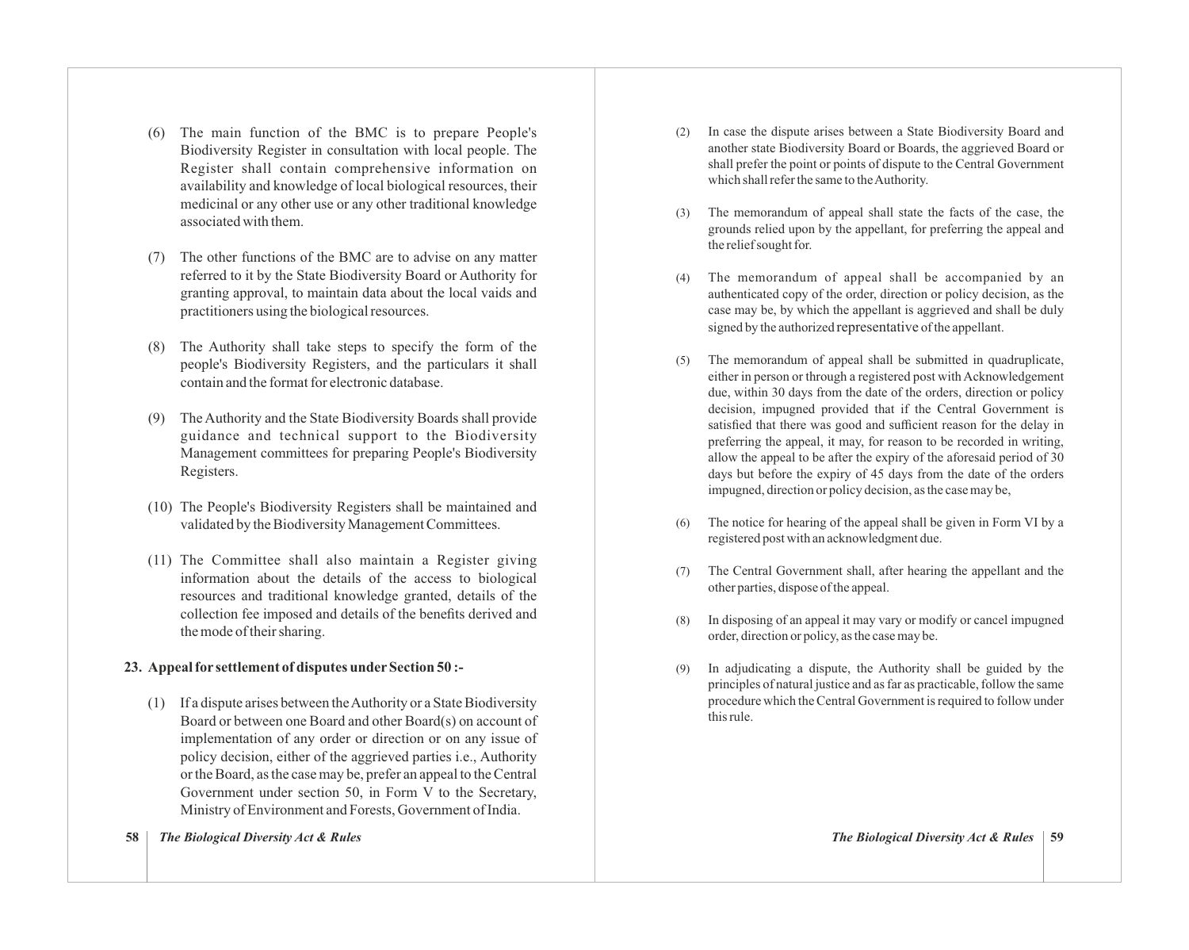(6) The main function of the BMC is to prepare People's Biodiversity Register in consultation with local people. The Register shall contain comprehensive information on availability and knowledge of local biological resources, their medicinal or any other use or any other traditional knowledge associated with them.

(7) The other functions of the BMC are to advise on any matter referred to it by the State Biodiversity Board or Authority for granting approval, to maintain data about the local vaids and practitioners using the biological resources.

(8) The Authority shall take steps to specify the form of the people's Biodiversity Registers, and the particulars it shall contain and the format for electronic database.

(9) The Authority and the State Biodiversity Boards shall provide guidance and technical support to the Biodiversity Management committees for preparing People's Biodiversity Registers.

(10) The People's Biodiversity Registers shall be maintained and validated by the Biodiversity Management Committees.

(11) The Committee shall also maintain a Register giving information about the details of the access to biological resources and traditional knowledge granted, details of the collection fee imposed and details of the benefits derived and the mode of their sharing.

**23. Appeal for settlement of disputes under Section 50 :-**

(1) If a dispute arises between the Authority or a State Biodiversity Board or between one Board and other Board(s) on account of implementation of any order or direction or on any issue of policy decision, either of the aggrieved parties i.e., Authority or the Board, as the case may be, prefer an appeal to the Central Government under section 50, in Form V to the Secretary, Ministry of Environment and Forests, Government of India.

(2) In case the dispute arises between a State Biodiversity Board and another state Biodiversity Board or Boards, the aggrieved Board or shall prefer the point or points of dispute to the Central Government which shall refer the same to the Authority.

(3) The memorandum of appeal shall state the facts of the case, the grounds relied upon by the appellant, for preferring the appeal and the relief sought for.

(4) The memorandum of appeal shall be accompanied by an authenticated copy of the order, direction or policy decision, as the case may be, by which the appellant is aggrieved and shall be duly signed by the authorized representative of the appellant.

(5) The memorandum of appeal shall be submitted in quadruplicate, either in person or through a registered post with Acknowledgement due, within 30 days from the date of the orders, direction or policy decision, impugned provided that if the Central Government is satisfied that there was good and sufficient reason for the delay in preferring the appeal, it may, for reason to be recorded in writing, allow the appeal to be after the expiry of the aforesaid period of 30 days but before the expiry of 45 days from the date of the orders impugned, direction or policy decision, as the case may be,

(6) The notice for hearing of the appeal shall be given in Form VI by a registered post with an acknowledgment due.

(7) The Central Government shall, after hearing the appellant and the other parties, dispose of the appeal.

(8) In disposing of an appeal it may vary or modify or cancel impugned order, direction or policy, as the case may be.

(9) In adjudicating a dispute, the Authority shall be guided by the principles of natural justice and as far as practicable, follow the same procedure which the Central Government is required to follow under this rule.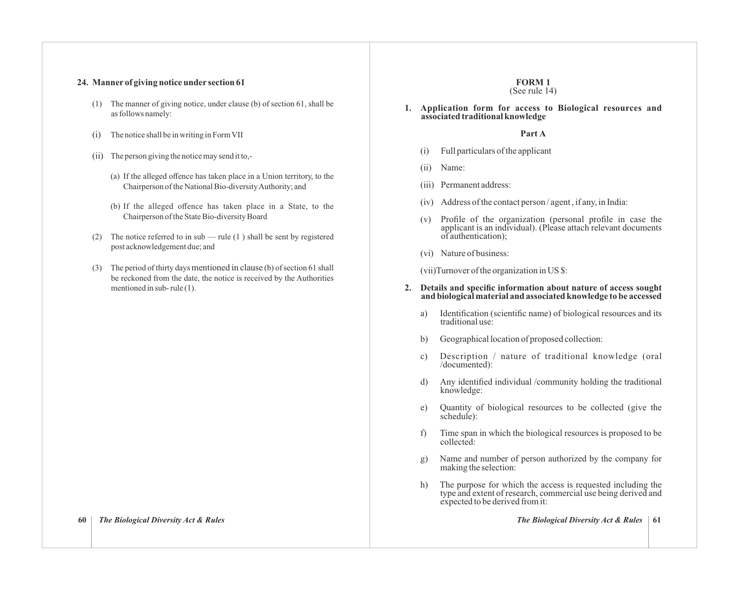## 24. Manner of giving notice under section 61

(1) The manner of giving notice, under clause (b) of section 61, shall be as follows namely:

(i) The notice shall be in writing in Form VII

(ii) The person giving the notice may send it to,-

(a) If the alleged offence has taken place in a Union territory, to the Chairperson of the National Bio-diversity Authority; and

(b) If the alleged offence has taken place in a State, to the Chairperson of the State Bio-diversity Board

(2) The notice referred to in sub — rule (1 ) shall be sent by registered post acknowledgement due; and

(3) The period of thirty days mentioned in clause (b) of section 61 shall be reckoned from the date, the notice is received by the Authorities mentioned in sub- rule (1).

## FORM 1
(See rule 14)

**1. Application form for access to Biological resources and associated traditional knowledge**

**Part A**

(i) Full particulars of the applicant

(ii) Name:

(iii) Permanent address:

(iv) Address of the contact person / agent , if any, in India:

(v) Profile of the organization (personal profile in case the applicant is an individual). (Please attach relevant documents of authentication);

(vi) Nature of business:

(vii)Turnover of the organization in US $:

**2. Details and specific information about nature of access sought and biological material and associated knowledge to be accessed**

a) Identification (scientific name) of biological resources and its traditional use:

b) Geographical location of proposed collection:

c) Description / nature of traditional knowledge (oral /documented):

d) Any identified individual /community holding the traditional knowledge:

e) Quantity of biological resources to be collected (give the schedule):

f) Time span in which the biological resources is proposed to be collected:

g) Name and number of person authorized by the company for making the selection:

h) The purpose for which the access is requested including the type and extent of research, commercial use being derived and expected to be derived from it: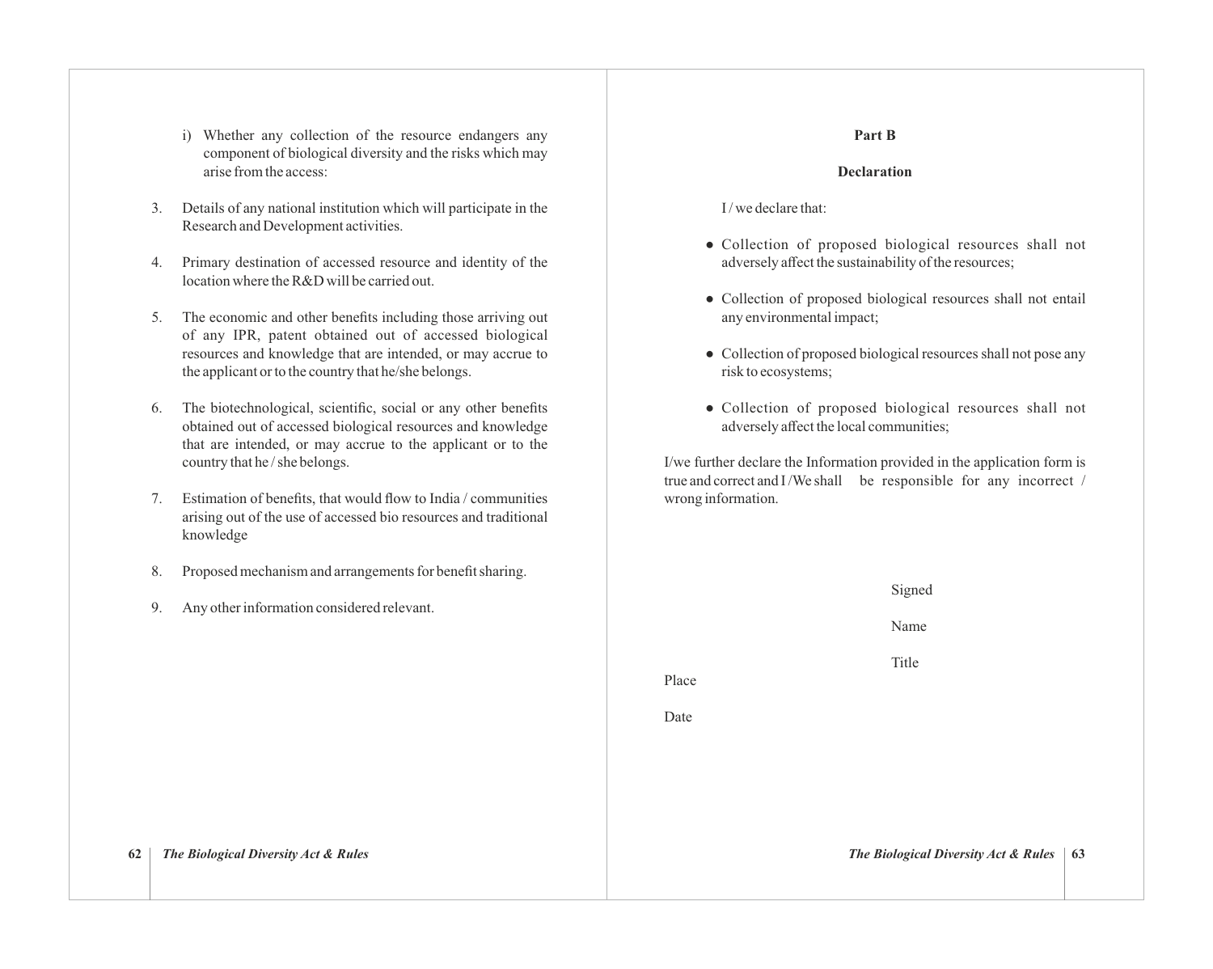i) Whether any collection of the resource endangers any component of biological diversity and the risks which may arise from the access:

3. Details of any national institution which will participate in the Research and Development activities.

4. Primary destination of accessed resource and identity of the location where the R&D will be carried out.

5. The economic and other benefits including those arriving out of any IPR, patent obtained out of accessed biological resources and knowledge that are intended, or may accrue to the applicant or to the country that he/she belongs.

6. The biotechnological, scientific, social or any other benefits obtained out of accessed biological resources and knowledge that are intended, or may accrue to the applicant or to the country that he / she belongs.

7. Estimation of benefits, that would flow to India / communities arising out of the use of accessed bio resources and traditional knowledge

8. Proposed mechanism and arrangements for benefit sharing.

9. Any other information considered relevant.

**Part B**

**Declaration**

I / we declare that:

- Collection of proposed biological resources shall not adversely affect the sustainability of the resources;
- Collection of proposed biological resources shall not entail any environmental impact;
- Collection of proposed biological resources shall not pose any risk to ecosystems;
- Collection of proposed biological resources shall not adversely affect the local communities;

I/we further declare the Information provided in the application form is true and correct and I /We shall be responsible for any incorrect / wrong information.

Signed

Name

Title

Place

Date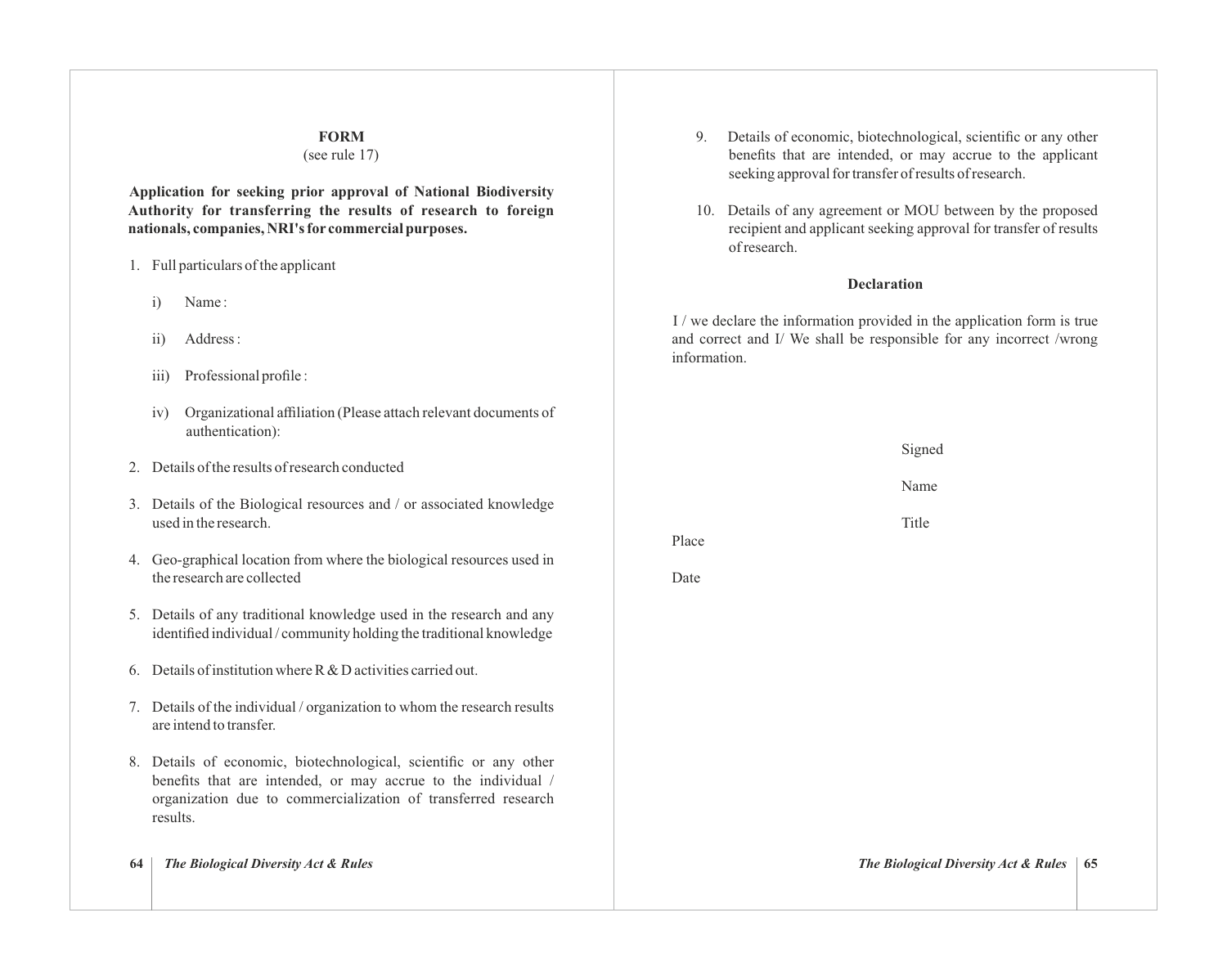**FORM**

(see rule 17)

**Application for seeking prior approval of National Biodiversity Authority for transferring the results of research to foreign nationals, companies, NRI's for commercial purposes.**

1. Full particulars of the applicant

   i) Name :

   ii) Address :

   iii) Professional profile :

   iv) Organizational affiliation (Please attach relevant documents of authentication):

2. Details of the results of research conducted

3. Details of the Biological resources and / or associated knowledge used in the research.

4. Geo-graphical location from where the biological resources used in the research are collected

5. Details of any traditional knowledge used in the research and any identified individual / community holding the traditional knowledge

6. Details of institution where R & D activities carried out.

7. Details of the individual / organization to whom the research results are intend to transfer.

8. Details of economic, biotechnological, scientific or any other benefits that are intended, or may accrue to the individual / organization due to commercialization of transferred research results.

9. Details of economic, biotechnological, scientific or any other benefits that are intended, or may accrue to the applicant seeking approval for transfer of results of research.

10. Details of any agreement or MOU between by the proposed recipient and applicant seeking approval for transfer of results of research.

**Declaration**

I / we declare the information provided in the application form is true and correct and I/ We shall be responsible for any incorrect /wrong information.

Signed

Name

Title

Place

Date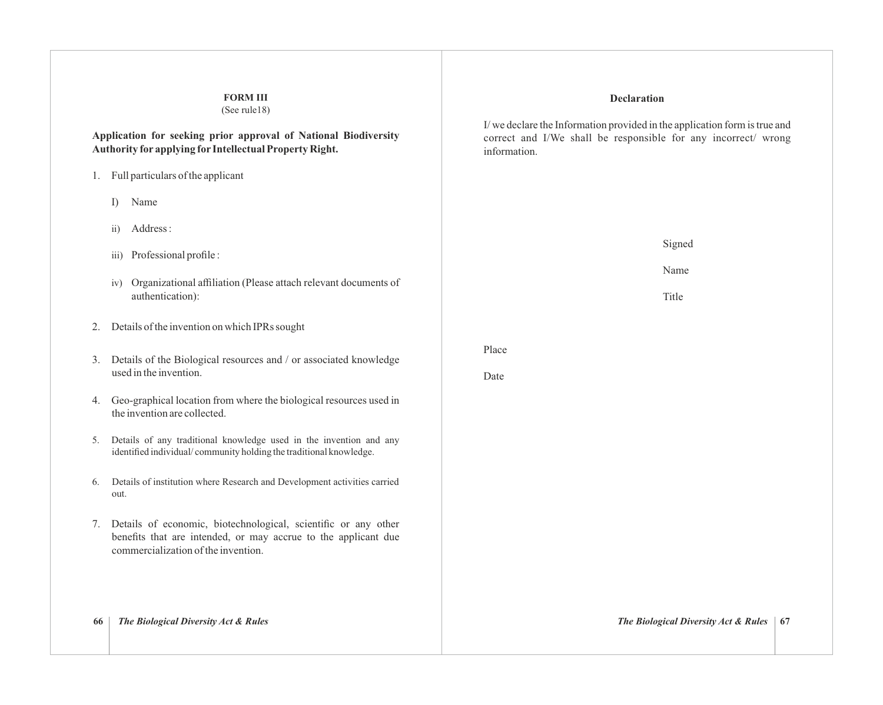**FORM III**
(See rule18)

**Application for seeking prior approval of National Biodiversity Authority for applying for Intellectual Property Right.**

1. Full particulars of the applicant

   I) Name

   ii) Address :

   iii) Professional profile :

   iv) Organizational affiliation (Please attach relevant documents of authentication):

2. Details of the invention on which IPRs sought

3. Details of the Biological resources and / or associated knowledge used in the invention.

4. Geo-graphical location from where the biological resources used in the invention are collected.

5. Details of any traditional knowledge used in the invention and any identified individual/ community holding the traditional knowledge.

6. Details of institution where Research and Development activities carried out.

7. Details of economic, biotechnological, scientific or any other benefits that are intended, or may accrue to the applicant due commercialization of the invention.

**Declaration**

I/ we declare the Information provided in the application form is true and correct and I/We shall be responsible for any incorrect/ wrong information.

Signed

Name

Title

Place

Date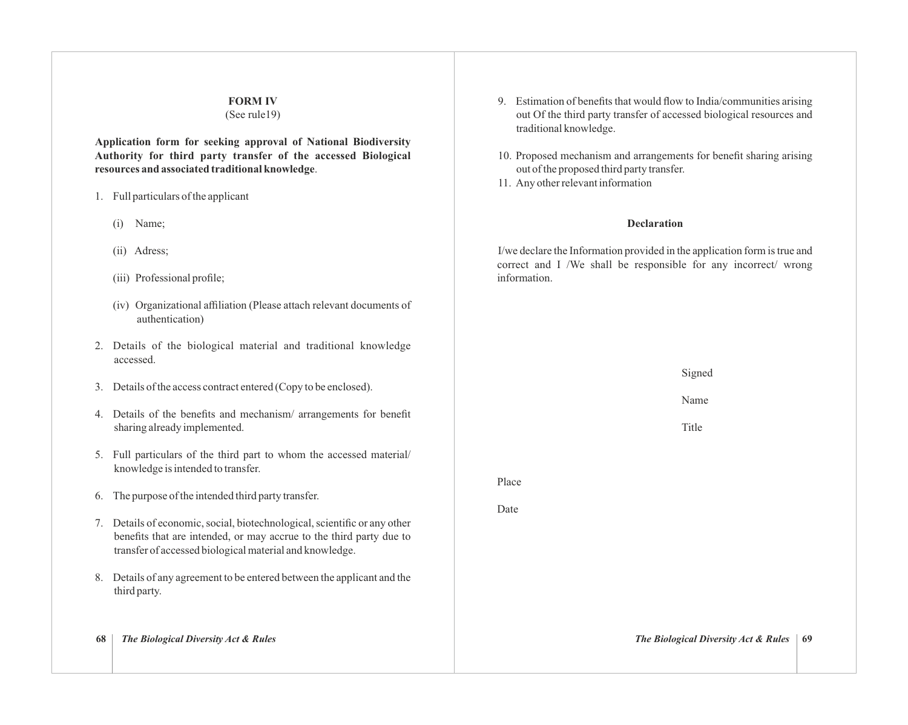## FORM IV

(See rule19)

**Application form for seeking approval of National Biodiversity Authority for third party transfer of the accessed Biological resources and associated traditional knowledge**.

1. Full particulars of the applicant

   (i) Name;

   (ii) Adress;

   (iii) Professional profile;

   (iv) Organizational affiliation (Please attach relevant documents of authentication)

2. Details of the biological material and traditional knowledge accessed.

3. Details of the access contract entered (Copy to be enclosed).

4. Details of the benefits and mechanism/ arrangements for benefit sharing already implemented.

5. Full particulars of the third part to whom the accessed material/ knowledge is intended to transfer.

6. The purpose of the intended third party transfer.

7. Details of economic, social, biotechnological, scientific or any other benefits that are intended, or may accrue to the third party due to transfer of accessed biological material and knowledge.

8. Details of any agreement to be entered between the applicant and the third party.

9. Estimation of benefits that would flow to India/communities arising out Of the third party transfer of accessed biological resources and traditional knowledge.

10. Proposed mechanism and arrangements for benefit sharing arising out of the proposed third party transfer.

11. Any other relevant information

### Declaration

I/we declare the Information provided in the application form is true and correct and I /We shall be responsible for any incorrect/ wrong information.

Signed

Name

Title

Place

Date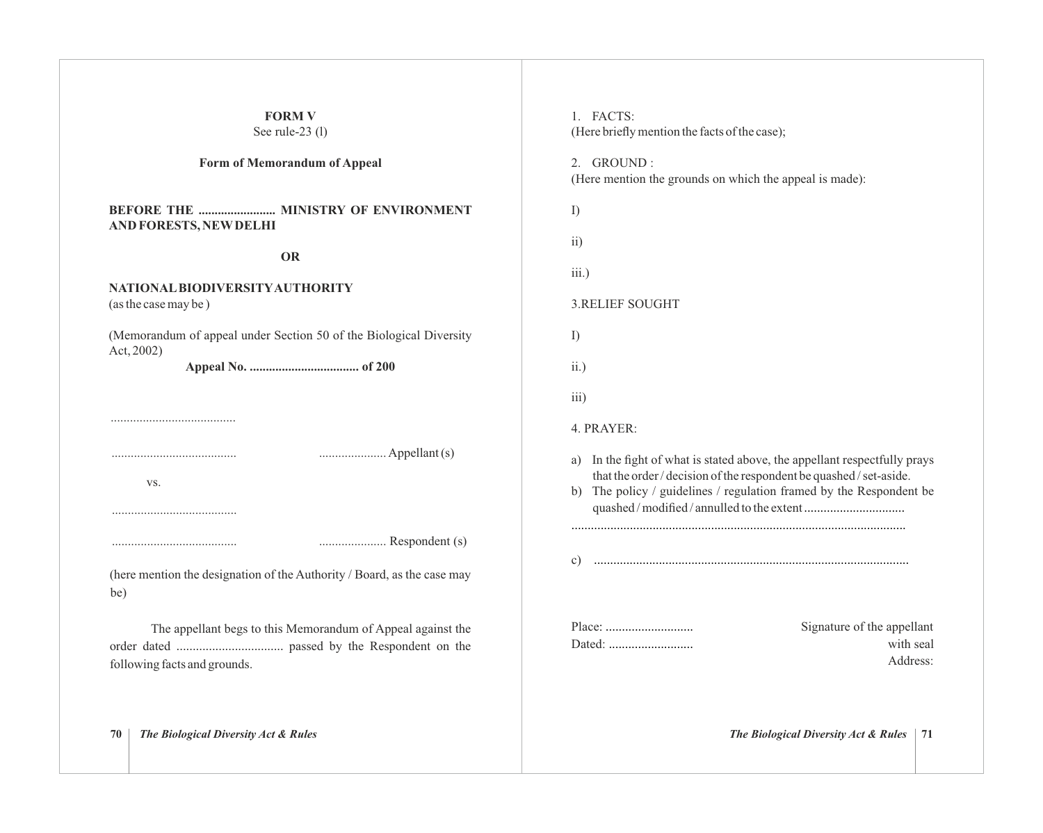**FORM V**
See rule-23 (l)

**Form of Memorandum of Appeal**

**BEFORE THE ........................ MINISTRY OF ENVIRONMENT AND FORESTS, NEW DELHI**

**OR**

**NATIONAL BIODIVERSITY AUTHORITY**
(as the case may be )

(Memorandum of appeal under Section 50 of the Biological Diversity Act, 2002)

**Appeal No. .................................. of 200**

.......................................

....................................... ..................... Appellant (s)

vs.

.......................................

....................................... ..................... Respondent (s)

(here mention the designation of the Authority / Board, as the case may be)

The appellant begs to this Memorandum of Appeal against the order dated ................................. passed by the Respondent on the following facts and grounds.

1. FACTS:
(Here briefly mention the facts of the case);

2. GROUND :
(Here mention the grounds on which the appeal is made):

I)

ii)

iii.)

3.RELIEF SOUGHT

I)

ii.)

iii)

4. PRAYER:

a) In the fight of what is stated above, the appellant respectfully prays that the order / decision of the respondent be quashed / set-aside.
b) The policy / guidelines / regulation framed by the Respondent be quashed / modified / annulled to the extent ...............................
.....................................................................................................
c) ...............................................................................................

Place: ...........................
Dated: ..........................

Signature of the appellant
with seal
Address: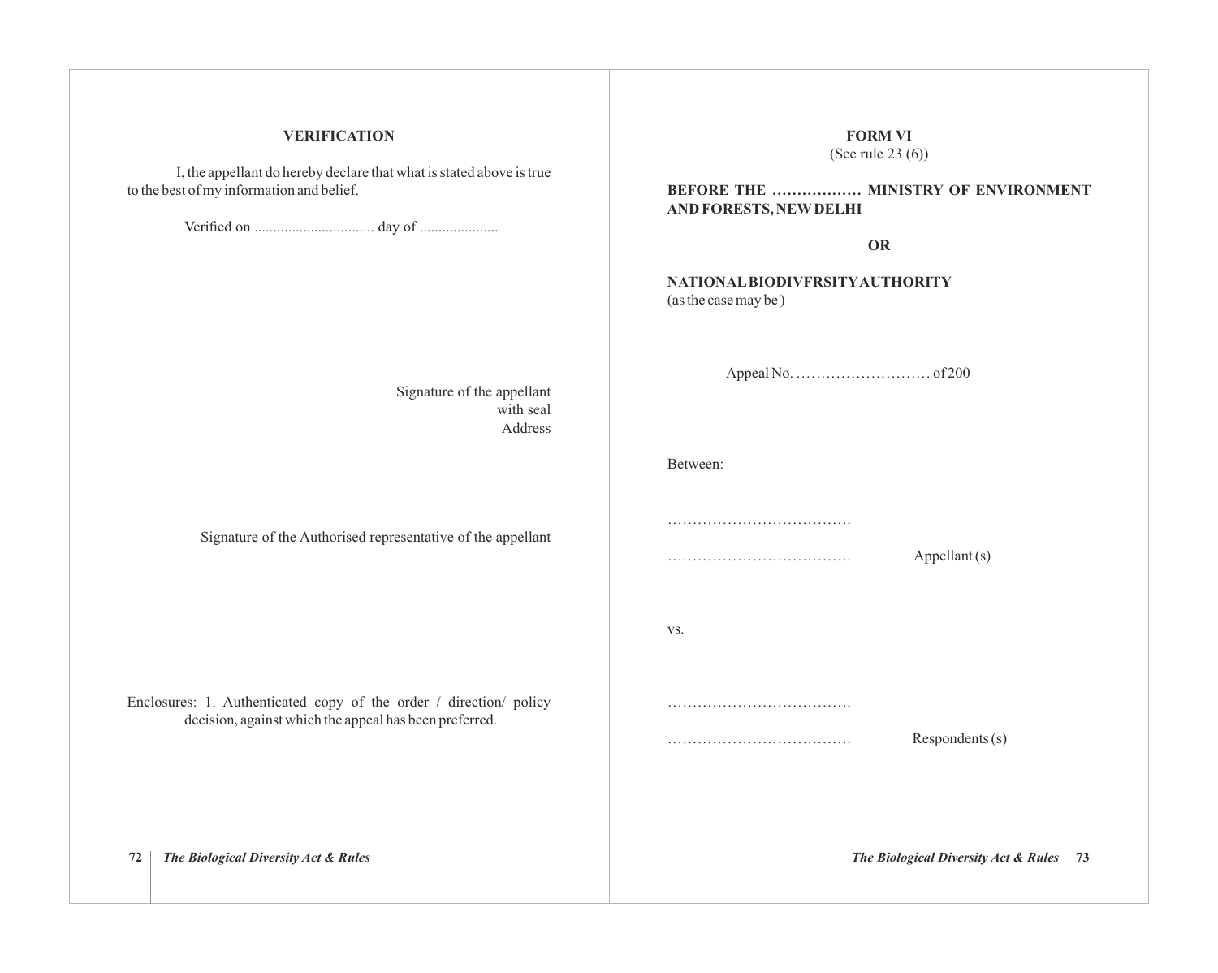## VERIFICATION

I, the appellant do hereby declare that what is stated above is true to the best of my information and belief.

Verified on ................................ day of .....................

Signature of the appellant
with seal
Address

Signature of the Authorised representative of the appellant

Enclosures: 1. Authenticated copy of the order / direction/ policy decision, against which the appeal has been preferred.

## FORM VI

(See rule 23 (6))

**BEFORE THE ……………… MINISTRY OF ENVIRONMENT AND FORESTS, NEW DELHI**

**OR**

**NATIONAL BIODIVFRSITY AUTHORITY**
(as the case may be )

Appeal No. ……………………… of 200

Between:

……………………………….

………………………………. Appellant (s)

vs.

……………………………….

………………………………. Respondents (s)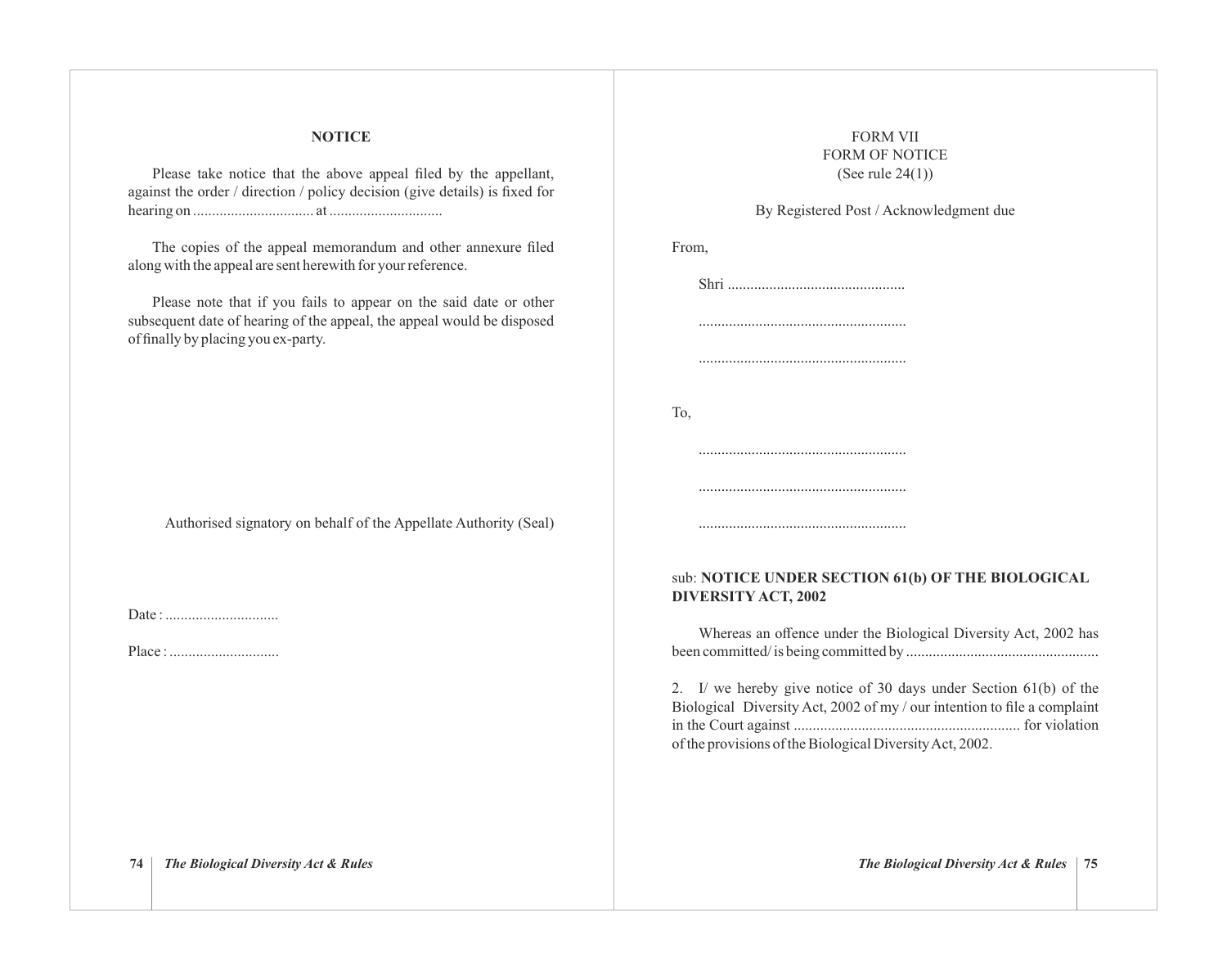## NOTICE

Please take notice that the above appeal filed by the appellant, against the order / direction / policy decision (give details) is fixed for hearing on ................................ at ..............................

The copies of the appeal memorandum and other annexure filed along with the appeal are sent herewith for your reference.

Please note that if you fails to appear on the said date or other subsequent date of hearing of the appeal, the appeal would be disposed of finally by placing you ex-party.

Authorised signatory on behalf of the Appellate Authority (Seal)

Date : ..............................

Place : .............................

FORM VII

FORM OF NOTICE

(See rule 24(1))

By Registered Post / Acknowledgment due

From,

Shri ..............................................

......................................................

......................................................

To,

......................................................

......................................................

......................................................

sub: **NOTICE UNDER SECTION 61(b) OF THE BIOLOGICAL DIVERSITY ACT, 2002**

Whereas an offence under the Biological Diversity Act, 2002 has been committed/ is being committed by ..................................................

2. I/ we hereby give notice of 30 days under Section 61(b) of the Biological Diversity Act, 2002 of my / our intention to file a complaint in the Court against ........................................................... for violation of the provisions of the Biological Diversity Act, 2002.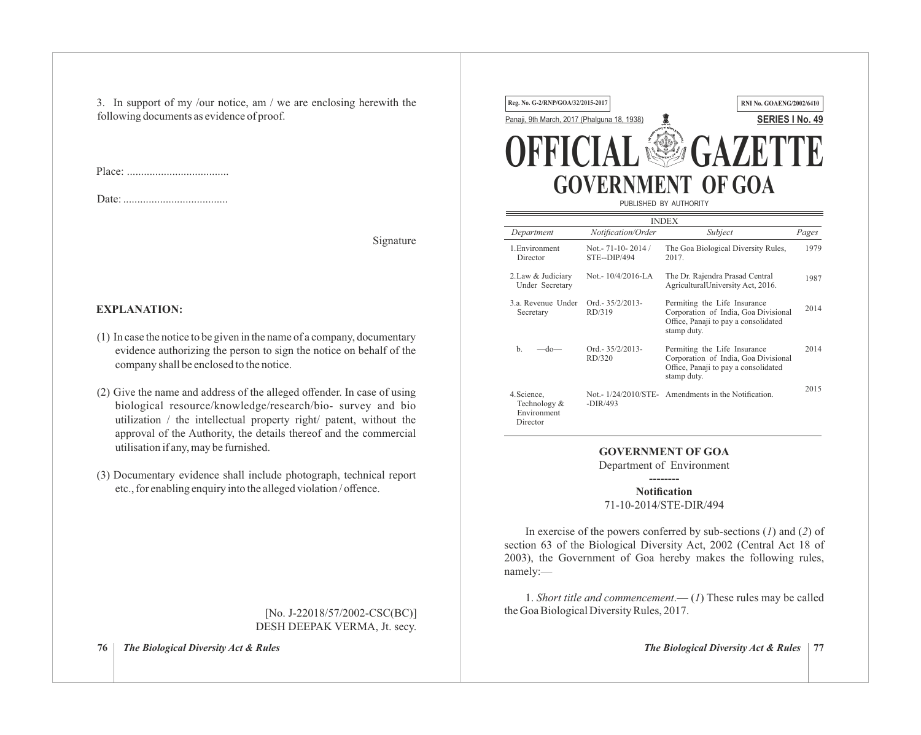3. In support of my /our notice, am / we are enclosing herewith the following documents as evidence of proof.

Place: ....................................

Date: .....................................

Signature

**EXPLANATION:**

(1) In case the notice to be given in the name of a company, documentary evidence authorizing the person to sign the notice on behalf of the company shall be enclosed to the notice.

(2) Give the name and address of the alleged offender. In case of using biological resource/knowledge/research/bio- survey and bio utilization / the intellectual property right/ patent, without the approval of the Authority, the details thereof and the commercial utilisation if any, may be furnished.

(3) Documentary evidence shall include photograph, technical report etc., for enabling enquiry into the alleged violation / offence.

[No. J-22018/57/2002-CSC(BC)]
DESH DEEPAK VERMA, Jt. secy.

Reg. No. G-2/RNP/GOA/32/2015-2017 RNI No. GOAENG/2002/6410

Panaji, 9th March, 2017 (Phalguna 18, 1938) **SERIES I No. 49**

# OFFICIAL GAZETTE
## GOVERNMENT OF GOA

PUBLISHED BY AUTHORITY

INDEX

| *Department* | *Notification/Order* | *Subject* | *Pages* |
|---|---|---|---|
| 1. Environment Director | Not.- 71-10- 2014 / STE--DIP/494 | The Goa Biological Diversity Rules, 2017. | 1979 |
| 2. Law & Judiciary Under Secretary | Not.- 10/4/2016-LA | The Dr. Rajendra Prasad Central AgriculturalUniversity Act, 2016. | 1987 |
| 3.a. Revenue Under Secretary | Ord.- 35/2/2013-RD/319 | Permiting the Life Insurance Corporation of India, Goa Divisional Office, Panaji to pay a consolidated stamp duty. | 2014 |
| b. —do— | Ord.- 35/2/2013-RD/320 | Permiting the Life Insurance Corporation of India, Goa Divisional Office, Panaji to pay a consolidated stamp duty. | 2014 |
| 4. Science, Technology & Environment Director | Not.- 1/24/2010/STE--DIR/493 | Amendments in the Notification. | 2015 |

**GOVERNMENT OF GOA**

Department of Environment

--------

**Notification**

71-10-2014/STE-DIR/494

In exercise of the powers conferred by sub-sections (*1*) and (*2*) of section 63 of the Biological Diversity Act, 2002 (Central Act 18 of 2003), the Government of Goa hereby makes the following rules, namely:—

1. *Short title and commencement*.— (*1*) These rules may be called the Goa Biological Diversity Rules, 2017.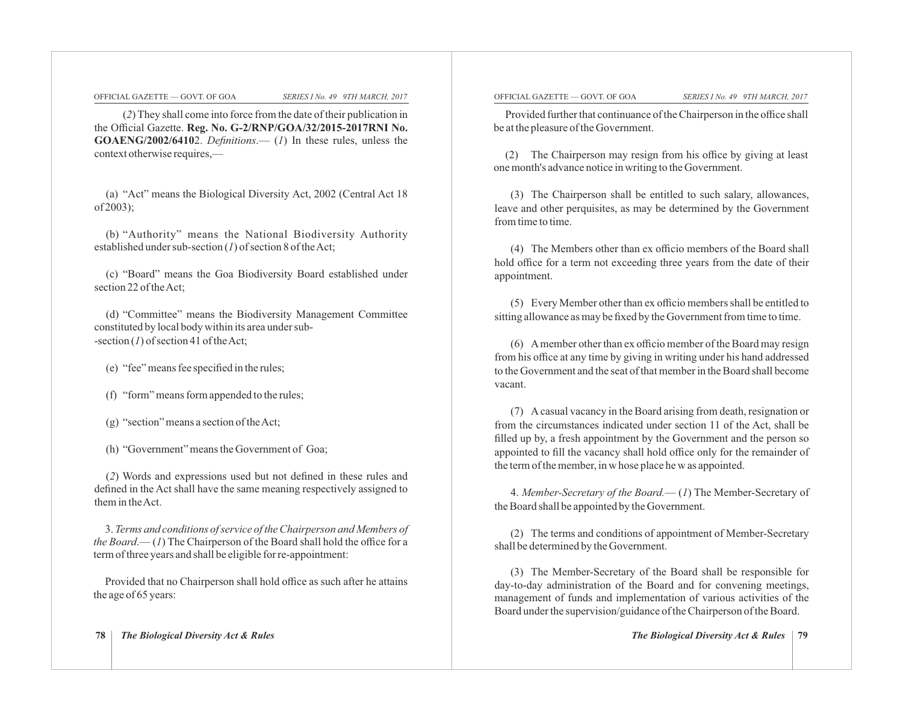(*2*) They shall come into force from the date of their publication in the Official Gazette. **Reg. No. G-2/RNP/GOA/32/2015-2017RNI No. GOAENG/2002/6410**2. *Definitions*.— (*1*) In these rules, unless the context otherwise requires,—

(a) "Act" means the Biological Diversity Act, 2002 (Central Act 18 of 2003);

(b) "Authority" means the National Biodiversity Authority established under sub-section (*1*) of section 8 of the Act;

(c) "Board" means the Goa Biodiversity Board established under section 22 of the Act;

(d) "Committee" means the Biodiversity Management Committee constituted by local body within its area under sub--section (*1*) of section 41 of the Act;

(e) "fee" means fee specified in the rules;

(f) "form" means form appended to the rules;

(g) "section" means a section of the Act;

(h) "Government" means the Government of Goa;

(*2*) Words and expressions used but not defined in these rules and defined in the Act shall have the same meaning respectively assigned to them in the Act.

3. *Terms and conditions of service of the Chairperson and Members of the Board*.— (*1*) The Chairperson of the Board shall hold the office for a term of three years and shall be eligible for re-appointment:

Provided that no Chairperson shall hold office as such after he attains the age of 65 years:

Provided further that continuance of the Chairperson in the office shall be at the pleasure of the Government.

(2) The Chairperson may resign from his office by giving at least one month's advance notice in writing to the Government.

(3) The Chairperson shall be entitled to such salary, allowances, leave and other perquisites, as may be determined by the Government from time to time.

(4) The Members other than ex officio members of the Board shall hold office for a term not exceeding three years from the date of their appointment.

(5) Every Member other than ex officio members shall be entitled to sitting allowance as may be fixed by the Government from time to time.

(6) A member other than ex officio member of the Board may resign from his office at any time by giving in writing under his hand addressed to the Government and the seat of that member in the Board shall become vacant.

(7) A casual vacancy in the Board arising from death, resignation or from the circumstances indicated under section 11 of the Act, shall be filled up by, a fresh appointment by the Government and the person so appointed to fill the vacancy shall hold office only for the remainder of the term of the member, in whose place he was appointed.

4. *Member-Secretary of the Board.*— (*1*) The Member-Secretary of the Board shall be appointed by the Government.

(2) The terms and conditions of appointment of Member-Secretary shall be determined by the Government.

(3) The Member-Secretary of the Board shall be responsible for day-to-day administration of the Board and for convening meetings, management of funds and implementation of various activities of the Board under the supervision/guidance of the Chairperson of the Board.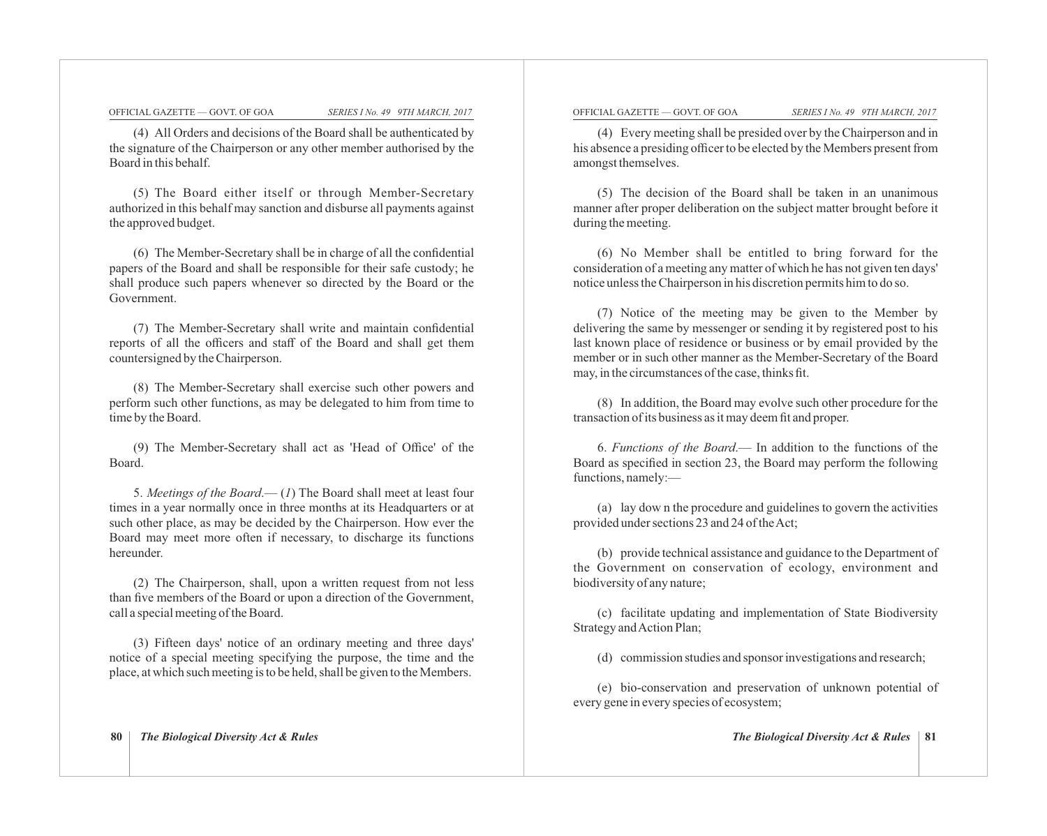(4) All Orders and decisions of the Board shall be authenticated by the signature of the Chairperson or any other member authorised by the Board in this behalf.

(5) The Board either itself or through Member-Secretary authorized in this behalf may sanction and disburse all payments against the approved budget.

(6) The Member-Secretary shall be in charge of all the confidential papers of the Board and shall be responsible for their safe custody; he shall produce such papers whenever so directed by the Board or the Government.

(7) The Member-Secretary shall write and maintain confidential reports of all the officers and staff of the Board and shall get them countersigned by the Chairperson.

(8) The Member-Secretary shall exercise such other powers and perform such other functions, as may be delegated to him from time to time by the Board.

(9) The Member-Secretary shall act as 'Head of Office' of the Board.

5. *Meetings of the Board*.— (*1*) The Board shall meet at least four times in a year normally once in three months at its Headquarters or at such other place, as may be decided by the Chairperson. How ever the Board may meet more often if necessary, to discharge its functions hereunder.

(2) The Chairperson, shall, upon a written request from not less than five members of the Board or upon a direction of the Government, call a special meeting of the Board.

(3) Fifteen days' notice of an ordinary meeting and three days' notice of a special meeting specifying the purpose, the time and the place, at which such meeting is to be held, shall be given to the Members.

(4) Every meeting shall be presided over by the Chairperson and in his absence a presiding officer to be elected by the Members present from amongst themselves.

(5) The decision of the Board shall be taken in an unanimous manner after proper deliberation on the subject matter brought before it during the meeting.

(6) No Member shall be entitled to bring forward for the consideration of a meeting any matter of which he has not given ten days' notice unless the Chairperson in his discretion permits him to do so.

(7) Notice of the meeting may be given to the Member by delivering the same by messenger or sending it by registered post to his last known place of residence or business or by email provided by the member or in such other manner as the Member-Secretary of the Board may, in the circumstances of the case, thinks fit.

(8) In addition, the Board may evolve such other procedure for the transaction of its business as it may deem fit and proper.

6. *Functions of the Board*.— In addition to the functions of the Board as specified in section 23, the Board may perform the following functions, namely:—

(a) lay dow n the procedure and guidelines to govern the activities provided under sections 23 and 24 of the Act;

(b) provide technical assistance and guidance to the Department of the Government on conservation of ecology, environment and biodiversity of any nature;

(c) facilitate updating and implementation of State Biodiversity Strategy and Action Plan;

(d) commission studies and sponsor investigations and research;

(e) bio-conservation and preservation of unknown potential of every gene in every species of ecosystem;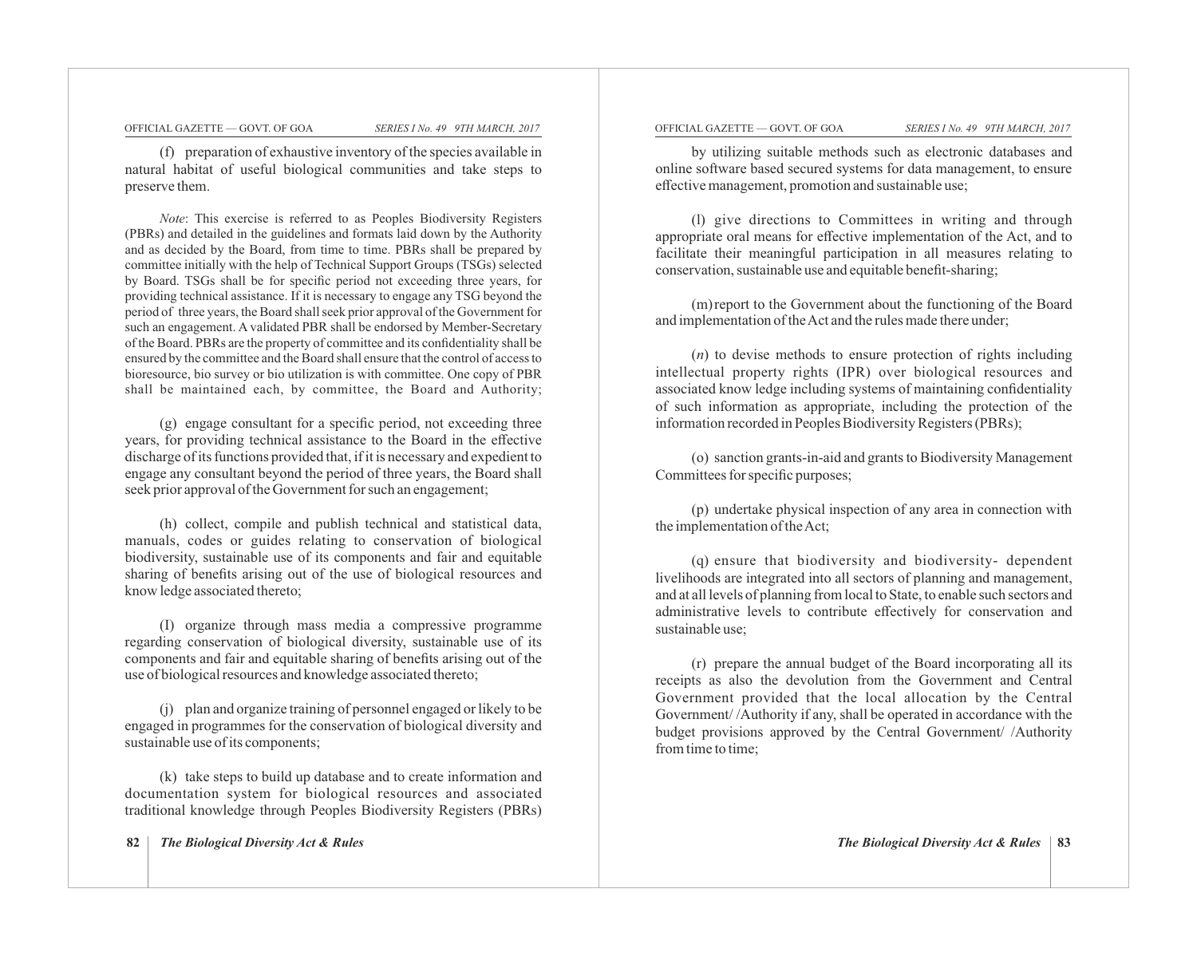(f) preparation of exhaustive inventory of the species available in natural habitat of useful biological communities and take steps to preserve them.

*Note*: This exercise is referred to as Peoples Biodiversity Registers (PBRs) and detailed in the guidelines and formats laid down by the Authority and as decided by the Board, from time to time. PBRs shall be prepared by committee initially with the help of Technical Support Groups (TSGs) selected by Board. TSGs shall be for specific period not exceeding three years, for providing technical assistance. If it is necessary to engage any TSG beyond the period of three years, the Board shall seek prior approval of the Government for such an engagement. A validated PBR shall be endorsed by Member-Secretary of the Board. PBRs are the property of committee and its confidentiality shall be ensured by the committee and the Board shall ensure that the control of access to bioresource, bio survey or bio utilization is with committee. One copy of PBR shall be maintained each, by committee, the Board and Authority;

(g) engage consultant for a specific period, not exceeding three years, for providing technical assistance to the Board in the effective discharge of its functions provided that, if it is necessary and expedient to engage any consultant beyond the period of three years, the Board shall seek prior approval of the Government for such an engagement;

(h) collect, compile and publish technical and statistical data, manuals, codes or guides relating to conservation of biological biodiversity, sustainable use of its components and fair and equitable sharing of benefits arising out of the use of biological resources and know ledge associated thereto;

(I) organize through mass media a compressive programme regarding conservation of biological diversity, sustainable use of its components and fair and equitable sharing of benefits arising out of the use of biological resources and knowledge associated thereto;

(j) plan and organize training of personnel engaged or likely to be engaged in programmes for the conservation of biological diversity and sustainable use of its components;

(k) take steps to build up database and to create information and documentation system for biological resources and associated traditional knowledge through Peoples Biodiversity Registers (PBRs) by utilizing suitable methods such as electronic databases and online software based secured systems for data management, to ensure effective management, promotion and sustainable use;

(l) give directions to Committees in writing and through appropriate oral means for effective implementation of the Act, and to facilitate their meaningful participation in all measures relating to conservation, sustainable use and equitable benefit-sharing;

(m) report to the Government about the functioning of the Board and implementation of the Act and the rules made there under;

(*n*) to devise methods to ensure protection of rights including intellectual property rights (IPR) over biological resources and associated know ledge including systems of maintaining confidentiality of such information as appropriate, including the protection of the information recorded in Peoples Biodiversity Registers (PBRs);

(o) sanction grants-in-aid and grants to Biodiversity Management Committees for specific purposes;

(p) undertake physical inspection of any area in connection with the implementation of the Act;

(q) ensure that biodiversity and biodiversity- dependent livelihoods are integrated into all sectors of planning and management, and at all levels of planning from local to State, to enable such sectors and administrative levels to contribute effectively for conservation and sustainable use;

(r) prepare the annual budget of the Board incorporating all its receipts as also the devolution from the Government and Central Government provided that the local allocation by the Central Government/ /Authority if any, shall be operated in accordance with the budget provisions approved by the Central Government/ /Authority from time to time;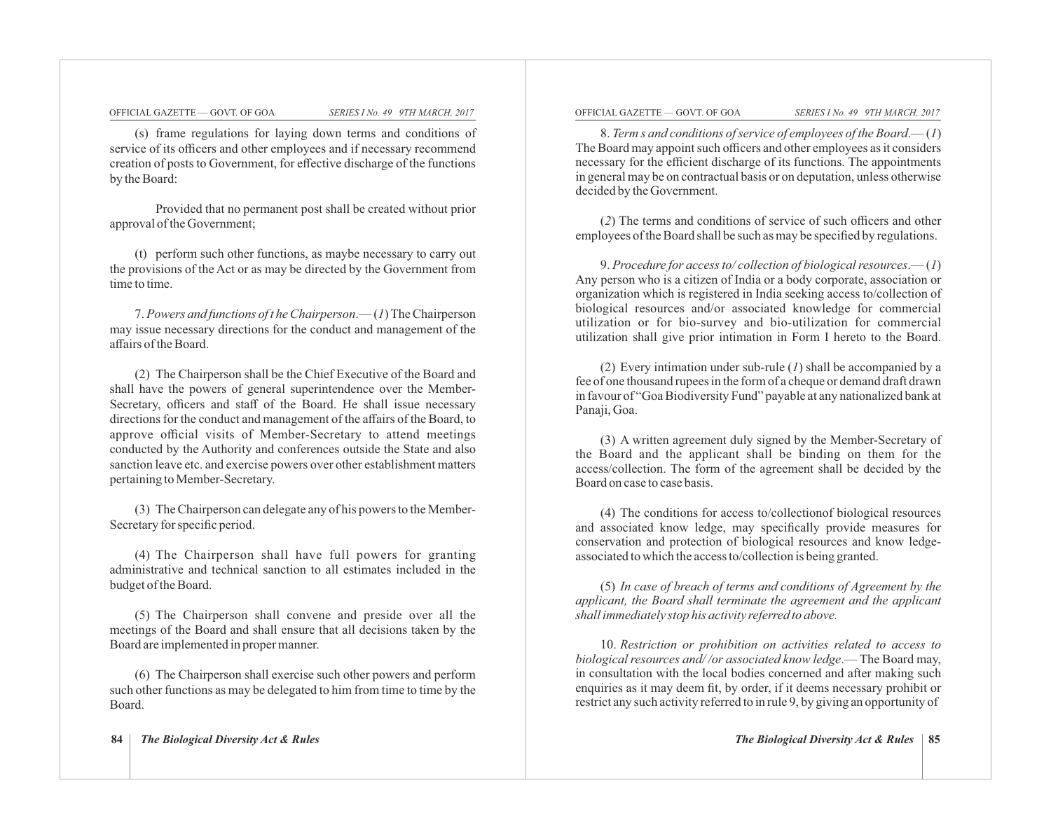(s) frame regulations for laying down terms and conditions of service of its officers and other employees and if necessary recommend creation of posts to Government, for effective discharge of the functions by the Board:

Provided that no permanent post shall be created without prior approval of the Government;

(t) perform such other functions, as maybe necessary to carry out the provisions of the Act or as may be directed by the Government from time to time.

7. *Powers and functions of t he Chairperson*.— (*1*) The Chairperson may issue necessary directions for the conduct and management of the affairs of the Board.

(2) The Chairperson shall be the Chief Executive of the Board and shall have the powers of general superintendence over the Member-Secretary, officers and staff of the Board. He shall issue necessary directions for the conduct and management of the affairs of the Board, to approve official visits of Member-Secretary to attend meetings conducted by the Authority and conferences outside the State and also sanction leave etc. and exercise powers over other establishment matters pertaining to Member-Secretary.

(3) The Chairperson can delegate any of his powers to the Member-Secretary for specific period.

(4) The Chairperson shall have full powers for granting administrative and technical sanction to all estimates included in the budget of the Board.

(5) The Chairperson shall convene and preside over all the meetings of the Board and shall ensure that all decisions taken by the Board are implemented in proper manner.

(6) The Chairperson shall exercise such other powers and perform such other functions as may be delegated to him from time to time by the Board.

8. *Term s and conditions of service of employees of the Board*.— (*1*) The Board may appoint such officers and other employees as it considers necessary for the efficient discharge of its functions. The appointments in general may be on contractual basis or on deputation, unless otherwise decided by the Government.

(*2*) The terms and conditions of service of such officers and other employees of the Board shall be such as may be specified by regulations.

9. *Procedure for access to/ collection of biological resources*.— (*1*) Any person who is a citizen of India or a body corporate, association or organization which is registered in India seeking access to/collection of biological resources and/or associated knowledge for commercial utilization or for bio-survey and bio-utilization for commercial utilization shall give prior intimation in Form I hereto to the Board.

(2) Every intimation under sub-rule (*1*) shall be accompanied by a fee of one thousand rupees in the form of a cheque or demand draft drawn in favour of "Goa Biodiversity Fund" payable at any nationalized bank at Panaji, Goa.

(3) A written agreement duly signed by the Member-Secretary of the Board and the applicant shall be binding on them for the access/collection. The form of the agreement shall be decided by the Board on case to case basis.

(4) The conditions for access to/collectionof biological resources and associated know ledge, may specifically provide measures for conservation and protection of biological resources and know ledge-associated to which the access to/collection is being granted.

(5) *In case of breach of terms and conditions of Agreement by the applicant, the Board shall terminate the agreement and the applicant shall immediately stop his activity referred to above.*

10. *Restriction or prohibition on activities related to access to biological resources and/ /or associated know ledge*.— The Board may, in consultation with the local bodies concerned and after making such enquiries as it may deem fit, by order, if it deems necessary prohibit or restrict any such activity referred to in rule 9, by giving an opportunity of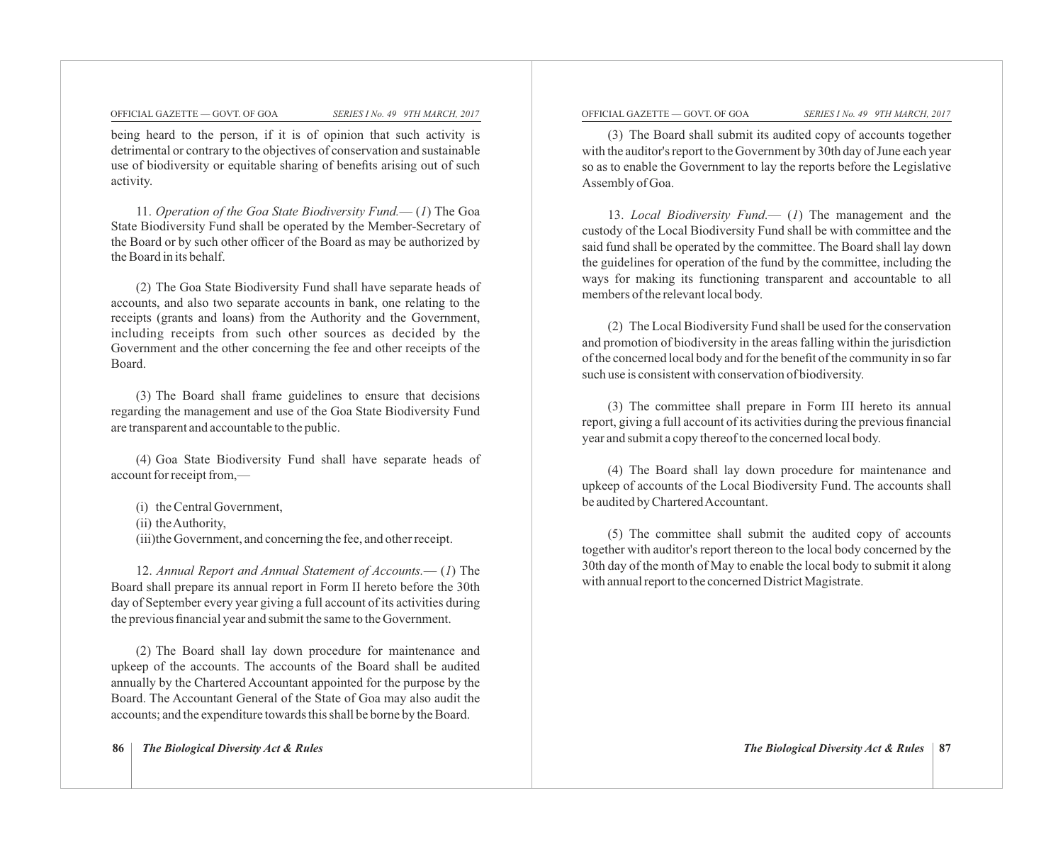being heard to the person, if it is of opinion that such activity is detrimental or contrary to the objectives of conservation and sustainable use of biodiversity or equitable sharing of benefits arising out of such activity.

11. *Operation of the Goa State Biodiversity Fund.*— (*1*) The Goa State Biodiversity Fund shall be operated by the Member-Secretary of the Board or by such other officer of the Board as may be authorized by the Board in its behalf.

(2) The Goa State Biodiversity Fund shall have separate heads of accounts, and also two separate accounts in bank, one relating to the receipts (grants and loans) from the Authority and the Government, including receipts from such other sources as decided by the Government and the other concerning the fee and other receipts of the Board.

(3) The Board shall frame guidelines to ensure that decisions regarding the management and use of the Goa State Biodiversity Fund are transparent and accountable to the public.

(4) Goa State Biodiversity Fund shall have separate heads of account for receipt from,—

(i) the Central Government,
(ii) the Authority,
(iii) the Government, and concerning the fee, and other receipt.

12. *Annual Report and Annual Statement of Accounts.*— (*1*) The Board shall prepare its annual report in Form II hereto before the 30th day of September every year giving a full account of its activities during the previous financial year and submit the same to the Government.

(2) The Board shall lay down procedure for maintenance and upkeep of the accounts. The accounts of the Board shall be audited annually by the Chartered Accountant appointed for the purpose by the Board. The Accountant General of the State of Goa may also audit the accounts; and the expenditure towards this shall be borne by the Board.

(3) The Board shall submit its audited copy of accounts together with the auditor's report to the Government by 30th day of June each year so as to enable the Government to lay the reports before the Legislative Assembly of Goa.

13. *Local Biodiversity Fund.*— (*1*) The management and the custody of the Local Biodiversity Fund shall be with committee and the said fund shall be operated by the committee. The Board shall lay down the guidelines for operation of the fund by the committee, including the ways for making its functioning transparent and accountable to all members of the relevant local body.

(2) The Local Biodiversity Fund shall be used for the conservation and promotion of biodiversity in the areas falling within the jurisdiction of the concerned local body and for the benefit of the community in so far such use is consistent with conservation of biodiversity.

(3) The committee shall prepare in Form III hereto its annual report, giving a full account of its activities during the previous financial year and submit a copy thereof to the concerned local body.

(4) The Board shall lay down procedure for maintenance and upkeep of accounts of the Local Biodiversity Fund. The accounts shall be audited by Chartered Accountant.

(5) The committee shall submit the audited copy of accounts together with auditor's report thereon to the local body concerned by the 30th day of the month of May to enable the local body to submit it along with annual report to the concerned District Magistrate.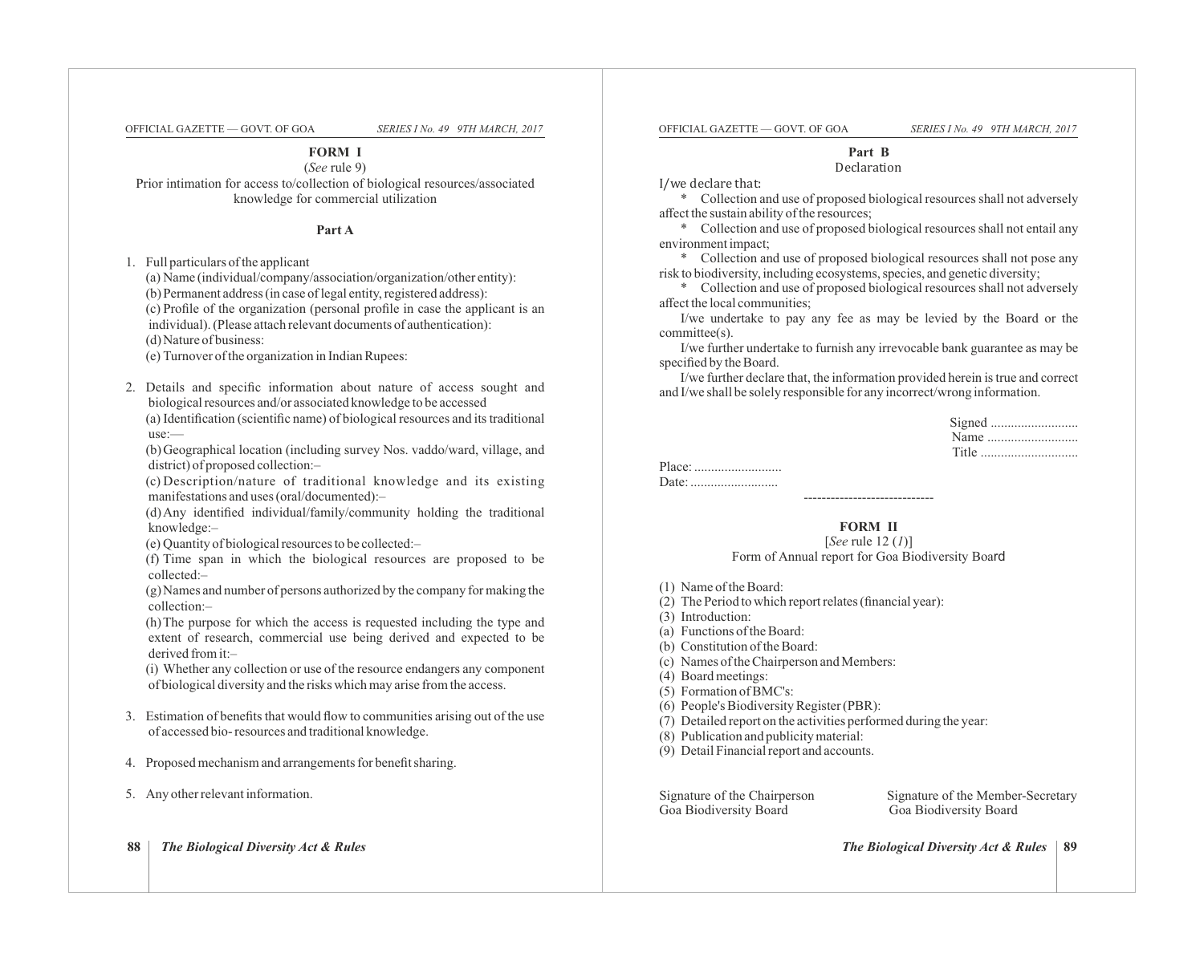## FORM I

(*See* rule 9)

Prior intimation for access to/collection of biological resources/associated knowledge for commercial utilization

### Part A

1. Full particulars of the applicant
   (a) Name (individual/company/association/organization/other entity):
   (b) Permanent address (in case of legal entity, registered address):
   (c) Profile of the organization (personal profile in case the applicant is an individual). (Please attach relevant documents of authentication):
   (d) Nature of business:
   (e) Turnover of the organization in Indian Rupees:

2. Details and specific information about nature of access sought and biological resources and/or associated knowledge to be accessed
   (a) Identification (scientific name) of biological resources and its traditional use:—
   (b) Geographical location (including survey Nos. vaddo/ward, village, and district) of proposed collection:–
   (c) Description/nature of traditional knowledge and its existing manifestations and uses (oral/documented):–
   (d) Any identified individual/family/community holding the traditional knowledge:–
   (e) Quantity of biological resources to be collected:–
   (f) Time span in which the biological resources are proposed to be collected:–
   (g) Names and number of persons authorized by the company for making the collection:–
   (h) The purpose for which the access is requested including the type and extent of research, commercial use being derived and expected to be derived from it:–
   (i) Whether any collection or use of the resource endangers any component of biological diversity and the risks which may arise from the access.

3. Estimation of benefits that would flow to communities arising out of the use of accessed bio- resources and traditional knowledge.

4. Proposed mechanism and arrangements for benefit sharing.

5. Any other relevant information.

### Part B

Declaration

I/we declare that:

\* Collection and use of proposed biological resources shall not adversely affect the sustain ability of the resources;

\* Collection and use of proposed biological resources shall not entail any environment impact;

\* Collection and use of proposed biological resources shall not pose any risk to biodiversity, including ecosystems, species, and genetic diversity;

\* Collection and use of proposed biological resources shall not adversely affect the local communities;

I/we undertake to pay any fee as may be levied by the Board or the committee(s).

I/we further undertake to furnish any irrevocable bank guarantee as may be specified by the Board.

I/we further declare that, the information provided herein is true and correct and I/we shall be solely responsible for any incorrect/wrong information.

Signed ..........................
Name ...........................
Title .............................

Place: ..........................
Date: ..........................

-----------------------------

## FORM II

[*See* rule 12 (*1*)]

Form of Annual report for Goa Biodiversity Board

(1) Name of the Board:
(2) The Period to which report relates (financial year):
(3) Introduction:
(a) Functions of the Board:
(b) Constitution of the Board:
(c) Names of the Chairperson and Members:
(4) Board meetings:
(5) Formation of BMC's:
(6) People's Biodiversity Register (PBR):
(7) Detailed report on the activities performed during the year:
(8) Publication and publicity material:
(9) Detail Financial report and accounts.

Signature of the Chairperson
Goa Biodiversity Board

Signature of the Member-Secretary
Goa Biodiversity Board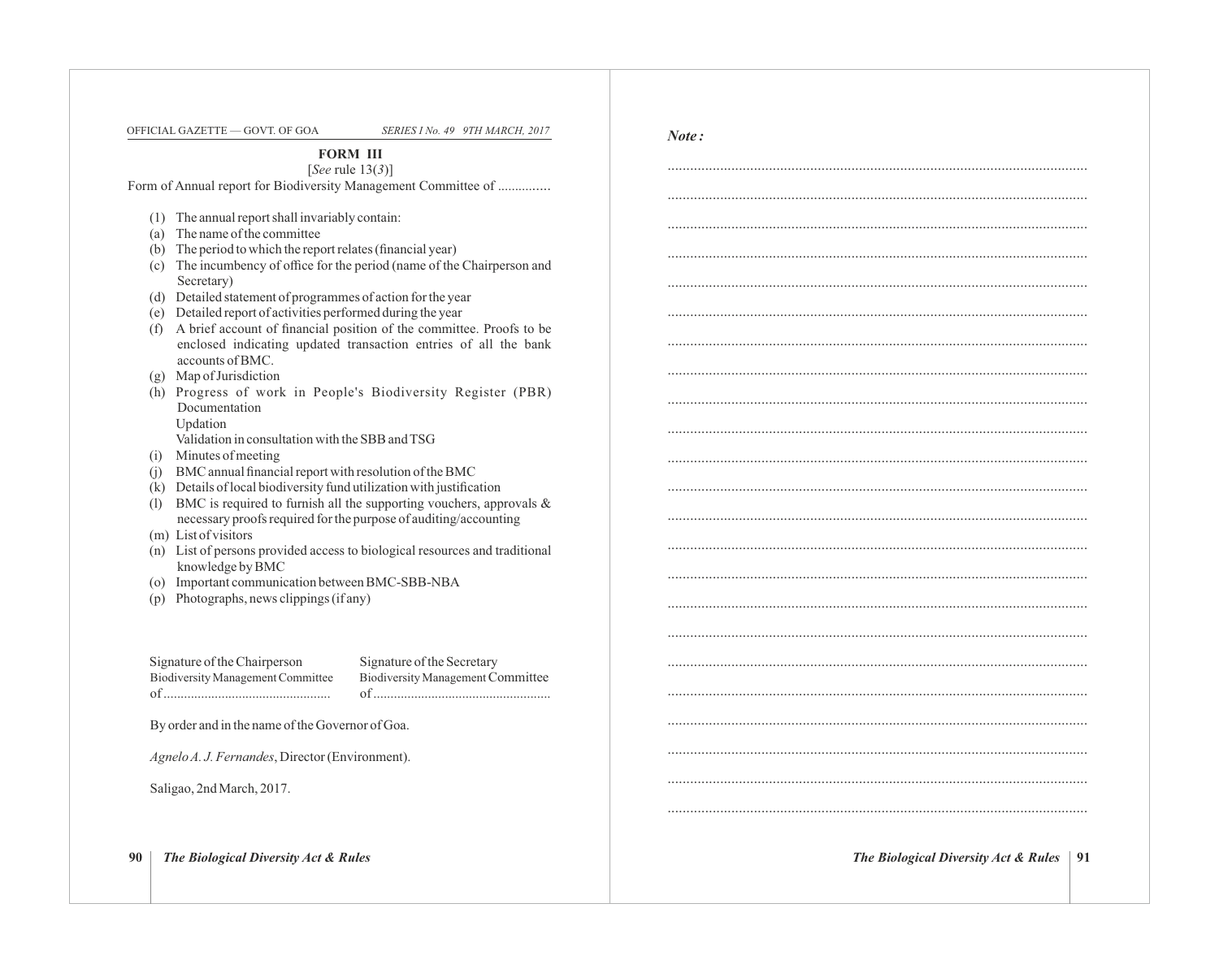## FORM III

[*See* rule 13(*3*)]

Form of Annual report for Biodiversity Management Committee of ..............

(1) The annual report shall invariably contain:

(a) The name of the committee

(b) The period to which the report relates (financial year)

(c) The incumbency of office for the period (name of the Chairperson and Secretary)

(d) Detailed statement of programmes of action for the year

(e) Detailed report of activities performed during the year

(f) A brief account of financial position of the committee. Proofs to be enclosed indicating updated transaction entries of all the bank accounts of BMC.

(g) Map of Jurisdiction

(h) Progress of work in People's Biodiversity Register (PBR)
Documentation
Updation
Validation in consultation with the SBB and TSG

(i) Minutes of meeting

(j) BMC annual financial report with resolution of the BMC

(k) Details of local biodiversity fund utilization with justification

(l) BMC is required to furnish all the supporting vouchers, approvals & necessary proofs required for the purpose of auditing/accounting

(m) List of visitors

(n) List of persons provided access to biological resources and traditional knowledge by BMC

(o) Important communication between BMC-SBB-NBA

(p) Photographs, news clippings (if any)

| Signature of the Chairperson | Signature of the Secretary |
|---|---|
| Biodiversity Management Committee | Biodiversity Management Committee |
| of ............................................... | of ................................................... |

By order and in the name of the Governor of Goa.

*Agnelo A. J. Fernandes*, Director (Environment).

Saligao, 2nd March, 2017.

***Note :***

...............................................................................................................

...............................................................................................................

...............................................................................................................

...............................................................................................................

...............................................................................................................

...............................................................................................................

...............................................................................................................

...............................................................................................................

...............................................................................................................

...............................................................................................................

...............................................................................................................

...............................................................................................................

...............................................................................................................

...............................................................................................................

...............................................................................................................

...............................................................................................................

...............................................................................................................

...............................................................................................................

...............................................................................................................

...............................................................................................................

...............................................................................................................

...............................................................................................................

...............................................................................................................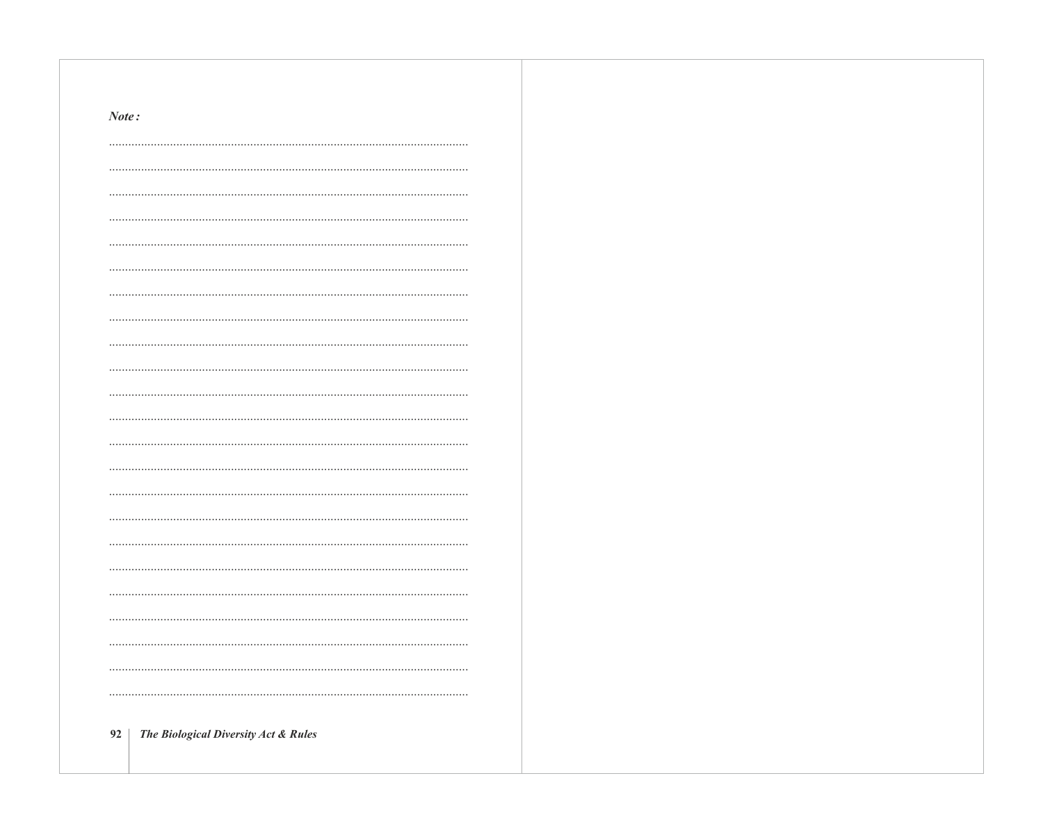*Note :*

................................................................................................................

................................................................................................................

................................................................................................................

................................................................................................................

................................................................................................................

................................................................................................................

................................................................................................................

................................................................................................................

................................................................................................................

................................................................................................................

................................................................................................................

................................................................................................................

................................................................................................................

................................................................................................................

................................................................................................................

................................................................................................................

................................................................................................................

................................................................................................................

................................................................................................................

................................................................................................................

................................................................................................................

................................................................................................................

................................................................................................................